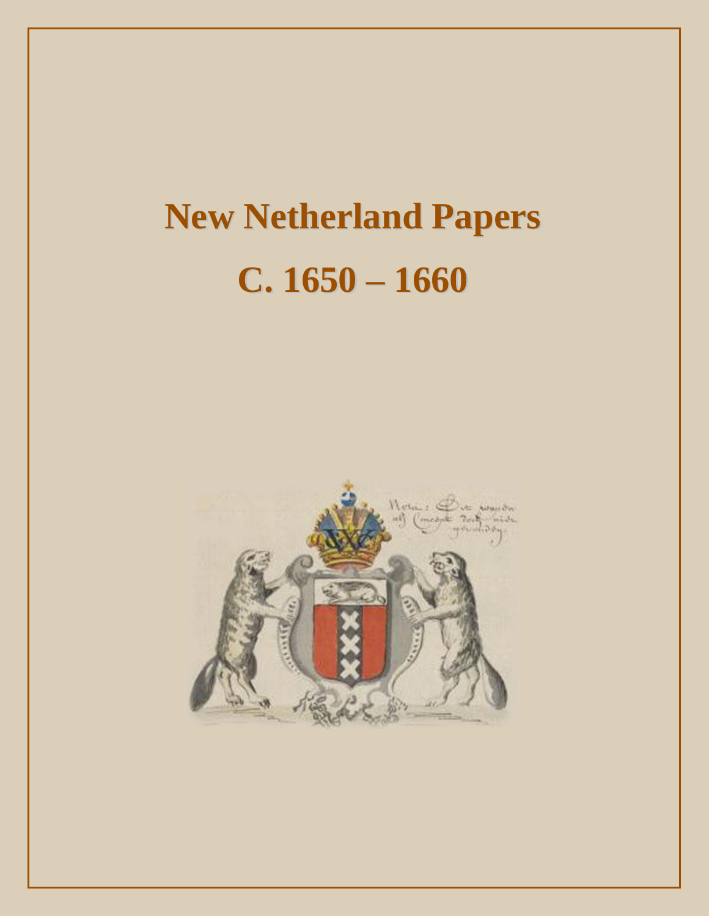# New Netherland Papers

# C. 1650 – 1660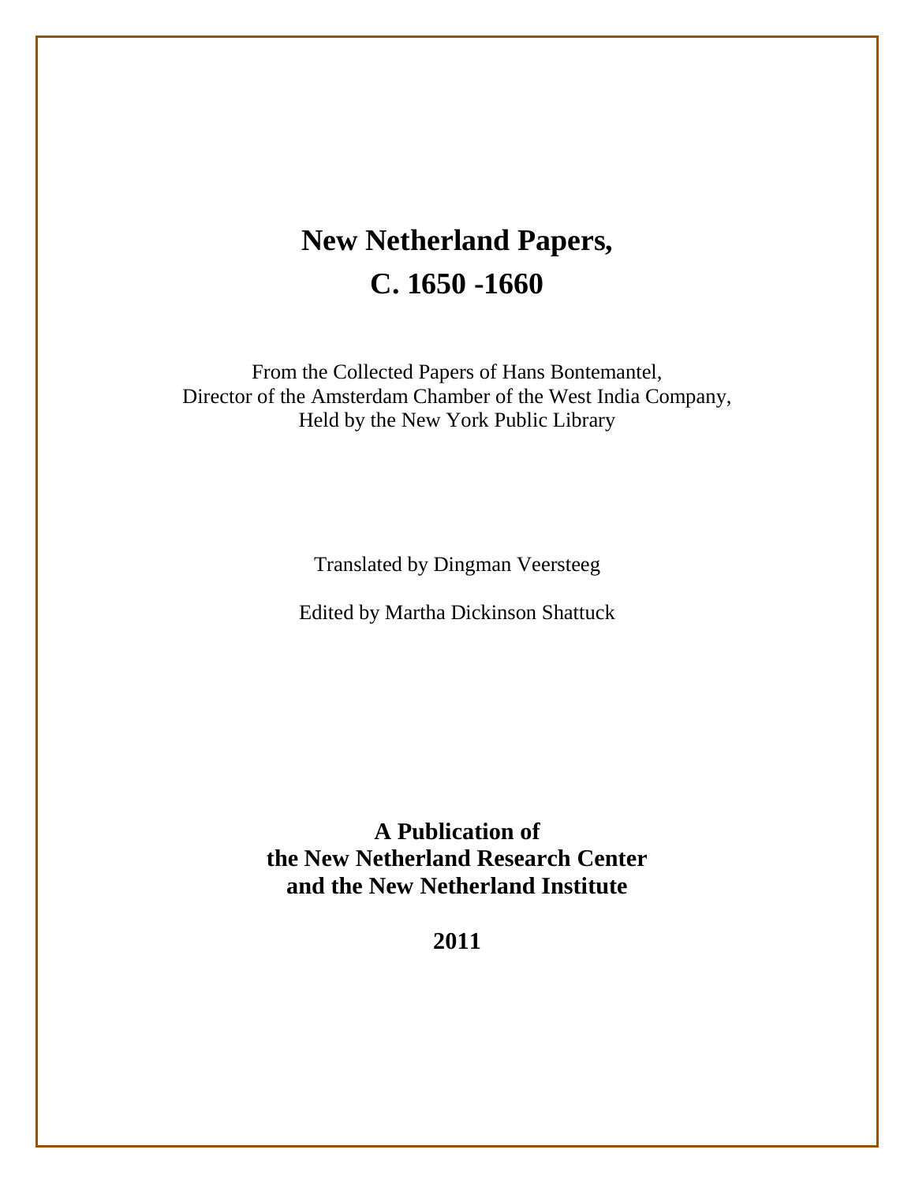# New Netherland Papers, C. 1650 -1660

From the Collected Papers of Hans Bontemantel,
Director of the Amsterdam Chamber of the West India Company,
Held by the New York Public Library

Translated by Dingman Veersteeg

Edited by Martha Dickinson Shattuck

**A Publication of**
**the New Netherland Research Center**
**and the New Netherland Institute**

**2011**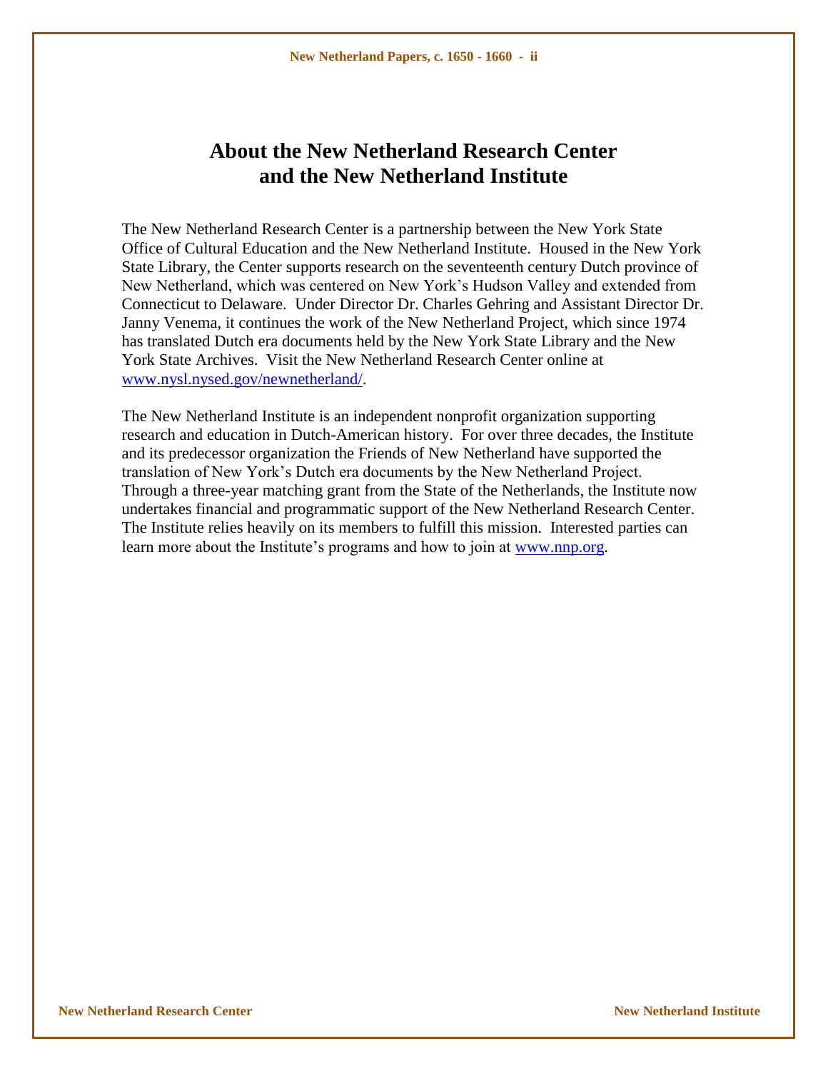# About the New Netherland Research Center and the New Netherland Institute

The New Netherland Research Center is a partnership between the New York State Office of Cultural Education and the New Netherland Institute. Housed in the New York State Library, the Center supports research on the seventeenth century Dutch province of New Netherland, which was centered on New York's Hudson Valley and extended from Connecticut to Delaware. Under Director Dr. Charles Gehring and Assistant Director Dr. Janny Venema, it continues the work of the New Netherland Project, which since 1974 has translated Dutch era documents held by the New York State Library and the New York State Archives. Visit the New Netherland Research Center online at www.nysl.nysed.gov/newnetherland/.

The New Netherland Institute is an independent nonprofit organization supporting research and education in Dutch-American history. For over three decades, the Institute and its predecessor organization the Friends of New Netherland have supported the translation of New York's Dutch era documents by the New Netherland Project. Through a three-year matching grant from the State of the Netherlands, the Institute now undertakes financial and programmatic support of the New Netherland Research Center. The Institute relies heavily on its members to fulfill this mission. Interested parties can learn more about the Institute's programs and how to join at www.nnp.org.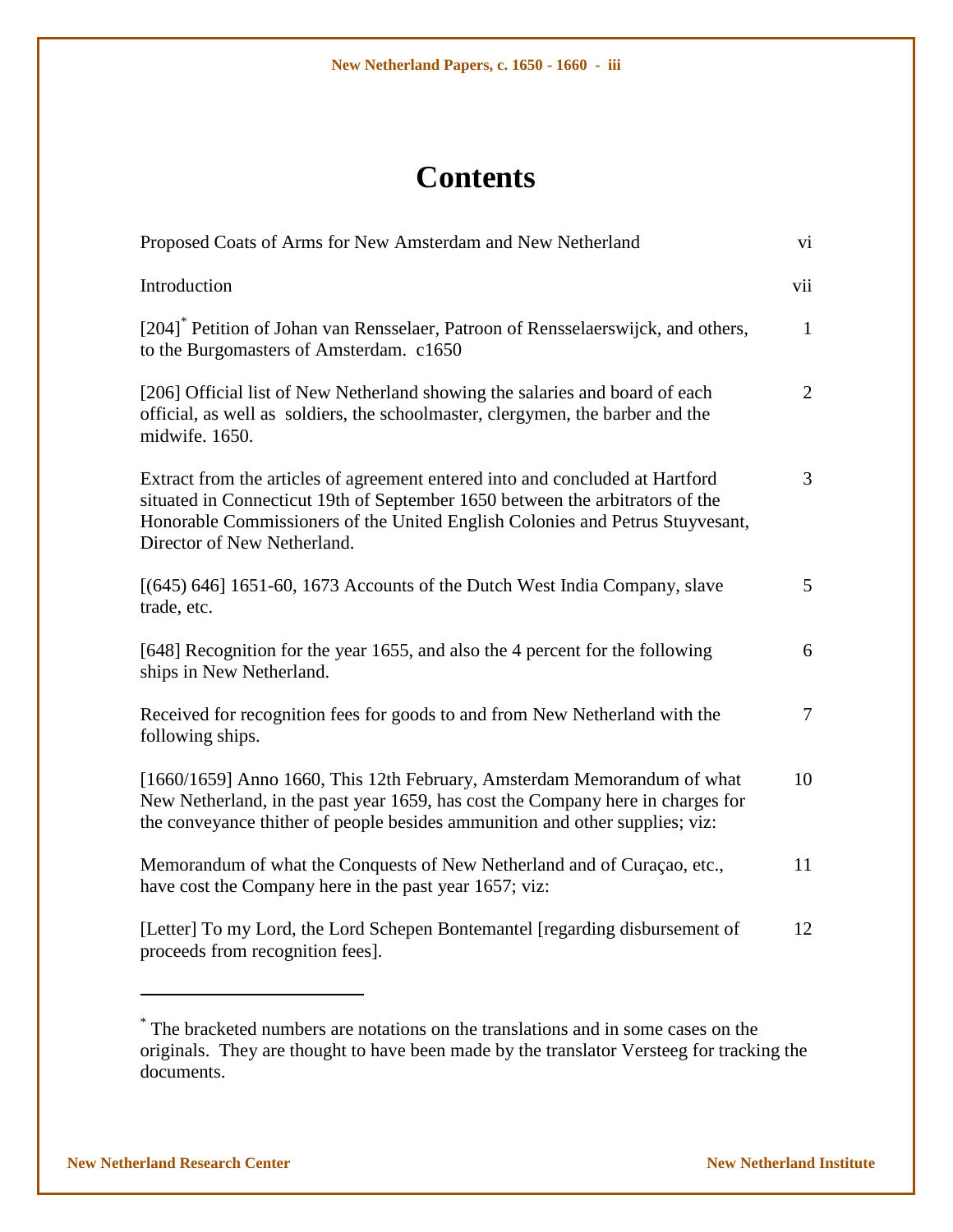# Contents

| | |
|---|---|
| Proposed Coats of Arms for New Amsterdam and New Netherland | vi |
| Introduction | vii |
| [204][*] Petition of Johan van Rensselaer, Patroon of Rensselaerswijck, and others, to the Burgomasters of Amsterdam. c1650 | 1 |
| [206] Official list of New Netherland showing the salaries and board of each official, as well as soldiers, the schoolmaster, clergymen, the barber and the midwife. 1650. | 2 |
| Extract from the articles of agreement entered into and concluded at Hartford situated in Connecticut 19th of September 1650 between the arbitrators of the Honorable Commissioners of the United English Colonies and Petrus Stuyvesant, Director of New Netherland. | 3 |
| [(645) 646] 1651-60, 1673 Accounts of the Dutch West India Company, slave trade, etc. | 5 |
| [648] Recognition for the year 1655, and also the 4 percent for the following ships in New Netherland. | 6 |
| Received for recognition fees for goods to and from New Netherland with the following ships. | 7 |
| [1660/1659] Anno 1660, This 12th February, Amsterdam Memorandum of what New Netherland, in the past year 1659, has cost the Company here in charges for the conveyance thither of people besides ammunition and other supplies; viz: | 10 |
| Memorandum of what the Conquests of New Netherland and of Curaçao, etc., have cost the Company here in the past year 1657; viz: | 11 |
| [Letter] To my Lord, the Lord Schepen Bontemantel [regarding disbursement of proceeds from recognition fees]. | 12 |

---

[*] The bracketed numbers are notations on the translations and in some cases on the originals. They are thought to have been made by the translator Versteeg for tracking the documents.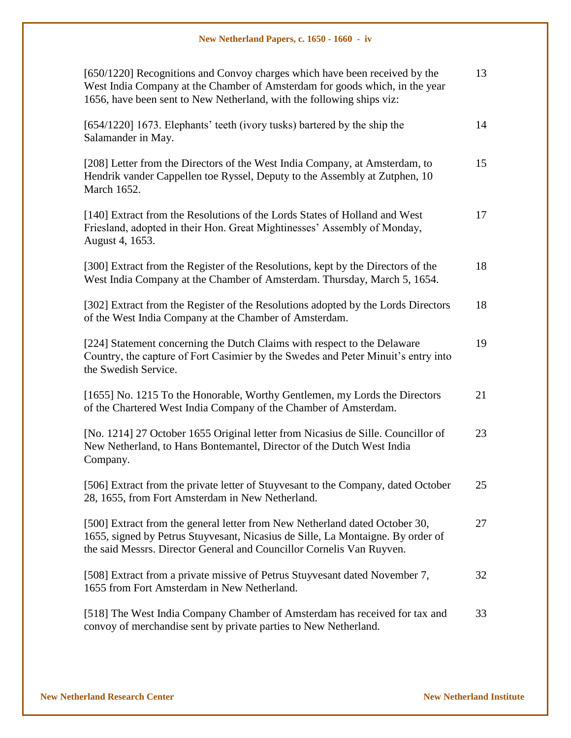[650/1220] Recognitions and Convoy charges which have been received by the West India Company at the Chamber of Amsterdam for goods which, in the year 1656, have been sent to New Netherland, with the following ships viz: 13

[654/1220] 1673. Elephants' teeth (ivory tusks) bartered by the ship the Salamander in May. 14

[208] Letter from the Directors of the West India Company, at Amsterdam, to Hendrik vander Cappellen toe Ryssel, Deputy to the Assembly at Zutphen, 10 March 1652. 15

[140] Extract from the Resolutions of the Lords States of Holland and West Friesland, adopted in their Hon. Great Mightinesses' Assembly of Monday, August 4, 1653. 17

[300] Extract from the Register of the Resolutions, kept by the Directors of the West India Company at the Chamber of Amsterdam. Thursday, March 5, 1654. 18

[302] Extract from the Register of the Resolutions adopted by the Lords Directors of the West India Company at the Chamber of Amsterdam. 18

[224] Statement concerning the Dutch Claims with respect to the Delaware Country, the capture of Fort Casimier by the Swedes and Peter Minuit's entry into the Swedish Service. 19

[1655] No. 1215 To the Honorable, Worthy Gentlemen, my Lords the Directors of the Chartered West India Company of the Chamber of Amsterdam. 21

[No. 1214] 27 October 1655 Original letter from Nicasius de Sille. Councillor of New Netherland, to Hans Bontemantel, Director of the Dutch West India Company. 23

[506] Extract from the private letter of Stuyvesant to the Company, dated October 28, 1655, from Fort Amsterdam in New Netherland. 25

[500] Extract from the general letter from New Netherland dated October 30, 1655, signed by Petrus Stuyvesant, Nicasius de Sille, La Montaigne. By order of the said Messrs. Director General and Councillor Cornelis Van Ruyven. 27

[508] Extract from a private missive of Petrus Stuyvesant dated November 7, 1655 from Fort Amsterdam in New Netherland. 32

[518] The West India Company Chamber of Amsterdam has received for tax and convoy of merchandise sent by private parties to New Netherland. 33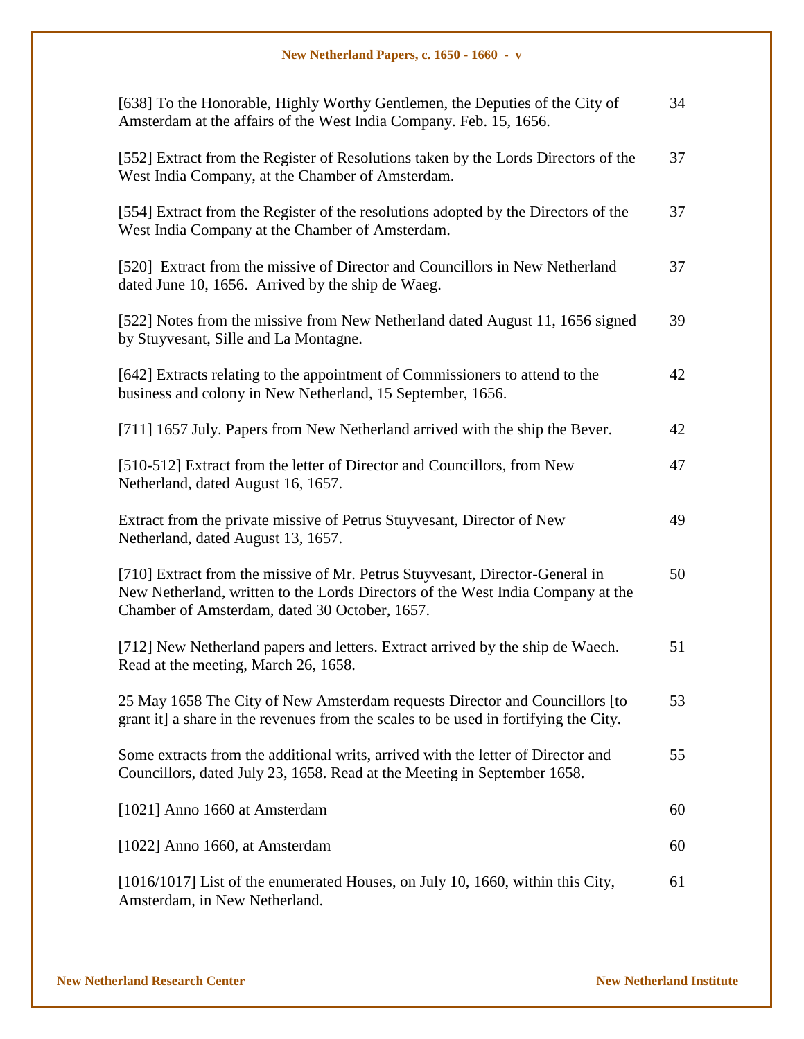| | |
|---|---|
| [638] To the Honorable, Highly Worthy Gentlemen, the Deputies of the City of Amsterdam at the affairs of the West India Company. Feb. 15, 1656. | 34 |
| [552] Extract from the Register of Resolutions taken by the Lords Directors of the West India Company, at the Chamber of Amsterdam. | 37 |
| [554] Extract from the Register of the resolutions adopted by the Directors of the West India Company at the Chamber of Amsterdam. | 37 |
| [520] Extract from the missive of Director and Councillors in New Netherland dated June 10, 1656. Arrived by the ship de Waeg. | 37 |
| [522] Notes from the missive from New Netherland dated August 11, 1656 signed by Stuyvesant, Sille and La Montagne. | 39 |
| [642] Extracts relating to the appointment of Commissioners to attend to the business and colony in New Netherland, 15 September, 1656. | 42 |
| [711] 1657 July. Papers from New Netherland arrived with the ship the Bever. | 42 |
| [510-512] Extract from the letter of Director and Councillors, from New Netherland, dated August 16, 1657. | 47 |
| Extract from the private missive of Petrus Stuyvesant, Director of New Netherland, dated August 13, 1657. | 49 |
| [710] Extract from the missive of Mr. Petrus Stuyvesant, Director-General in New Netherland, written to the Lords Directors of the West India Company at the Chamber of Amsterdam, dated 30 October, 1657. | 50 |
| [712] New Netherland papers and letters. Extract arrived by the ship de Waech. Read at the meeting, March 26, 1658. | 51 |
| 25 May 1658 The City of New Amsterdam requests Director and Councillors [to grant it] a share in the revenues from the scales to be used in fortifying the City. | 53 |
| Some extracts from the additional writs, arrived with the letter of Director and Councillors, dated July 23, 1658. Read at the Meeting in September 1658. | 55 |
| [1021] Anno 1660 at Amsterdam | 60 |
| [1022] Anno 1660, at Amsterdam | 60 |
| [1016/1017] List of the enumerated Houses, on July 10, 1660, within this City, Amsterdam, in New Netherland. | 61 |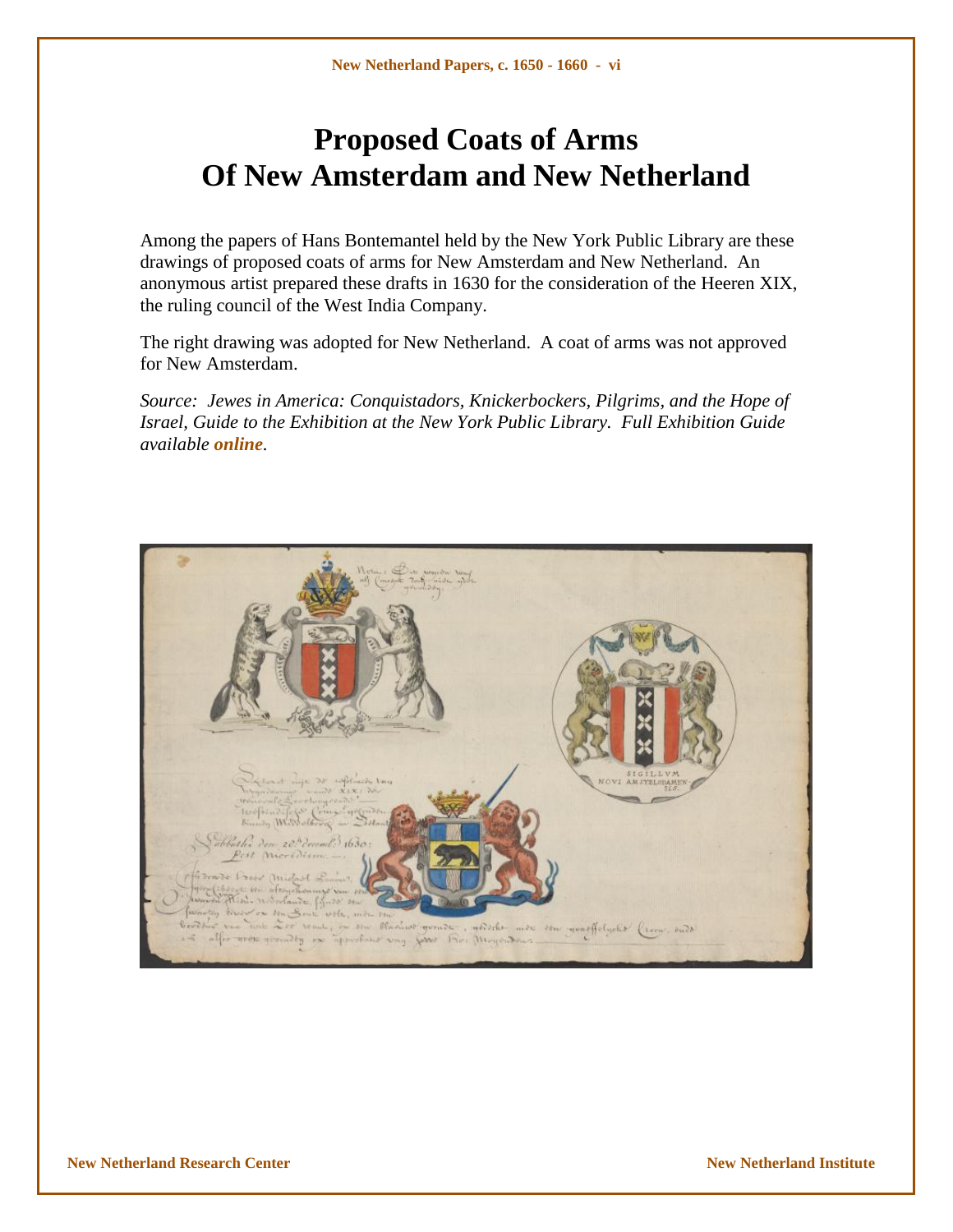# Proposed Coats of Arms Of New Amsterdam and New Netherland

Among the papers of Hans Bontemantel held by the New York Public Library are these drawings of proposed coats of arms for New Amsterdam and New Netherland. An anonymous artist prepared these drafts in 1630 for the consideration of the Heeren XIX, the ruling council of the West India Company.

The right drawing was adopted for New Netherland. A coat of arms was not approved for New Amsterdam.

*Source: Jewes in America: Conquistadors, Knickerbockers, Pilgrims, and the Hope of Israel, Guide to the Exhibition at the New York Public Library. Full Exhibition Guide available* ***online****.*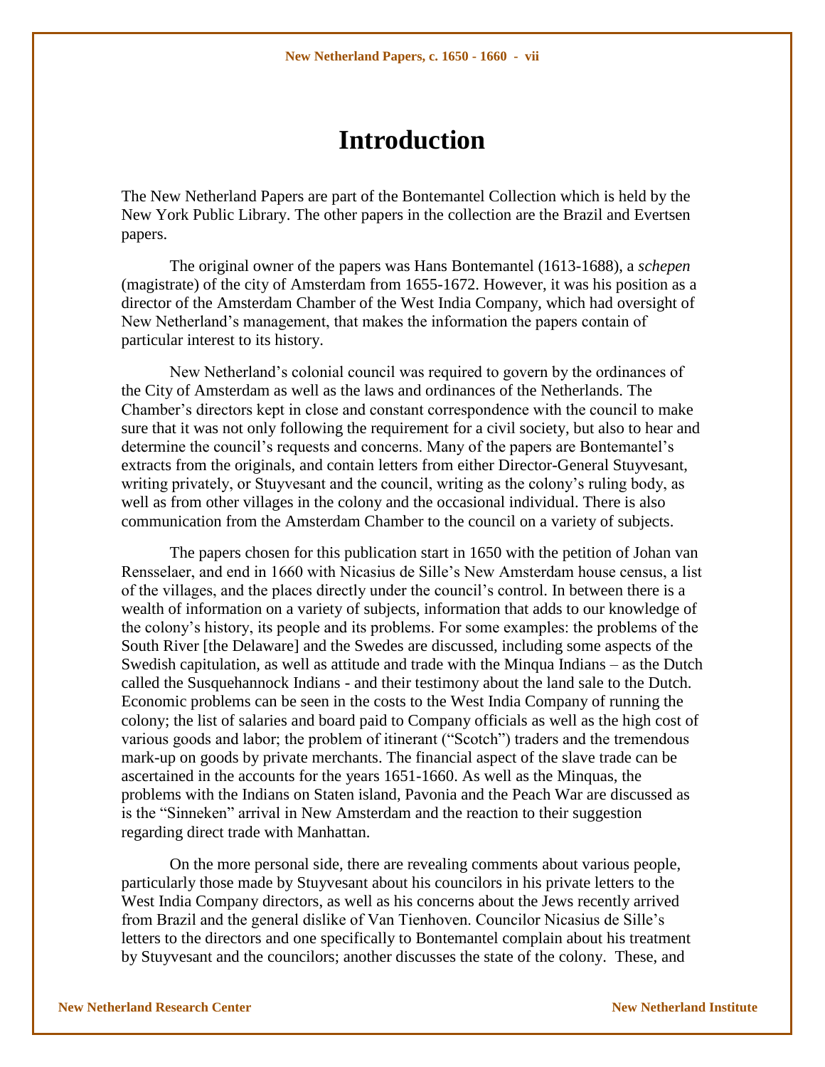# Introduction

The New Netherland Papers are part of the Bontemantel Collection which is held by the New York Public Library. The other papers in the collection are the Brazil and Evertsen papers.

The original owner of the papers was Hans Bontemantel (1613-1688), a *schepen* (magistrate) of the city of Amsterdam from 1655-1672. However, it was his position as a director of the Amsterdam Chamber of the West India Company, which had oversight of New Netherland's management, that makes the information the papers contain of particular interest to its history.

New Netherland's colonial council was required to govern by the ordinances of the City of Amsterdam as well as the laws and ordinances of the Netherlands. The Chamber's directors kept in close and constant correspondence with the council to make sure that it was not only following the requirement for a civil society, but also to hear and determine the council's requests and concerns. Many of the papers are Bontemantel's extracts from the originals, and contain letters from either Director-General Stuyvesant, writing privately, or Stuyvesant and the council, writing as the colony's ruling body, as well as from other villages in the colony and the occasional individual. There is also communication from the Amsterdam Chamber to the council on a variety of subjects.

The papers chosen for this publication start in 1650 with the petition of Johan van Rensselaer, and end in 1660 with Nicasius de Sille's New Amsterdam house census, a list of the villages, and the places directly under the council's control. In between there is a wealth of information on a variety of subjects, information that adds to our knowledge of the colony's history, its people and its problems. For some examples: the problems of the South River [the Delaware] and the Swedes are discussed, including some aspects of the Swedish capitulation, as well as attitude and trade with the Minqua Indians – as the Dutch called the Susquehannock Indians - and their testimony about the land sale to the Dutch. Economic problems can be seen in the costs to the West India Company of running the colony; the list of salaries and board paid to Company officials as well as the high cost of various goods and labor; the problem of itinerant ("Scotch") traders and the tremendous mark-up on goods by private merchants. The financial aspect of the slave trade can be ascertained in the accounts for the years 1651-1660. As well as the Minquas, the problems with the Indians on Staten island, Pavonia and the Peach War are discussed as is the "Sinneken" arrival in New Amsterdam and the reaction to their suggestion regarding direct trade with Manhattan.

On the more personal side, there are revealing comments about various people, particularly those made by Stuyvesant about his councilors in his private letters to the West India Company directors, as well as his concerns about the Jews recently arrived from Brazil and the general dislike of Van Tienhoven. Councilor Nicasius de Sille's letters to the directors and one specifically to Bontemantel complain about his treatment by Stuyvesant and the councilors; another discusses the state of the colony. These, and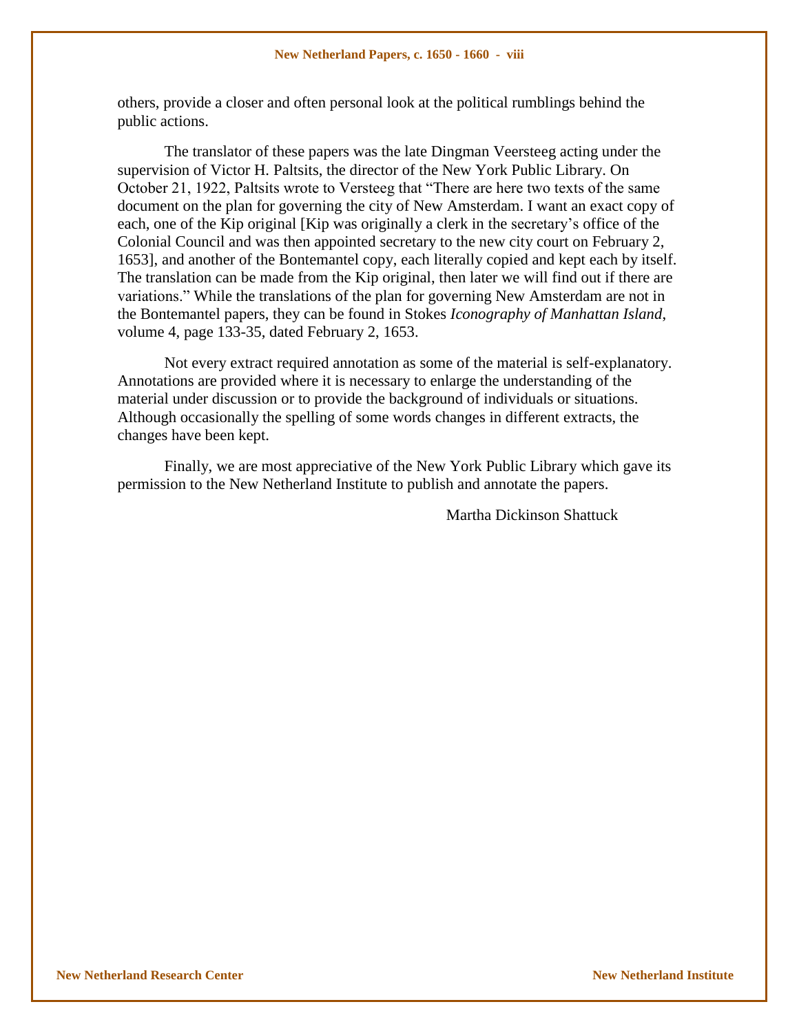others, provide a closer and often personal look at the political rumblings behind the public actions.

The translator of these papers was the late Dingman Veersteeg acting under the supervision of Victor H. Paltsits, the director of the New York Public Library. On October 21, 1922, Paltsits wrote to Versteeg that "There are here two texts of the same document on the plan for governing the city of New Amsterdam. I want an exact copy of each, one of the Kip original [Kip was originally a clerk in the secretary's office of the Colonial Council and was then appointed secretary to the new city court on February 2, 1653], and another of the Bontemantel copy, each literally copied and kept each by itself. The translation can be made from the Kip original, then later we will find out if there are variations." While the translations of the plan for governing New Amsterdam are not in the Bontemantel papers, they can be found in Stokes *Iconography of Manhattan Island*, volume 4, page 133-35, dated February 2, 1653.

Not every extract required annotation as some of the material is self-explanatory. Annotations are provided where it is necessary to enlarge the understanding of the material under discussion or to provide the background of individuals or situations. Although occasionally the spelling of some words changes in different extracts, the changes have been kept.

Finally, we are most appreciative of the New York Public Library which gave its permission to the New Netherland Institute to publish and annotate the papers.

Martha Dickinson Shattuck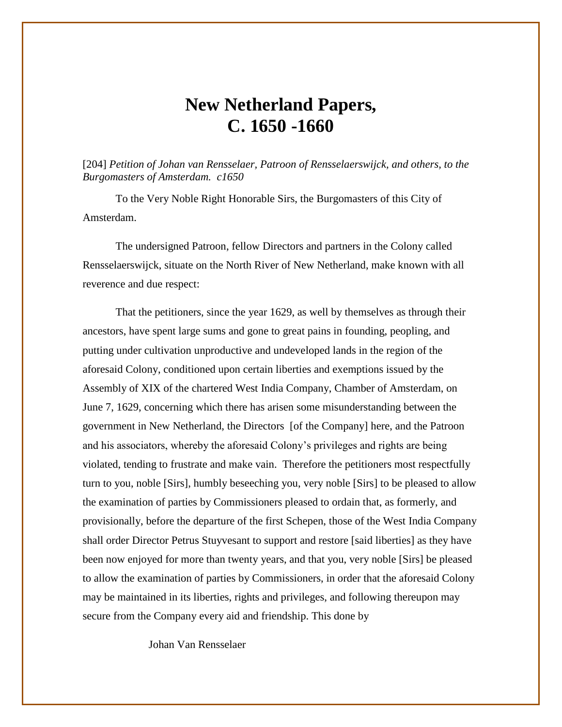# New Netherland Papers, C. 1650 -1660

[204] *Petition of Johan van Rensselaer, Patroon of Rensselaerswijck, and others, to the Burgomasters of Amsterdam. c1650*

To the Very Noble Right Honorable Sirs, the Burgomasters of this City of Amsterdam.

The undersigned Patroon, fellow Directors and partners in the Colony called Rensselaerswijck, situate on the North River of New Netherland, make known with all reverence and due respect:

That the petitioners, since the year 1629, as well by themselves as through their ancestors, have spent large sums and gone to great pains in founding, peopling, and putting under cultivation unproductive and undeveloped lands in the region of the aforesaid Colony, conditioned upon certain liberties and exemptions issued by the Assembly of XIX of the chartered West India Company, Chamber of Amsterdam, on June 7, 1629, concerning which there has arisen some misunderstanding between the government in New Netherland, the Directors [of the Company] here, and the Patroon and his associators, whereby the aforesaid Colony's privileges and rights are being violated, tending to frustrate and make vain. Therefore the petitioners most respectfully turn to you, noble [Sirs], humbly beseeching you, very noble [Sirs] to be pleased to allow the examination of parties by Commissioners pleased to ordain that, as formerly, and provisionally, before the departure of the first Schepen, those of the West India Company shall order Director Petrus Stuyvesant to support and restore [said liberties] as they have been now enjoyed for more than twenty years, and that you, very noble [Sirs] be pleased to allow the examination of parties by Commissioners, in order that the aforesaid Colony may be maintained in its liberties, rights and privileges, and following thereupon may secure from the Company every aid and friendship. This done by

Johan Van Rensselaer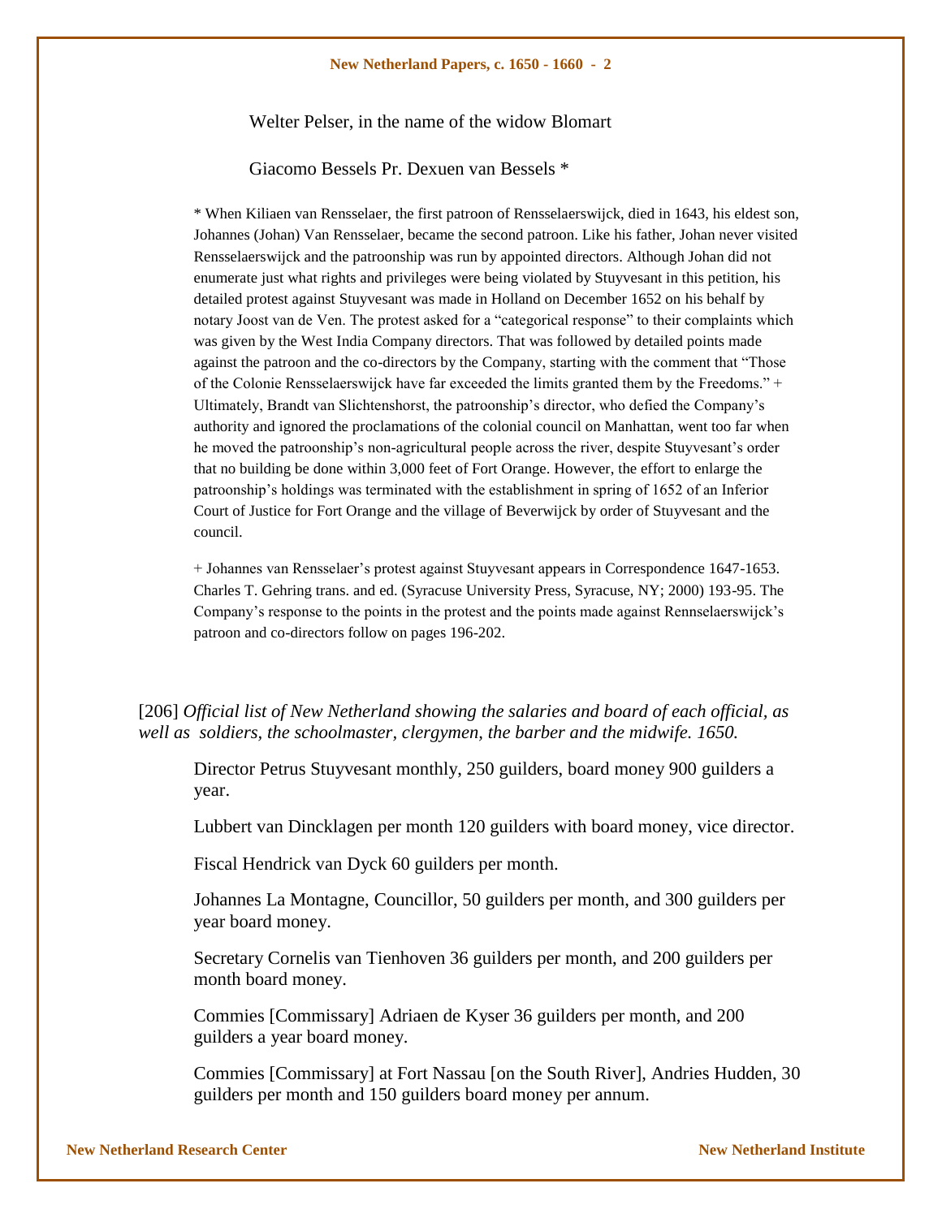Welter Pelser, in the name of the widow Blomart

Giacomo Bessels Pr. Dexuen van Bessels *

* When Kiliaen van Rensselaer, the first patroon of Rensselaerswijck, died in 1643, his eldest son, Johannes (Johan) Van Rensselaer, became the second patroon. Like his father, Johan never visited Rensselaerswijck and the patroonship was run by appointed directors. Although Johan did not enumerate just what rights and privileges were being violated by Stuyvesant in this petition, his detailed protest against Stuyvesant was made in Holland on December 1652 on his behalf by notary Joost van de Ven. The protest asked for a "categorical response" to their complaints which was given by the West India Company directors. That was followed by detailed points made against the patroon and the co-directors by the Company, starting with the comment that "Those of the Colonie Rensselaerswijck have far exceeded the limits granted them by the Freedoms." + Ultimately, Brandt van Slichtenshorst, the patroonship's director, who defied the Company's authority and ignored the proclamations of the colonial council on Manhattan, went too far when he moved the patroonship's non-agricultural people across the river, despite Stuyvesant's order that no building be done within 3,000 feet of Fort Orange. However, the effort to enlarge the patroonship's holdings was terminated with the establishment in spring of 1652 of an Inferior Court of Justice for Fort Orange and the village of Beverwijck by order of Stuyvesant and the council.

+ Johannes van Rensselaer's protest against Stuyvesant appears in Correspondence 1647-1653. Charles T. Gehring trans. and ed. (Syracuse University Press, Syracuse, NY; 2000) 193-95. The Company's response to the points in the protest and the points made against Rennselaerswijck's patroon and co-directors follow on pages 196-202.

[206] *Official list of New Netherland showing the salaries and board of each official, as well as soldiers, the schoolmaster, clergymen, the barber and the midwife. 1650.*

Director Petrus Stuyvesant monthly, 250 guilders, board money 900 guilders a year.

Lubbert van Dincklagen per month 120 guilders with board money, vice director.

Fiscal Hendrick van Dyck 60 guilders per month.

Johannes La Montagne, Councillor, 50 guilders per month, and 300 guilders per year board money.

Secretary Cornelis van Tienhoven 36 guilders per month, and 200 guilders per month board money.

Commies [Commissary] Adriaen de Kyser 36 guilders per month, and 200 guilders a year board money.

Commies [Commissary] at Fort Nassau [on the South River], Andries Hudden, 30 guilders per month and 150 guilders board money per annum.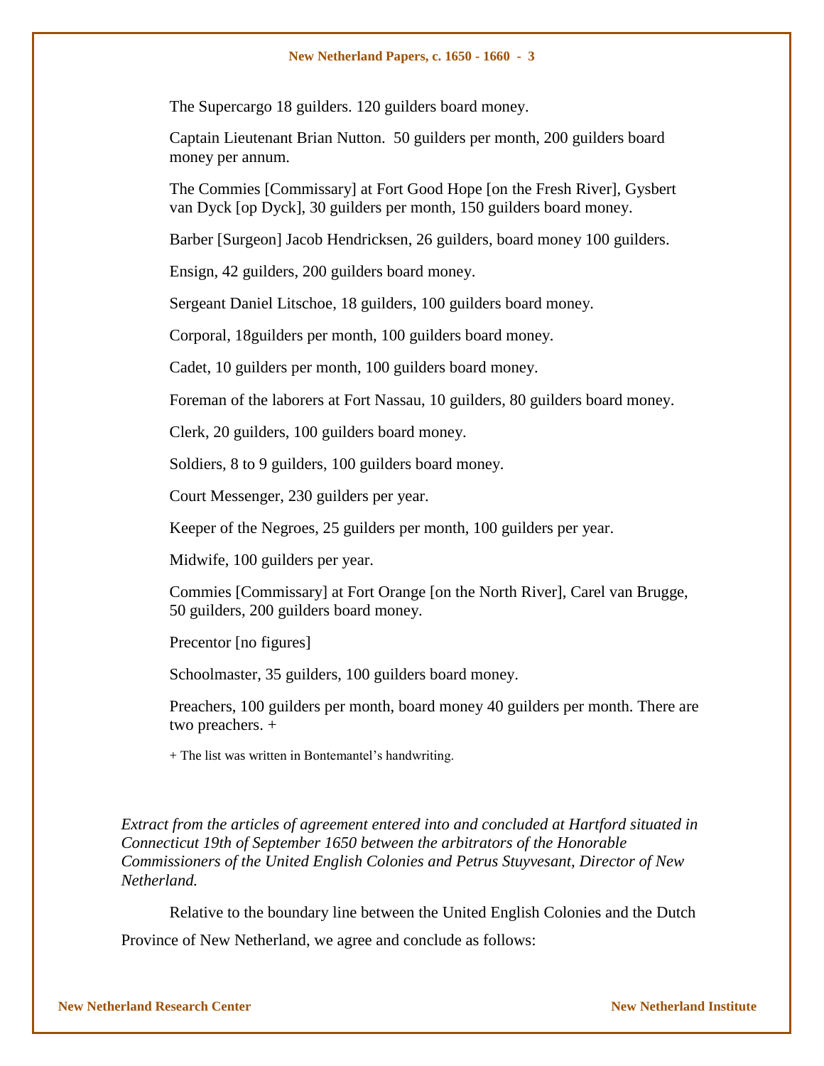The Supercargo 18 guilders. 120 guilders board money.

Captain Lieutenant Brian Nutton. 50 guilders per month, 200 guilders board money per annum.

The Commies [Commissary] at Fort Good Hope [on the Fresh River], Gysbert van Dyck [op Dyck], 30 guilders per month, 150 guilders board money.

Barber [Surgeon] Jacob Hendricksen, 26 guilders, board money 100 guilders.

Ensign, 42 guilders, 200 guilders board money.

Sergeant Daniel Litschoe, 18 guilders, 100 guilders board money.

Corporal, 18guilders per month, 100 guilders board money.

Cadet, 10 guilders per month, 100 guilders board money.

Foreman of the laborers at Fort Nassau, 10 guilders, 80 guilders board money.

Clerk, 20 guilders, 100 guilders board money.

Soldiers, 8 to 9 guilders, 100 guilders board money.

Court Messenger, 230 guilders per year.

Keeper of the Negroes, 25 guilders per month, 100 guilders per year.

Midwife, 100 guilders per year.

Commies [Commissary] at Fort Orange [on the North River], Carel van Brugge, 50 guilders, 200 guilders board money.

Precentor [no figures]

Schoolmaster, 35 guilders, 100 guilders board money.

Preachers, 100 guilders per month, board money 40 guilders per month. There are two preachers. +

+ The list was written in Bontemantel's handwriting.

*Extract from the articles of agreement entered into and concluded at Hartford situated in Connecticut 19th of September 1650 between the arbitrators of the Honorable Commissioners of the United English Colonies and Petrus Stuyvesant, Director of New Netherland.*

Relative to the boundary line between the United English Colonies and the Dutch Province of New Netherland, we agree and conclude as follows: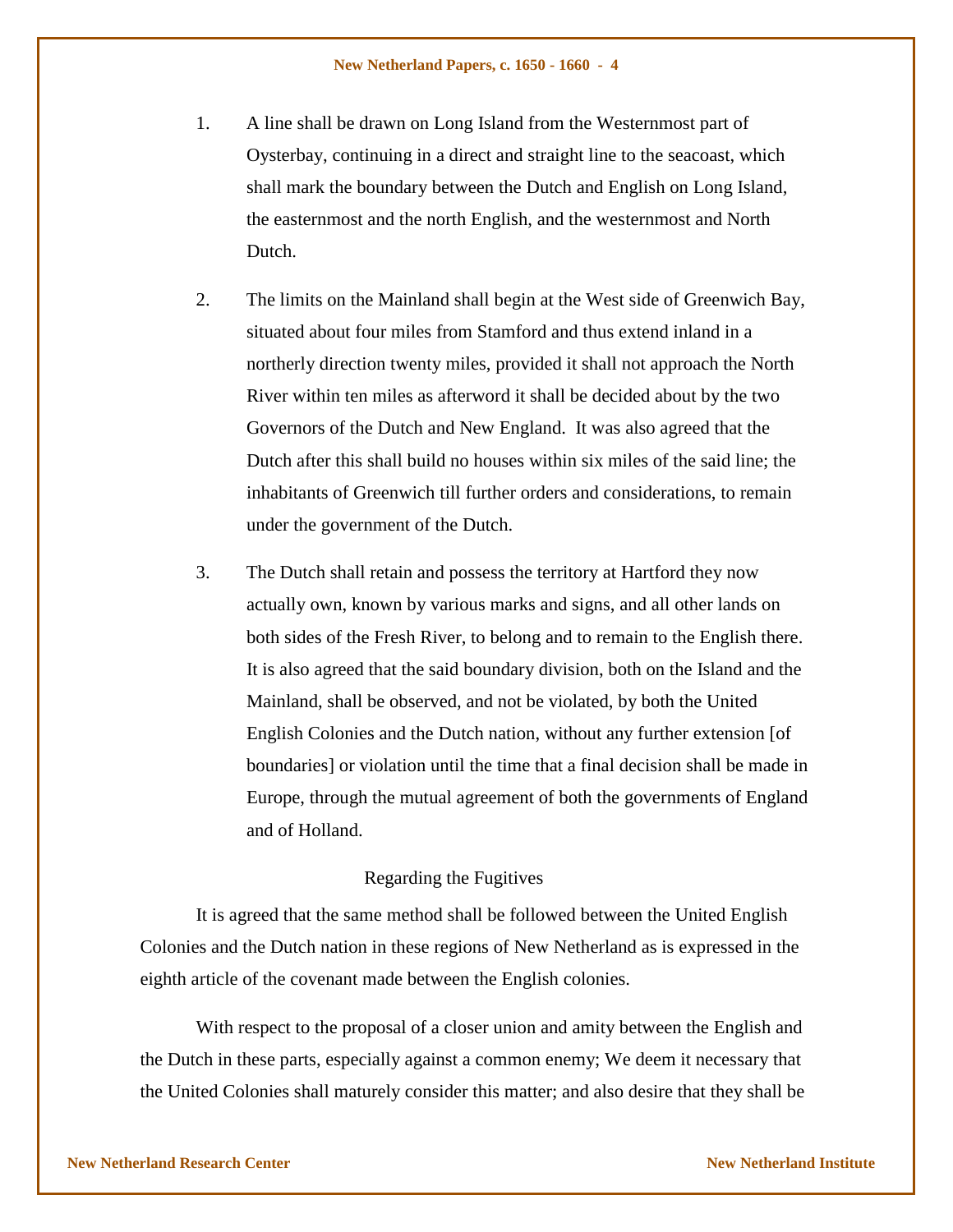1. A line shall be drawn on Long Island from the Westernmost part of Oysterbay, continuing in a direct and straight line to the seacoast, which shall mark the boundary between the Dutch and English on Long Island, the easternmost and the north English, and the westernmost and North Dutch.

2. The limits on the Mainland shall begin at the West side of Greenwich Bay, situated about four miles from Stamford and thus extend inland in a northerly direction twenty miles, provided it shall not approach the North River within ten miles as afterword it shall be decided about by the two Governors of the Dutch and New England. It was also agreed that the Dutch after this shall build no houses within six miles of the said line; the inhabitants of Greenwich till further orders and considerations, to remain under the government of the Dutch.

3. The Dutch shall retain and possess the territory at Hartford they now actually own, known by various marks and signs, and all other lands on both sides of the Fresh River, to belong and to remain to the English there. It is also agreed that the said boundary division, both on the Island and the Mainland, shall be observed, and not be violated, by both the United English Colonies and the Dutch nation, without any further extension [of boundaries] or violation until the time that a final decision shall be made in Europe, through the mutual agreement of both the governments of England and of Holland.

Regarding the Fugitives

It is agreed that the same method shall be followed between the United English Colonies and the Dutch nation in these regions of New Netherland as is expressed in the eighth article of the covenant made between the English colonies.

With respect to the proposal of a closer union and amity between the English and the Dutch in these parts, especially against a common enemy; We deem it necessary that the United Colonies shall maturely consider this matter; and also desire that they shall be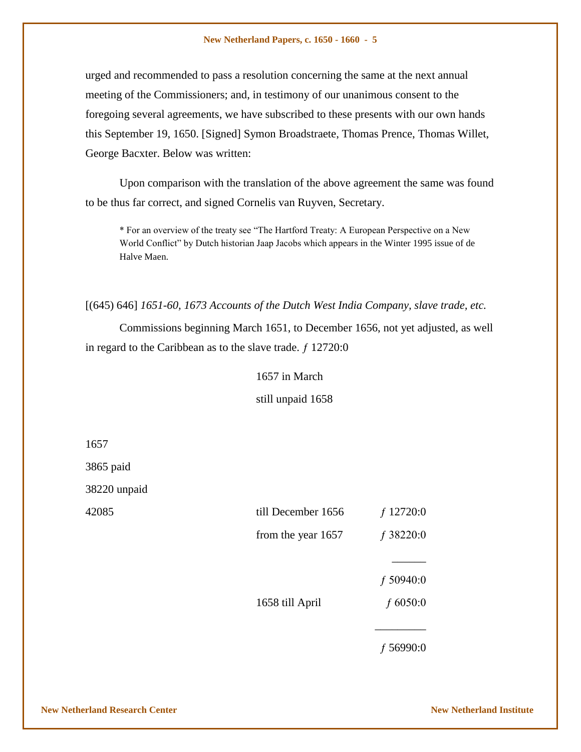urged and recommended to pass a resolution concerning the same at the next annual meeting of the Commissioners; and, in testimony of our unanimous consent to the foregoing several agreements, we have subscribed to these presents with our own hands this September 19, 1650. [Signed] Symon Broadstraete, Thomas Prence, Thomas Willet, George Bacxter. Below was written:

Upon comparison with the translation of the above agreement the same was found to be thus far correct, and signed Cornelis van Ruyven, Secretary.

> * For an overview of the treaty see "The Hartford Treaty: A European Perspective on a New World Conflict" by Dutch historian Jaap Jacobs which appears in the Winter 1995 issue of de Halve Maen.

[(645) 646] *1651-60, 1673 Accounts of the Dutch West India Company, slave trade, etc.*

Commissions beginning March 1651, to December 1656, not yet adjusted, as well in regard to the Caribbean as to the slave trade. ƒ 12720:0

1657 in March

still unpaid 1658

| | | |
|---|---|---|
| 1657 | | |
| 3865 paid | | |
| 38220 unpaid | | |
| 42085 | till December 1656 | ƒ 12720:0 |
| | from the year 1657 | ƒ 38220:0 |
| | | ______ |
| | | ƒ 50940:0 |
| | 1658 till April | ƒ 6050:0 |
| | | ________ |
| | | ƒ 56990:0 |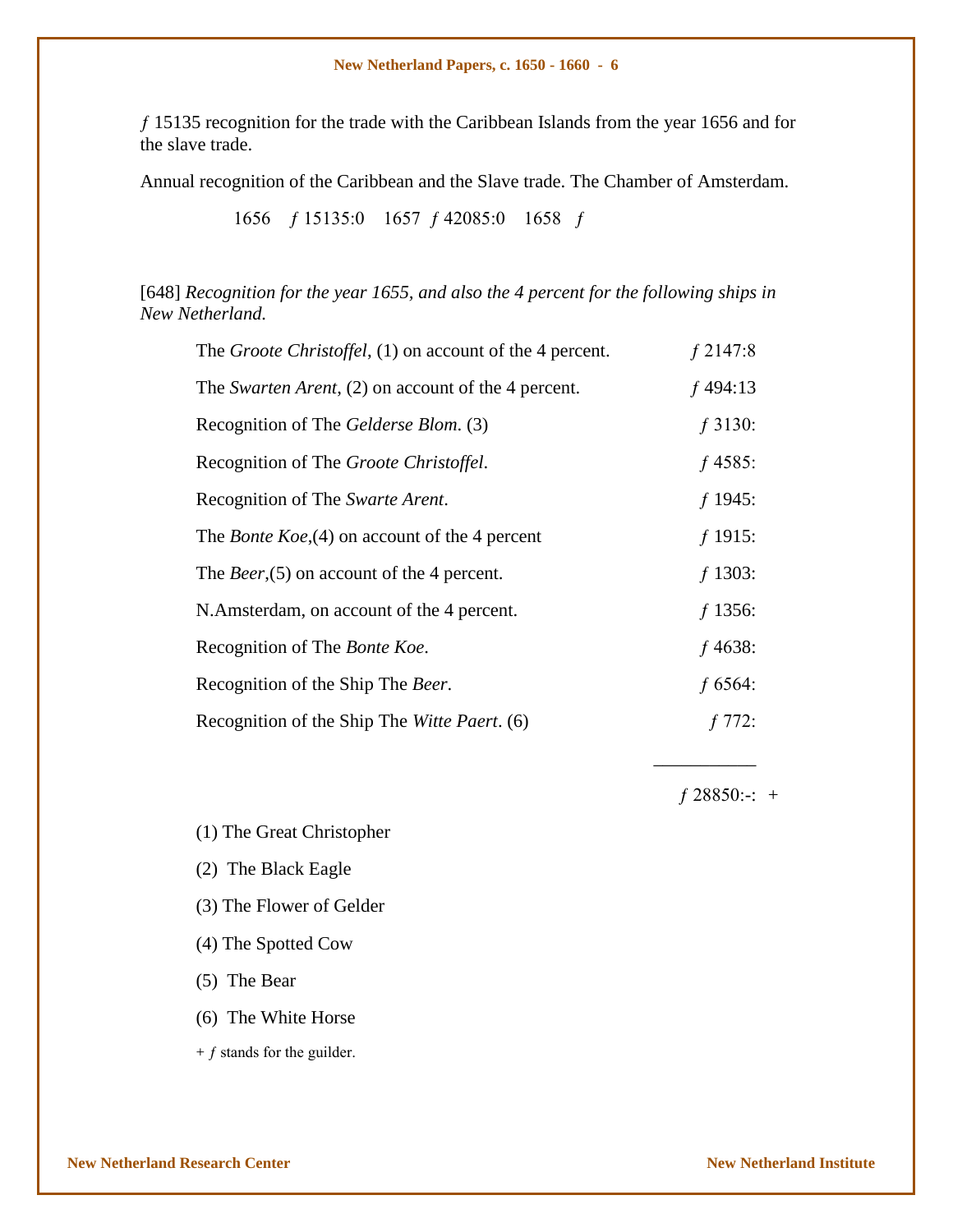*ƒ* 15135 recognition for the trade with the Caribbean Islands from the year 1656 and for the slave trade.

Annual recognition of the Caribbean and the Slave trade. The Chamber of Amsterdam.

1656 *ƒ* 15135:0 1657 *ƒ* 42085:0 1658 *ƒ*

[648] *Recognition for the year 1655, and also the 4 percent for the following ships in New Netherland.*

| | |
|---|---|
| The *Groote Christoffel*, (1) on account of the 4 percent. | *ƒ* 2147:8 |
| The *Swarten Arent*, (2) on account of the 4 percent. | *ƒ* 494:13 |
| Recognition of The *Gelderse Blom*. (3) | *ƒ* 3130: |
| Recognition of The *Groote Christoffel*. | *ƒ* 4585: |
| Recognition of The *Swarte Arent*. | *ƒ* 1945: |
| The *Bonte Koe*,(4) on account of the 4 percent | *ƒ* 1915: |
| The *Beer*,(5) on account of the 4 percent. | *ƒ* 1303: |
| N.Amsterdam, on account of the 4 percent. | *ƒ* 1356: |
| Recognition of The *Bonte Koe*. | *ƒ* 4638: |
| Recognition of the Ship The *Beer*. | *ƒ* 6564: |
| Recognition of the Ship The *Witte Paert*. (6) | *ƒ* 772: |
| | *ƒ* 28850:-: + |

(1) The Great Christopher

(2) The Black Eagle

(3) The Flower of Gelder

(4) The Spotted Cow

(5) The Bear

(6) The White Horse

\+ *ƒ* stands for the guilder.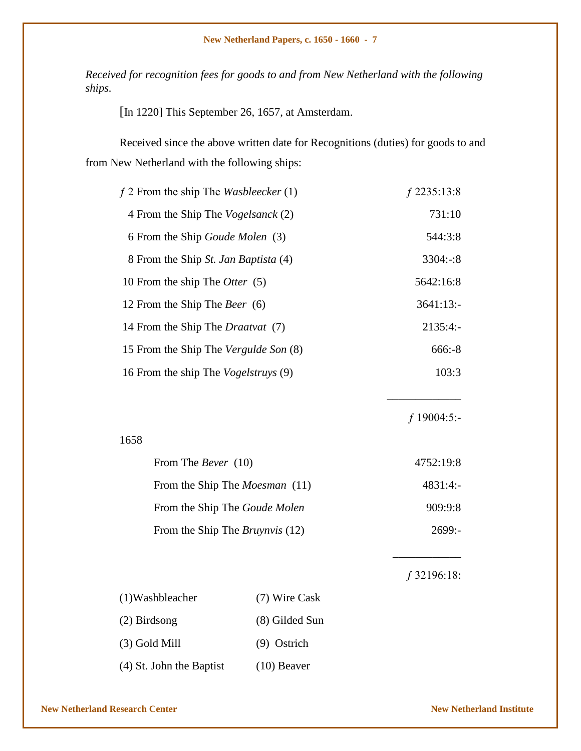*Received for recognition fees for goods to and from New Netherland with the following ships.*

[In 1220] This September 26, 1657, at Amsterdam.

Received since the above written date for Recognitions (duties) for goods to and from New Netherland with the following ships:

| | |
|---|---|
| ƒ 2 From the ship The *Wasbleecker* (1) | ƒ 2235:13:8 |
| 4 From the Ship The *Vogelsanck* (2) | 731:10 |
| 6 From the Ship *Goude Molen* (3) | 544:3:8 |
| 8 From the Ship *St. Jan Baptista* (4) | 3304:-:8 |
| 10 From the ship The *Otter* (5) | 5642:16:8 |
| 12 From the Ship The *Beer* (6) | 3641:13:- |
| 14 From the Ship The *Draatvat* (7) | 2135:4:- |
| 15 From the Ship The *Vergulde Son* (8) | 666:-8 |
| 16 From the ship The *Vogelstruys* (9) | 103:3 |
| | ƒ 19004:5:- |
| 1658 | |
| From The *Bever* (10) | 4752:19:8 |
| From the Ship The *Moesman* (11) | 4831:4:- |
| From the Ship The *Goude Molen* | 909:9:8 |
| From the Ship The *Bruynvis* (12) | 2699:- |
| | ƒ 32196:18: |

(1) Washbleacher
(2) Birdsong
(3) Gold Mill
(4) St. John the Baptist
(7) Wire Cask
(8) Gilded Sun
(9) Ostrich
(10) Beaver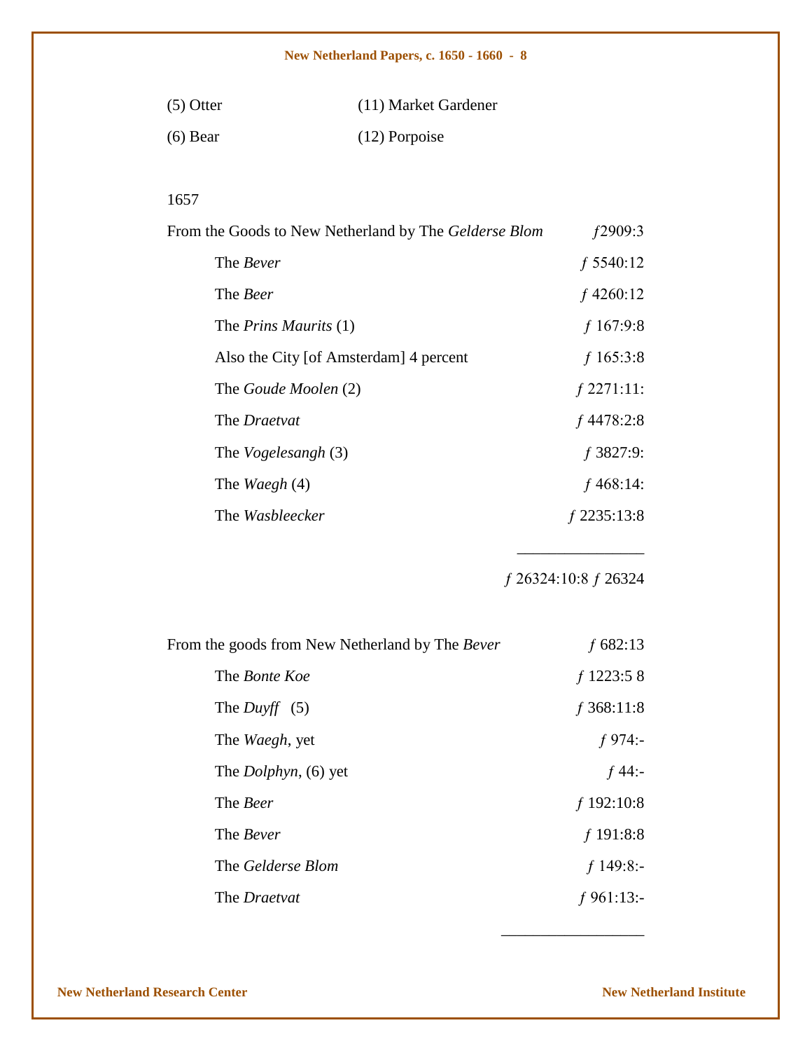| | |
|---|---|
| (5) Otter | (11) Market Gardener |
| (6) Bear | (12) Porpoise |

1657

| | |
|---|---|
| From the Goods to New Netherland by The *Gelderse Blom* | ƒ2909:3 |
| The *Bever* | ƒ 5540:12 |
| The *Beer* | ƒ 4260:12 |
| The *Prins Maurits* (1) | ƒ 167:9:8 |
| Also the City [of Amsterdam] 4 percent | ƒ 165:3:8 |
| The *Goude Moolen* (2) | ƒ 2271:11: |
| The *Draetvat* | ƒ 4478:2:8 |
| The *Vogelesangh* (3) | ƒ 3827:9: |
| The *Waegh* (4) | ƒ 468:14: |
| The *Wasbleecker* | ƒ 2235:13:8 |
| | ƒ 26324:10:8 ƒ 26324 |

| | |
|---|---|
| From the goods from New Netherland by The *Bever* | ƒ 682:13 |
| The *Bonte Koe* | ƒ 1223:5 8 |
| The *Duyff* (5) | ƒ 368:11:8 |
| The *Waegh*, yet | ƒ 974:- |
| The *Dolphyn*, (6) yet | ƒ 44:- |
| The *Beer* | ƒ 192:10:8 |
| The *Bever* | ƒ 191:8:8 |
| The *Gelderse Blom* | ƒ 149:8:- |
| The *Draetvat* | ƒ 961:13:- |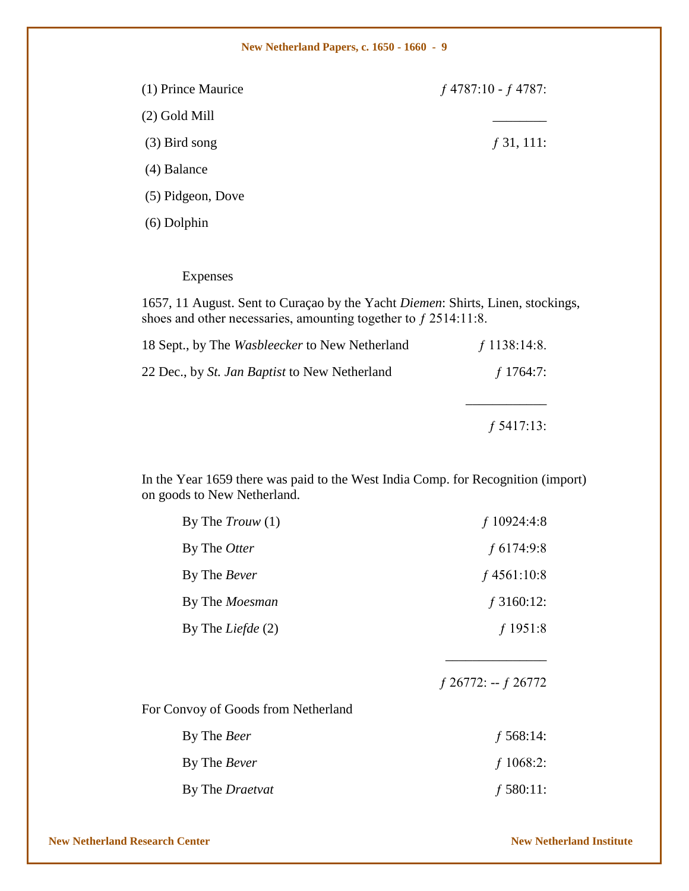| | |
|---|---|
| (1) Prince Maurice | ƒ 4787:10 - ƒ 4787: |
| (2) Gold Mill | ________ |
| (3) Bird song | ƒ 31, 111: |
| (4) Balance | |
| (5) Pidgeon, Dove | |
| (6) Dolphin | |

Expenses

1657, 11 August. Sent to Curaçao by the Yacht *Diemen*: Shirts, Linen, stockings, shoes and other necessaries, amounting together to ƒ 2514:11:8.

| | |
|---|---|
| 18 Sept., by The *Wasbleecker* to New Netherland | ƒ 1138:14:8. |
| 22 Dec., by *St. Jan Baptist* to New Netherland | ƒ 1764:7: |
| | ____________ |
| | ƒ 5417:13: |

In the Year 1659 there was paid to the West India Comp. for Recognition (import) on goods to New Netherland.

| | |
|---|---|
| By The *Trouw* (1) | ƒ 10924:4:8 |
| By The *Otter* | ƒ 6174:9:8 |
| By The *Bever* | ƒ 4561:10:8 |
| By The *Moesman* | ƒ 3160:12: |
| By The *Liefde* (2) | ƒ 1951:8 |
| | ______________ |
| | ƒ 26772: -- ƒ 26772 |

For Convoy of Goods from Netherland

| | |
|---|---|
| By The *Beer* | ƒ 568:14: |
| By The *Bever* | ƒ 1068:2: |
| By The *Draetvat* | ƒ 580:11: |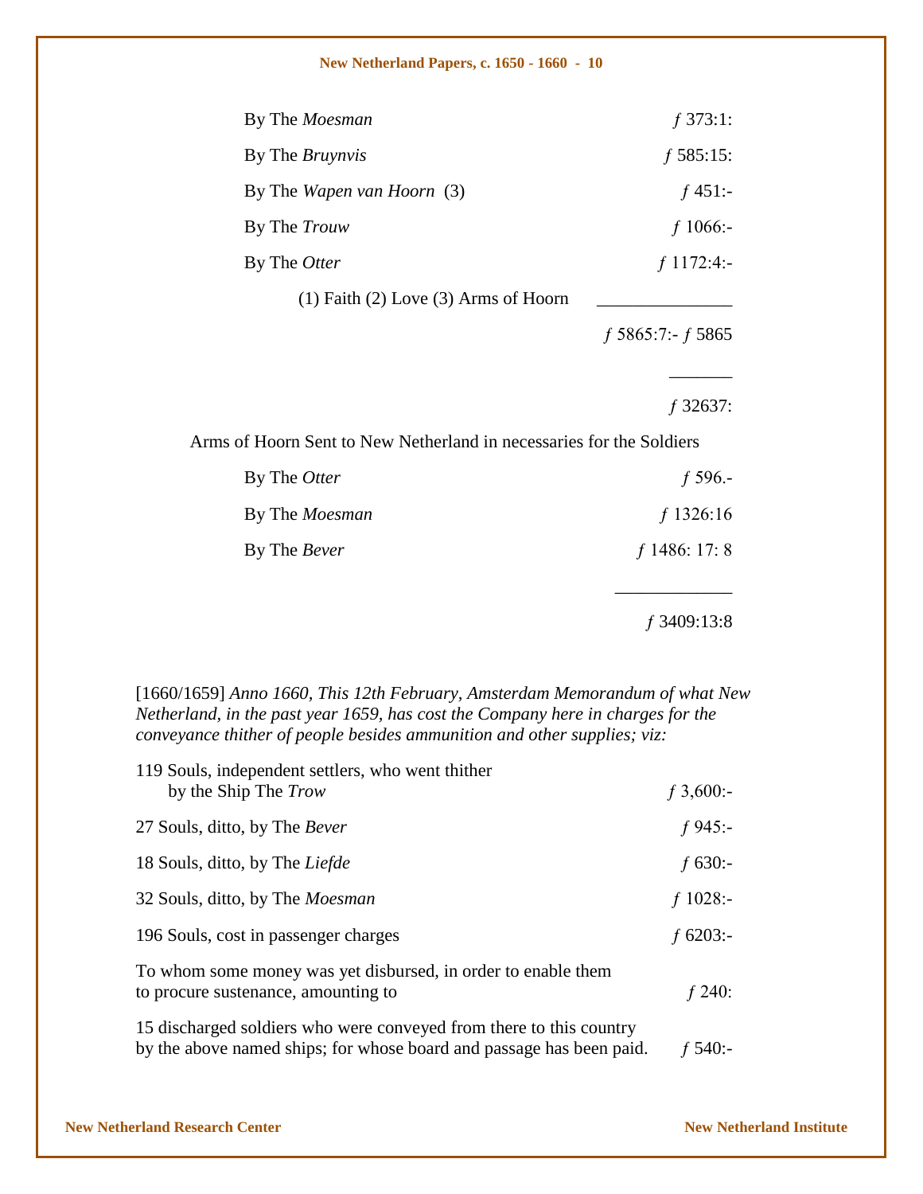| | |
|---|---|
| By The *Moesman* | *ƒ* 373:1: |
| By The *Bruynvis* | *ƒ* 585:15: |
| By The *Wapen van Hoorn* (3) | *ƒ* 451:- |
| By The *Trouw* | *ƒ* 1066:- |
| By The *Otter* | *ƒ* 1172:4:- |

(1) Faith (2) Love (3) Arms of Hoorn

*ƒ* 5865:7:- *ƒ* 5865

*ƒ* 32637:

Arms of Hoorn Sent to New Netherland in necessaries for the Soldiers

| | |
|---|---|
| By The *Otter* | *ƒ* 596.- |
| By The *Moesman* | *ƒ* 1326:16 |
| By The *Bever* | *ƒ* 1486: 17: 8 |
| | *ƒ* 3409:13:8 |

[1660/1659] *Anno 1660, This 12th February, Amsterdam Memorandum of what New Netherland, in the past year 1659, has cost the Company here in charges for the conveyance thither of people besides ammunition and other supplies; viz:*

| | |
|---|---|
| 119 Souls, independent settlers, who went thither by the Ship The *Trow* | *ƒ* 3,600:- |
| 27 Souls, ditto, by The *Bever* | *ƒ* 945:- |
| 18 Souls, ditto, by The *Liefde* | *ƒ* 630:- |
| 32 Souls, ditto, by The *Moesman* | *ƒ* 1028:- |
| 196 Souls, cost in passenger charges | *ƒ* 6203:- |
| To whom some money was yet disbursed, in order to enable them to procure sustenance, amounting to | *ƒ* 240: |
| 15 discharged soldiers who were conveyed from there to this country by the above named ships; for whose board and passage has been paid. | *ƒ* 540:- |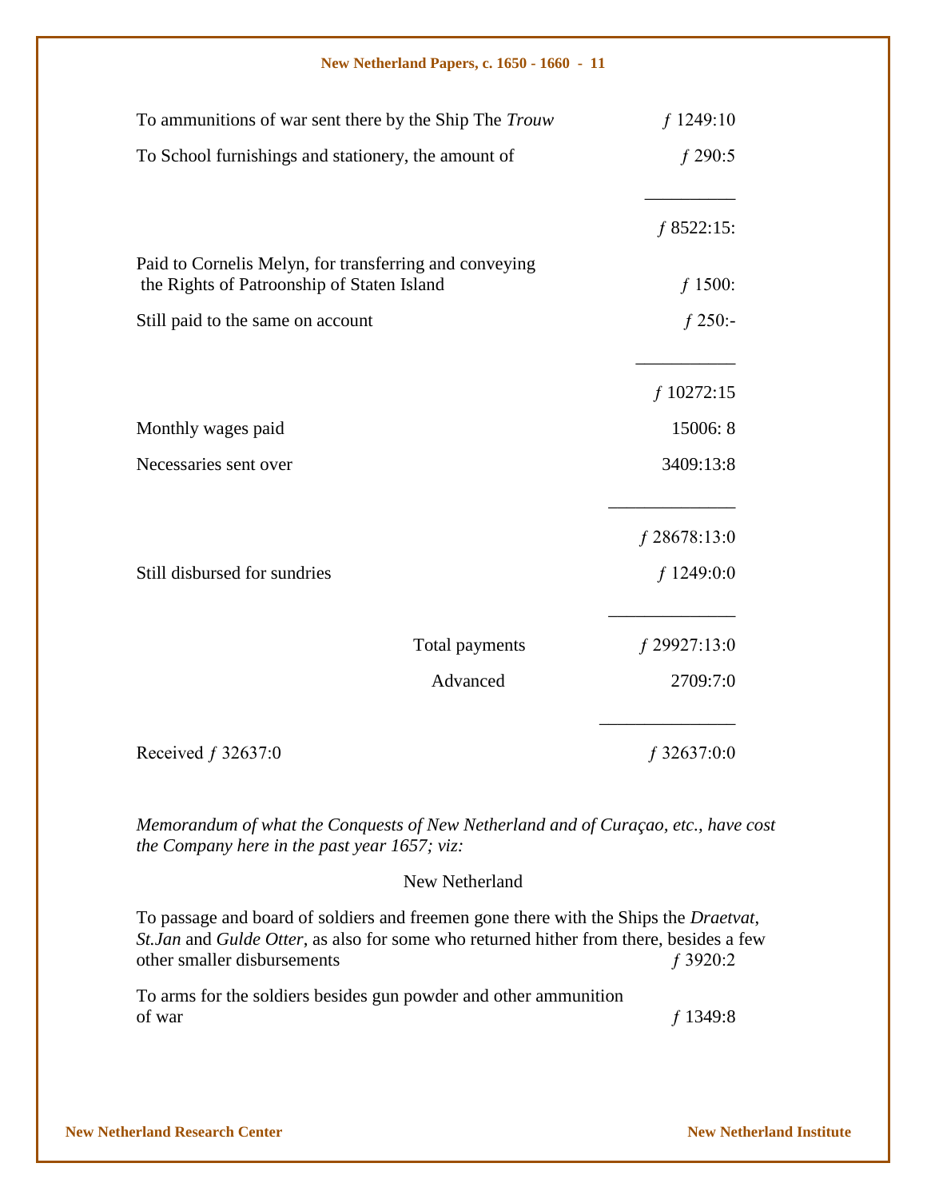| | |
|---|---|
| To ammunitions of war sent there by the Ship The *Trouw* | ƒ 1249:10 |
| To School furnishings and stationery, the amount of | ƒ 290:5 |
| | ƒ 8522:15: |
| Paid to Cornelis Melyn, for transferring and conveying the Rights of Patroonship of Staten Island | ƒ 1500: |
| Still paid to the same on account | ƒ 250:- |
| | ƒ 10272:15 |
| Monthly wages paid | 15006: 8 |
| Necessaries sent over | 3409:13:8 |
| | ƒ 28678:13:0 |
| Still disbursed for sundries | ƒ 1249:0:0 |
| Total payments | ƒ 29927:13:0 |
| Advanced | 2709:7:0 |
| Received ƒ 32637:0 | ƒ 32637:0:0 |

*Memorandum of what the Conquests of New Netherland and of Curaçao, etc., have cost the Company here in the past year 1657; viz:*

New Netherland

| | |
|---|---|
| To passage and board of soldiers and freemen gone there with the Ships the *Draetvat*, *St.Jan* and *Gulde Otter*, as also for some who returned hither from there, besides a few other smaller disbursements | ƒ 3920:2 |
| To arms for the soldiers besides gun powder and other ammunition of war | ƒ 1349:8 |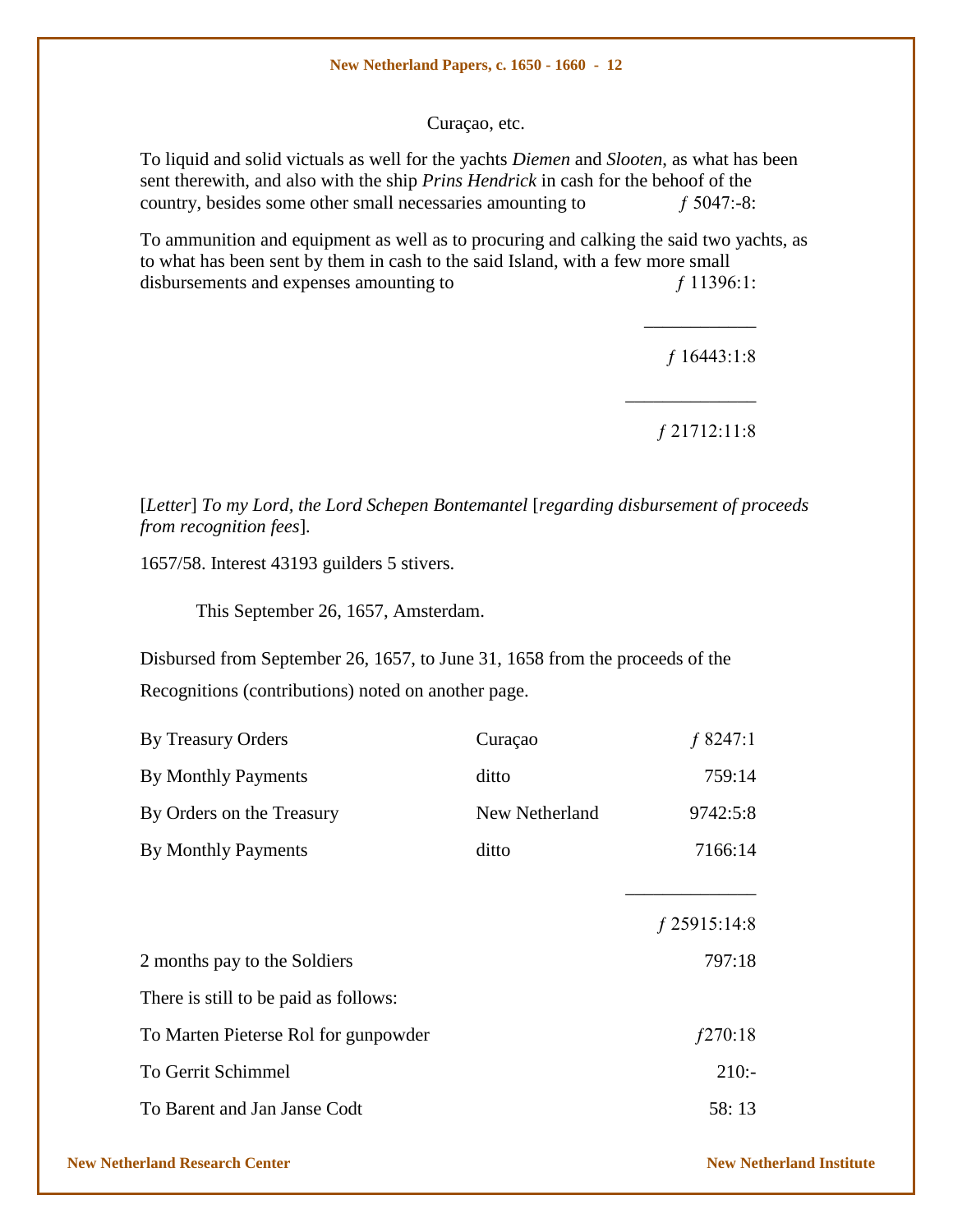Curaçao, etc.

To liquid and solid victuals as well for the yachts *Diemen* and *Slooten*, as what has been sent therewith, and also with the ship *Prins Hendrick* in cash for the behoof of the country, besides some other small necessaries amounting to *ƒ* 5047:-8:

To ammunition and equipment as well as to procuring and calking the said two yachts, as to what has been sent by them in cash to the said Island, with a few more small disbursements and expenses amounting to *ƒ* 11396:1:

*ƒ* 16443:1:8

*ƒ* 21712:11:8

[*Letter*] *To my Lord, the Lord Schepen Bontemantel* [*regarding disbursement of proceeds from recognition fees*].

1657/58. Interest 43193 guilders 5 stivers.

This September 26, 1657, Amsterdam.

Disbursed from September 26, 1657, to June 31, 1658 from the proceeds of the Recognitions (contributions) noted on another page.

| | | |
|---|---|---|
| By Treasury Orders | Curaçao | *ƒ* 8247:1 |
| By Monthly Payments | ditto | 759:14 |
| By Orders on the Treasury | New Netherland | 9742:5:8 |
| By Monthly Payments | ditto | 7166:14 |
| | | *ƒ* 25915:14:8 |
| 2 months pay to the Soldiers | | 797:18 |
| There is still to be paid as follows: | | |
| To Marten Pieterse Rol for gunpowder | | *ƒ*270:18 |
| To Gerrit Schimmel | | 210:- |
| To Barent and Jan Janse Codt | | 58: 13 |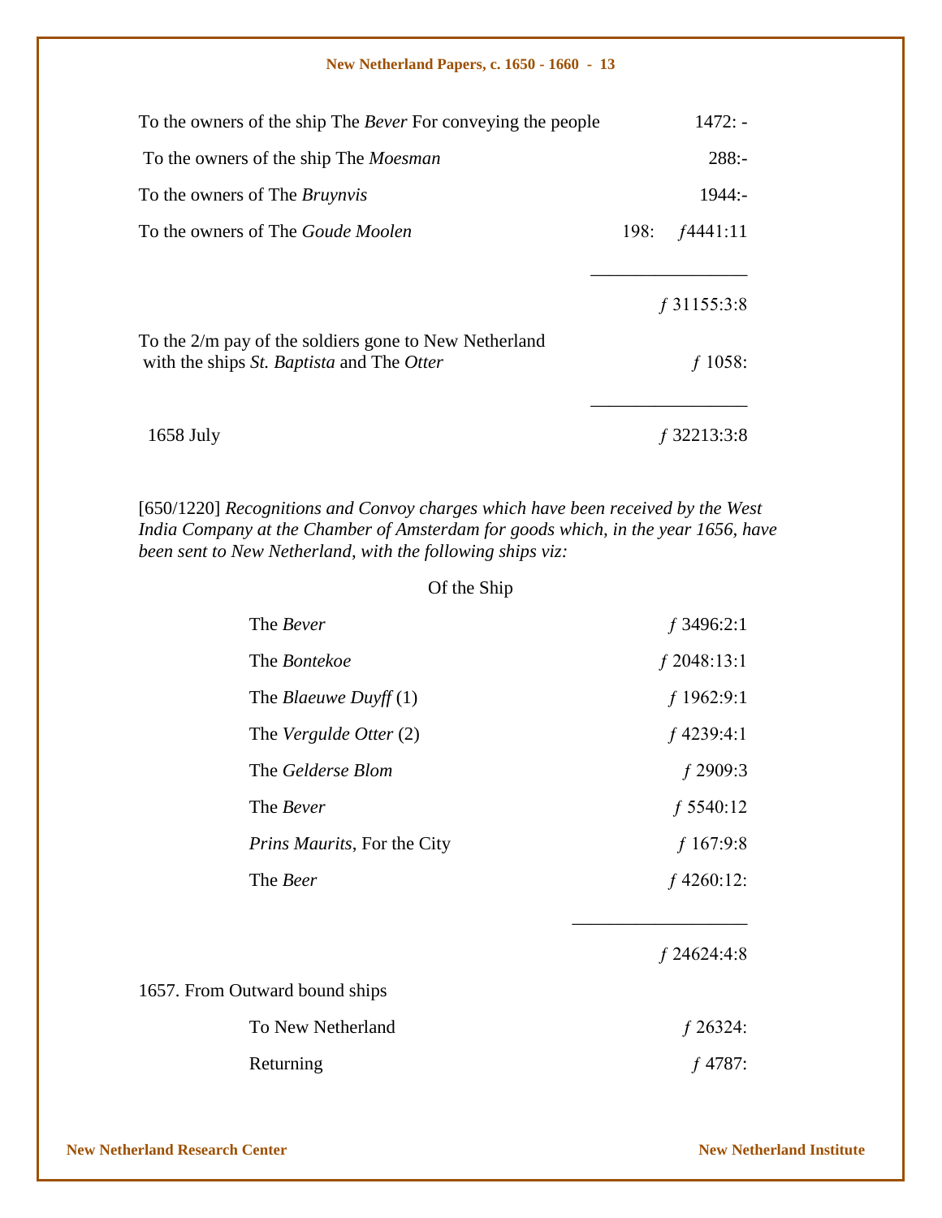| | |
|---|---|
| To the owners of the ship The *Bever* For conveying the people | 1472: - |
| To the owners of the ship The *Moesman* | 288:- |
| To the owners of The *Bruynvis* | 1944:- |
| To the owners of The *Goude Moolen* | 198: ƒ4441:11 |
| | ƒ 31155:3:8 |
| To the 2/m pay of the soldiers gone to New Netherland with the ships *St. Baptista* and The *Otter* | ƒ 1058: |
| 1658 July | ƒ 32213:3:8 |

[650/1220] *Recognitions and Convoy charges which have been received by the West India Company at the Chamber of Amsterdam for goods which, in the year 1656, have been sent to New Netherland, with the following ships viz:*

| Of the Ship | |
|---|---|
| The *Bever* | ƒ 3496:2:1 |
| The *Bontekoe* | ƒ 2048:13:1 |
| The *Blaeuwe Duyff* (1) | ƒ 1962:9:1 |
| The *Vergulde Otter* (2) | ƒ 4239:4:1 |
| The *Gelderse Blom* | ƒ 2909:3 |
| The *Bever* | ƒ 5540:12 |
| *Prins Maurits*, For the City | ƒ 167:9:8 |
| The *Beer* | ƒ 4260:12: |
| | ƒ 24624:4:8 |

1657. From Outward bound ships

| | |
|---|---|
| To New Netherland | ƒ 26324: |
| Returning | ƒ 4787: |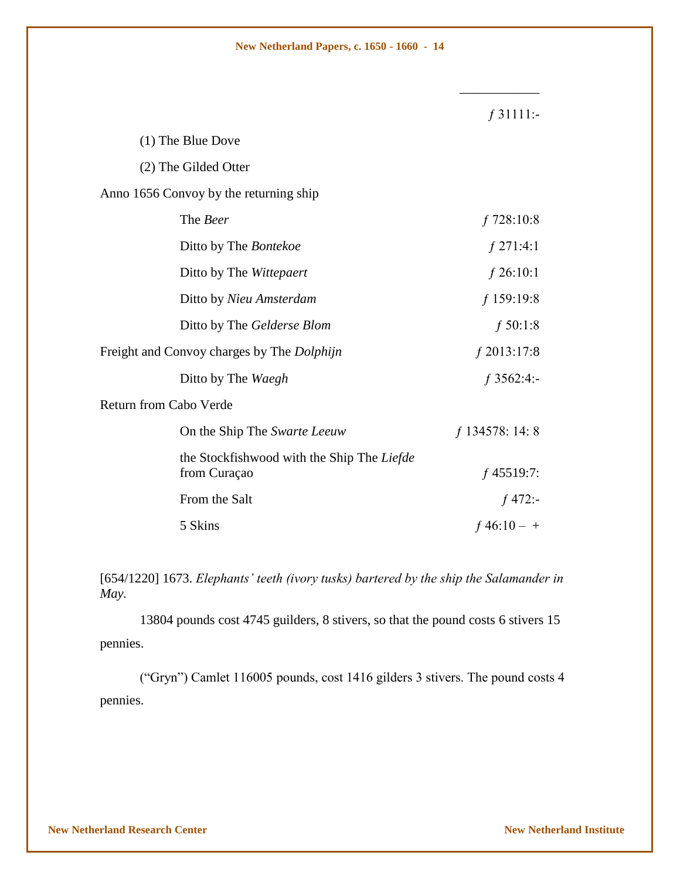| | |
|---|---|
| | ƒ 31111:- |
| (1) The Blue Dove | |
| (2) The Gilded Otter | |
| Anno 1656 Convoy by the returning ship | |
| The *Beer* | ƒ 728:10:8 |
| Ditto by The *Bontekoe* | ƒ 271:4:1 |
| Ditto by The *Wittepaert* | ƒ 26:10:1 |
| Ditto by *Nieu Amsterdam* | ƒ 159:19:8 |
| Ditto by The *Gelderse Blom* | ƒ 50:1:8 |
| Freight and Convoy charges by The *Dolphijn* | ƒ 2013:17:8 |
| Ditto by The *Waegh* | ƒ 3562:4:- |
| Return from Cabo Verde | |
| On the Ship The *Swarte Leeuw* | ƒ 134578: 14: 8 |
| the Stockfishwood with the Ship The *Liefde* from Curaçao | ƒ 45519:7: |
| From the Salt | ƒ 472:- |
| 5 Skins | ƒ 46:10 – + |

[654/1220] 1673. *Elephants' teeth (ivory tusks) bartered by the ship the Salamander in May*.

13804 pounds cost 4745 guilders, 8 stivers, so that the pound costs 6 stivers 15 pennies.

("Gryn") Camlet 116005 pounds, cost 1416 gilders 3 stivers. The pound costs 4 pennies.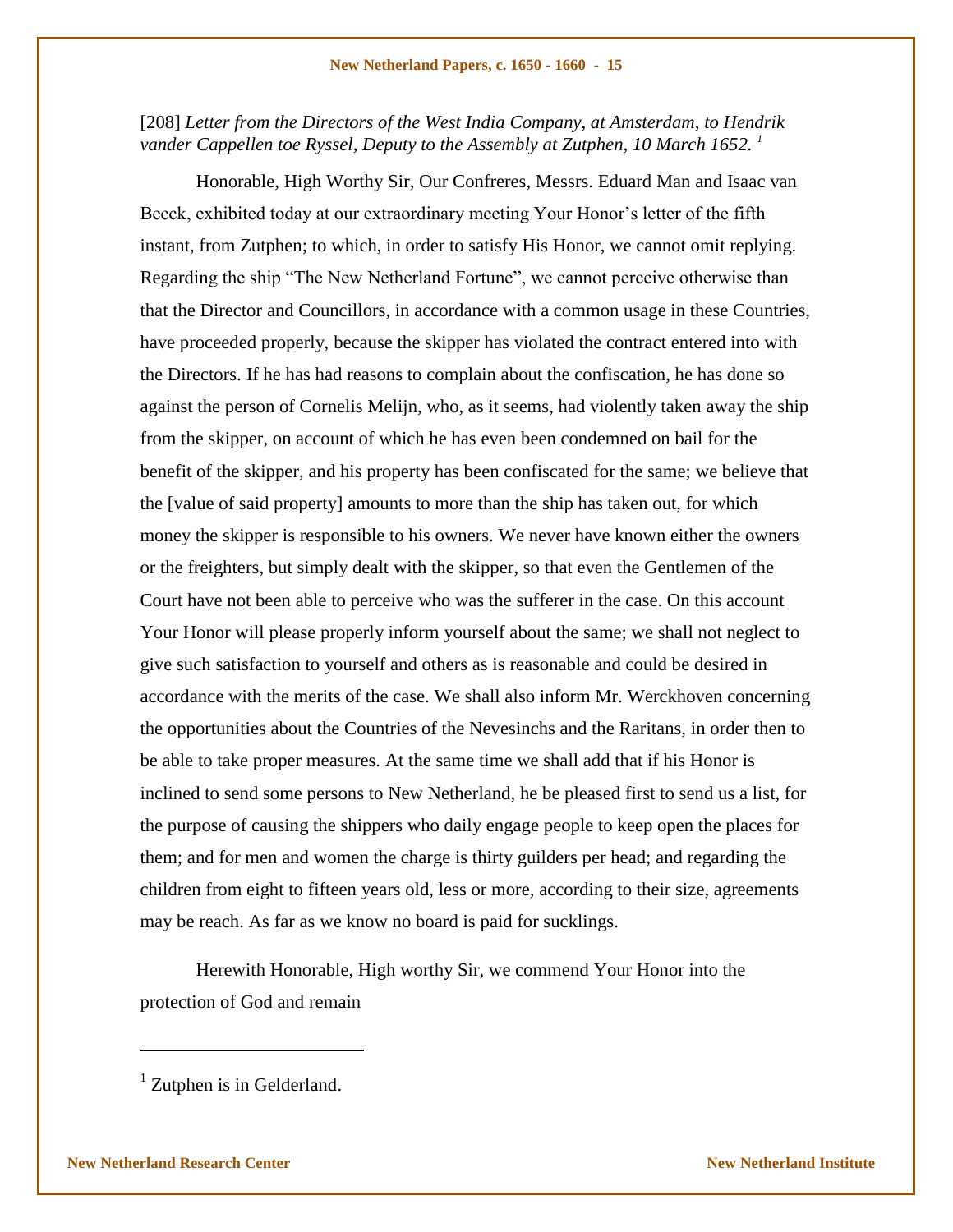[208] *Letter from the Directors of the West India Company, at Amsterdam, to Hendrik vander Cappellen toe Ryssel, Deputy to the Assembly at Zutphen, 10 March 1652.* [1]

Honorable, High Worthy Sir, Our Confreres, Messrs. Eduard Man and Isaac van Beeck, exhibited today at our extraordinary meeting Your Honor's letter of the fifth instant, from Zutphen; to which, in order to satisfy His Honor, we cannot omit replying. Regarding the ship "The New Netherland Fortune", we cannot perceive otherwise than that the Director and Councillors, in accordance with a common usage in these Countries, have proceeded properly, because the skipper has violated the contract entered into with the Directors. If he has had reasons to complain about the confiscation, he has done so against the person of Cornelis Melijn, who, as it seems, had violently taken away the ship from the skipper, on account of which he has even been condemned on bail for the benefit of the skipper, and his property has been confiscated for the same; we believe that the [value of said property] amounts to more than the ship has taken out, for which money the skipper is responsible to his owners. We never have known either the owners or the freighters, but simply dealt with the skipper, so that even the Gentlemen of the Court have not been able to perceive who was the sufferer in the case. On this account Your Honor will please properly inform yourself about the same; we shall not neglect to give such satisfaction to yourself and others as is reasonable and could be desired in accordance with the merits of the case. We shall also inform Mr. Werckhoven concerning the opportunities about the Countries of the Nevesinchs and the Raritans, in order then to be able to take proper measures. At the same time we shall add that if his Honor is inclined to send some persons to New Netherland, he be pleased first to send us a list, for the purpose of causing the shippers who daily engage people to keep open the places for them; and for men and women the charge is thirty guilders per head; and regarding the children from eight to fifteen years old, less or more, according to their size, agreements may be reach. As far as we know no board is paid for sucklings.

Herewith Honorable, High worthy Sir, we commend Your Honor into the protection of God and remain

---

[1] Zutphen is in Gelderland.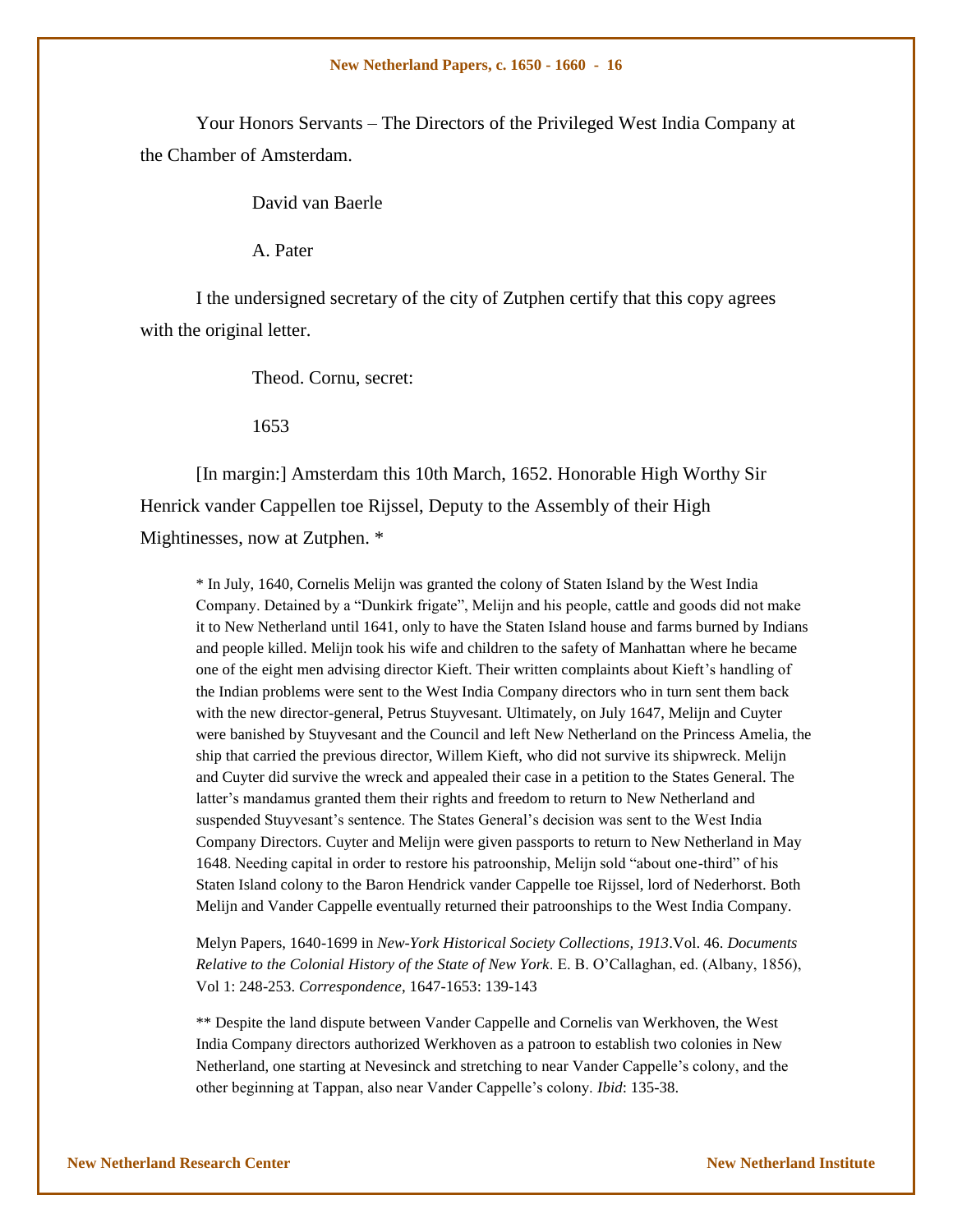Your Honors Servants – The Directors of the Privileged West India Company at the Chamber of Amsterdam.

David van Baerle

A. Pater

I the undersigned secretary of the city of Zutphen certify that this copy agrees with the original letter.

Theod. Cornu, secret:

1653

[In margin:] Amsterdam this 10th March, 1652. Honorable High Worthy Sir Henrick vander Cappellen toe Rijssel, Deputy to the Assembly of their High Mightinesses, now at Zutphen. *

* In July, 1640, Cornelis Melijn was granted the colony of Staten Island by the West India Company. Detained by a "Dunkirk frigate", Melijn and his people, cattle and goods did not make it to New Netherland until 1641, only to have the Staten Island house and farms burned by Indians and people killed. Melijn took his wife and children to the safety of Manhattan where he became one of the eight men advising director Kieft. Their written complaints about Kieft's handling of the Indian problems were sent to the West India Company directors who in turn sent them back with the new director-general, Petrus Stuyvesant. Ultimately, on July 1647, Melijn and Cuyter were banished by Stuyvesant and the Council and left New Netherland on the Princess Amelia, the ship that carried the previous director, Willem Kieft, who did not survive its shipwreck. Melijn and Cuyter did survive the wreck and appealed their case in a petition to the States General. The latter's mandamus granted them their rights and freedom to return to New Netherland and suspended Stuyvesant's sentence. The States General's decision was sent to the West India Company Directors. Cuyter and Melijn were given passports to return to New Netherland in May 1648. Needing capital in order to restore his patroonship, Melijn sold "about one-third" of his Staten Island colony to the Baron Hendrick vander Cappelle toe Rijssel, lord of Nederhorst. Both Melijn and Vander Cappelle eventually returned their patroonships to the West India Company.

Melyn Papers, 1640-1699 in *New-York Historical Society Collections, 1913*.Vol. 46. *Documents Relative to the Colonial History of the State of New York*. E. B. O'Callaghan, ed. (Albany, 1856), Vol 1: 248-253. *Correspondence,* 1647-1653: 139-143

** Despite the land dispute between Vander Cappelle and Cornelis van Werkhoven, the West India Company directors authorized Werkhoven as a patroon to establish two colonies in New Netherland, one starting at Nevesinck and stretching to near Vander Cappelle's colony, and the other beginning at Tappan, also near Vander Cappelle's colony. *Ibid*: 135-38.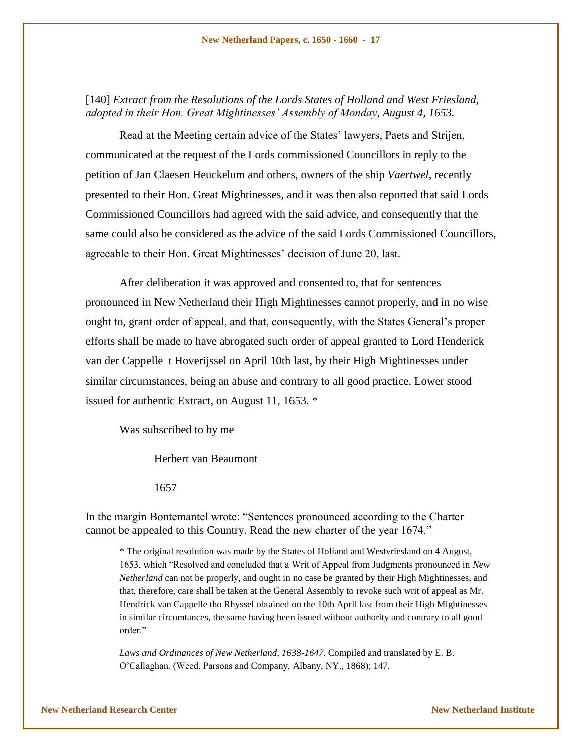[140] *Extract from the Resolutions of the Lords States of Holland and West Friesland, adopted in their Hon. Great Mightinesses' Assembly of Monday, August 4, 1653.*

Read at the Meeting certain advice of the States' lawyers, Paets and Strijen, communicated at the request of the Lords commissioned Councillors in reply to the petition of Jan Claesen Heuckelum and others, owners of the ship *Vaertwel*, recently presented to their Hon. Great Mightinesses, and it was then also reported that said Lords Commissioned Councillors had agreed with the said advice, and consequently that the same could also be considered as the advice of the said Lords Commissioned Councillors, agreeable to their Hon. Great Mightinesses' decision of June 20, last.

After deliberation it was approved and consented to, that for sentences pronounced in New Netherland their High Mightinesses cannot properly, and in no wise ought to, grant order of appeal, and that, consequently, with the States General's proper efforts shall be made to have abrogated such order of appeal granted to Lord Henderick van der Cappelle t Hoverijssel on April 10th last, by their High Mightinesses under similar circumstances, being an abuse and contrary to all good practice. Lower stood issued for authentic Extract, on August 11, 1653. *

Was subscribed to by me

Herbert van Beaumont

1657

In the margin Bontemantel wrote: "Sentences pronounced according to the Charter cannot be appealed to this Country. Read the new charter of the year 1674."

* The original resolution was made by the States of Holland and Westvriesland on 4 August, 1653, which "Resolved and concluded that a Writ of Appeal from Judgments pronounced in *New Netherland* can not be properly, and ought in no case be granted by their High Mightinesses, and that, therefore, care shall be taken at the General Assembly to revoke such writ of appeal as Mr. Hendrick van Cappelle tho Rhyssel obtained on the 10th April last from their High Mightinesses in similar circumtances, the same having been issued without authority and contrary to all good order."

*Laws and Ordinances of New Netherland, 1638-1647*. Compiled and translated by E. B. O'Callaghan. (Weed, Parsons and Company, Albany, NY., 1868); 147.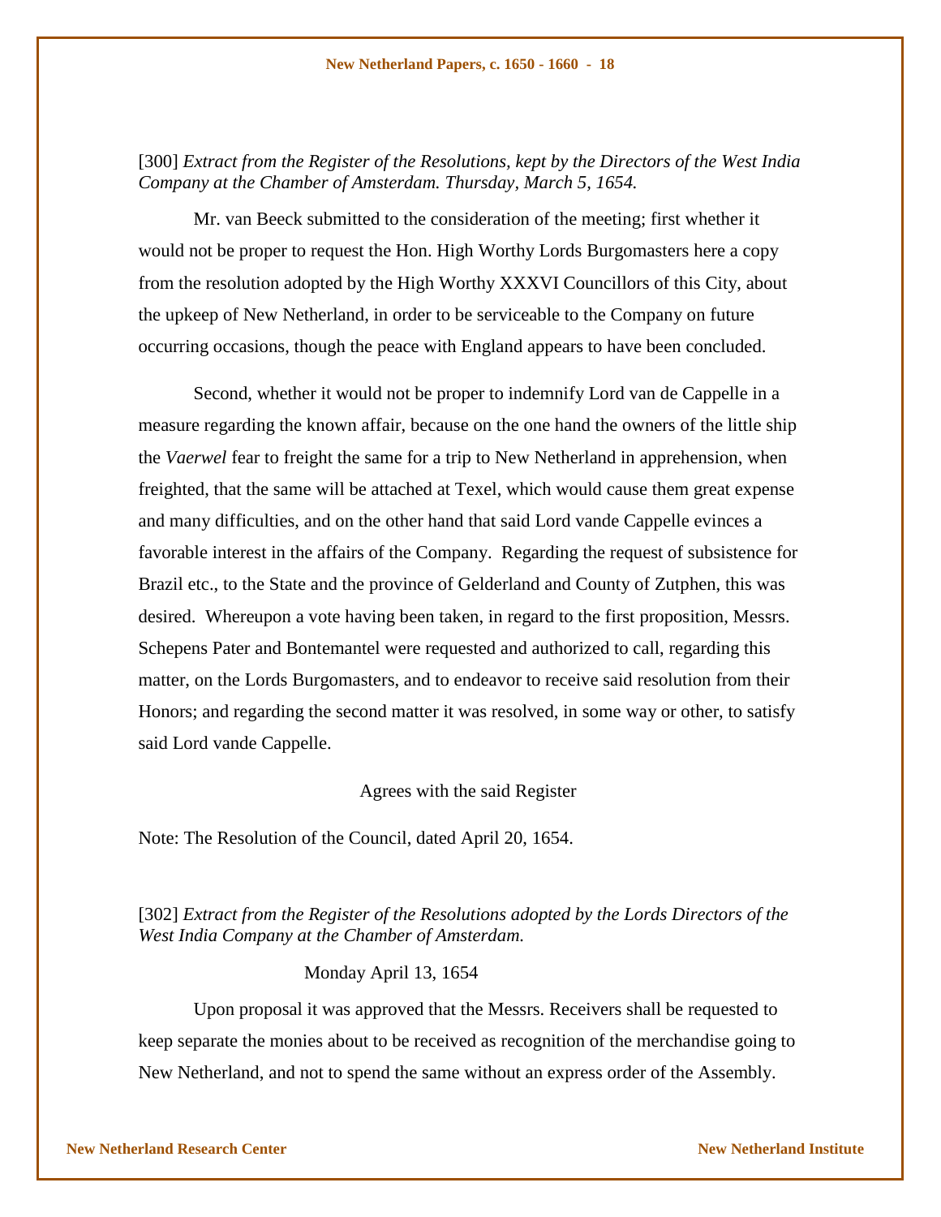[300] *Extract from the Register of the Resolutions, kept by the Directors of the West India Company at the Chamber of Amsterdam. Thursday, March 5, 1654.*

Mr. van Beeck submitted to the consideration of the meeting; first whether it would not be proper to request the Hon. High Worthy Lords Burgomasters here a copy from the resolution adopted by the High Worthy XXXVI Councillors of this City, about the upkeep of New Netherland, in order to be serviceable to the Company on future occurring occasions, though the peace with England appears to have been concluded.

Second, whether it would not be proper to indemnify Lord van de Cappelle in a measure regarding the known affair, because on the one hand the owners of the little ship the *Vaerwel* fear to freight the same for a trip to New Netherland in apprehension, when freighted, that the same will be attached at Texel, which would cause them great expense and many difficulties, and on the other hand that said Lord vande Cappelle evinces a favorable interest in the affairs of the Company. Regarding the request of subsistence for Brazil etc., to the State and the province of Gelderland and County of Zutphen, this was desired. Whereupon a vote having been taken, in regard to the first proposition, Messrs. Schepens Pater and Bontemantel were requested and authorized to call, regarding this matter, on the Lords Burgomasters, and to endeavor to receive said resolution from their Honors; and regarding the second matter it was resolved, in some way or other, to satisfy said Lord vande Cappelle.

Agrees with the said Register

Note: The Resolution of the Council, dated April 20, 1654.

[302] *Extract from the Register of the Resolutions adopted by the Lords Directors of the West India Company at the Chamber of Amsterdam.*

Monday April 13, 1654

Upon proposal it was approved that the Messrs. Receivers shall be requested to keep separate the monies about to be received as recognition of the merchandise going to New Netherland, and not to spend the same without an express order of the Assembly.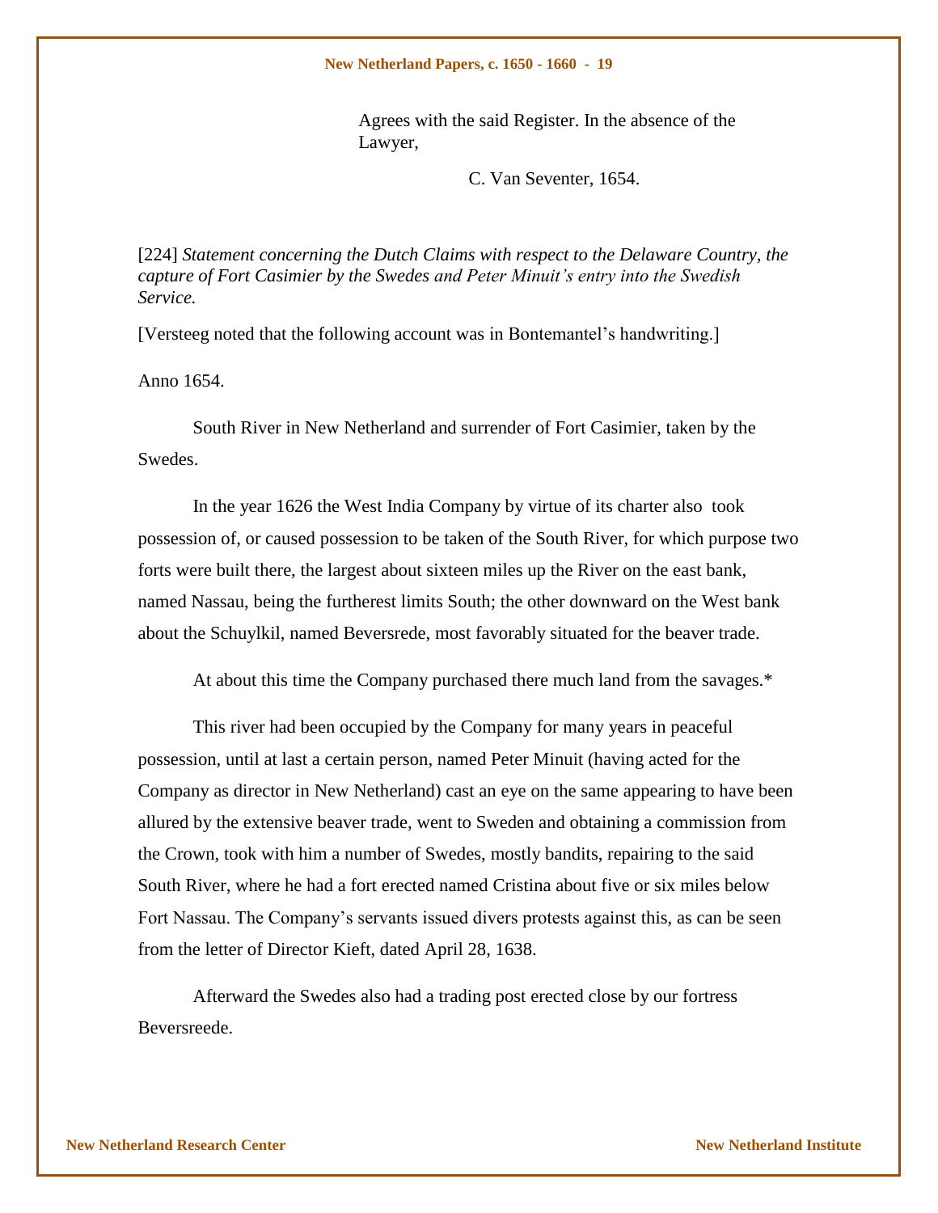Agrees with the said Register. In the absence of the Lawyer,

C. Van Seventer, 1654.

[224] *Statement concerning the Dutch Claims with respect to the Delaware Country, the capture of Fort Casimier by the Swedes and Peter Minuit's entry into the Swedish Service.*

[Versteeg noted that the following account was in Bontemantel's handwriting.]

Anno 1654.

South River in New Netherland and surrender of Fort Casimier, taken by the Swedes.

In the year 1626 the West India Company by virtue of its charter also took possession of, or caused possession to be taken of the South River, for which purpose two forts were built there, the largest about sixteen miles up the River on the east bank, named Nassau, being the furtherest limits South; the other downward on the West bank about the Schuylkil, named Beversrede, most favorably situated for the beaver trade.

At about this time the Company purchased there much land from the savages.*

This river had been occupied by the Company for many years in peaceful possession, until at last a certain person, named Peter Minuit (having acted for the Company as director in New Netherland) cast an eye on the same appearing to have been allured by the extensive beaver trade, went to Sweden and obtaining a commission from the Crown, took with him a number of Swedes, mostly bandits, repairing to the said South River, where he had a fort erected named Cristina about five or six miles below Fort Nassau. The Company's servants issued divers protests against this, as can be seen from the letter of Director Kieft, dated April 28, 1638.

Afterward the Swedes also had a trading post erected close by our fortress Beversreede.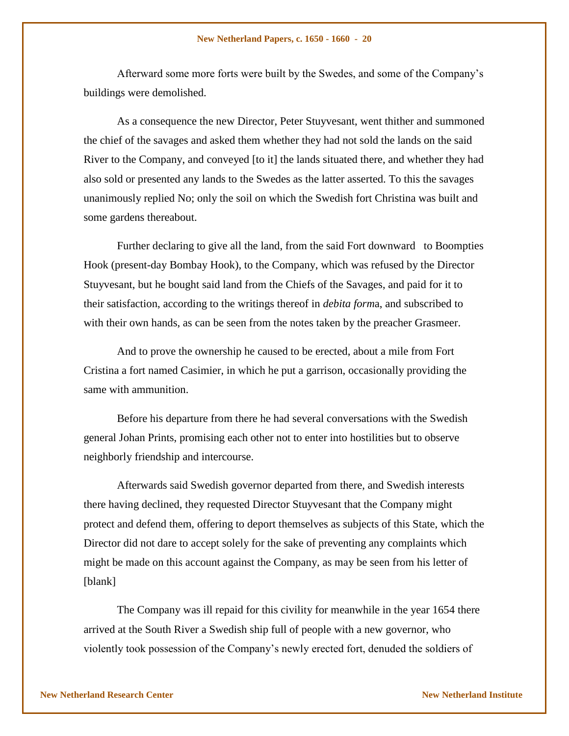Afterward some more forts were built by the Swedes, and some of the Company's buildings were demolished.

As a consequence the new Director, Peter Stuyvesant, went thither and summoned the chief of the savages and asked them whether they had not sold the lands on the said River to the Company, and conveyed [to it] the lands situated there, and whether they had also sold or presented any lands to the Swedes as the latter asserted. To this the savages unanimously replied No; only the soil on which the Swedish fort Christina was built and some gardens thereabout.

Further declaring to give all the land, from the said Fort downward to Boompties Hook (present-day Bombay Hook), to the Company, which was refused by the Director Stuyvesant, but he bought said land from the Chiefs of the Savages, and paid for it to their satisfaction, according to the writings thereof in *debita form*a, and subscribed to with their own hands, as can be seen from the notes taken by the preacher Grasmeer.

And to prove the ownership he caused to be erected, about a mile from Fort Cristina a fort named Casimier, in which he put a garrison, occasionally providing the same with ammunition.

Before his departure from there he had several conversations with the Swedish general Johan Prints, promising each other not to enter into hostilities but to observe neighborly friendship and intercourse.

Afterwards said Swedish governor departed from there, and Swedish interests there having declined, they requested Director Stuyvesant that the Company might protect and defend them, offering to deport themselves as subjects of this State, which the Director did not dare to accept solely for the sake of preventing any complaints which might be made on this account against the Company, as may be seen from his letter of [blank]

The Company was ill repaid for this civility for meanwhile in the year 1654 there arrived at the South River a Swedish ship full of people with a new governor, who violently took possession of the Company's newly erected fort, denuded the soldiers of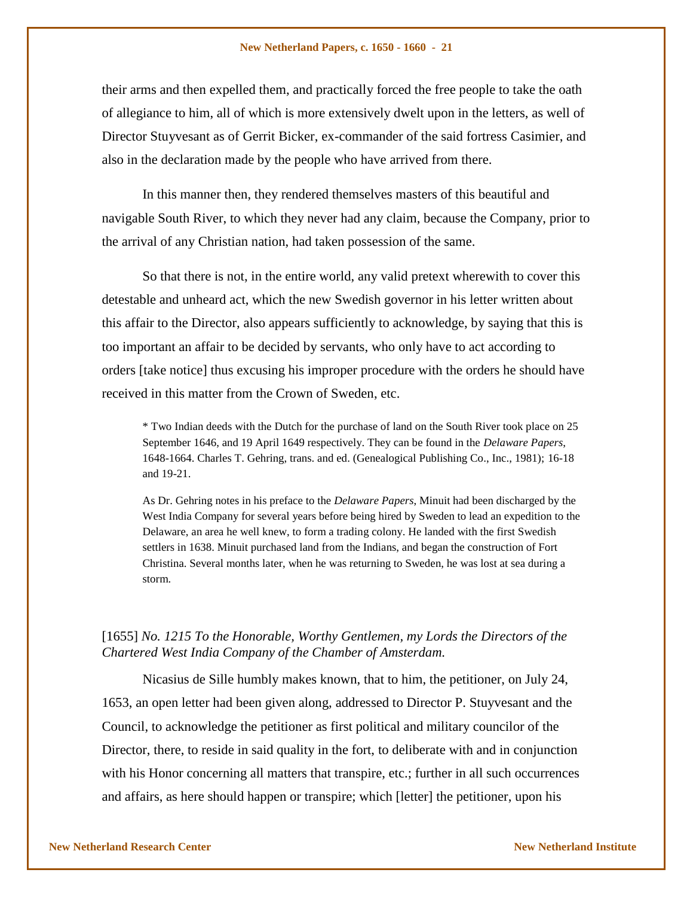their arms and then expelled them, and practically forced the free people to take the oath of allegiance to him, all of which is more extensively dwelt upon in the letters, as well of Director Stuyvesant as of Gerrit Bicker, ex-commander of the said fortress Casimier, and also in the declaration made by the people who have arrived from there.

In this manner then, they rendered themselves masters of this beautiful and navigable South River, to which they never had any claim, because the Company, prior to the arrival of any Christian nation, had taken possession of the same.

So that there is not, in the entire world, any valid pretext wherewith to cover this detestable and unheard act, which the new Swedish governor in his letter written about this affair to the Director, also appears sufficiently to acknowledge, by saying that this is too important an affair to be decided by servants, who only have to act according to orders [take notice] thus excusing his improper procedure with the orders he should have received in this matter from the Crown of Sweden, etc.

* Two Indian deeds with the Dutch for the purchase of land on the South River took place on 25 September 1646, and 19 April 1649 respectively. They can be found in the *Delaware Papers*, 1648-1664. Charles T. Gehring, trans. and ed. (Genealogical Publishing Co., Inc., 1981); 16-18 and 19-21.

As Dr. Gehring notes in his preface to the *Delaware Papers*, Minuit had been discharged by the West India Company for several years before being hired by Sweden to lead an expedition to the Delaware, an area he well knew, to form a trading colony. He landed with the first Swedish settlers in 1638. Minuit purchased land from the Indians, and began the construction of Fort Christina. Several months later, when he was returning to Sweden, he was lost at sea during a storm.

[1655] *No. 1215 To the Honorable, Worthy Gentlemen, my Lords the Directors of the Chartered West India Company of the Chamber of Amsterdam.*

Nicasius de Sille humbly makes known, that to him, the petitioner, on July 24, 1653, an open letter had been given along, addressed to Director P. Stuyvesant and the Council, to acknowledge the petitioner as first political and military councilor of the Director, there, to reside in said quality in the fort, to deliberate with and in conjunction with his Honor concerning all matters that transpire, etc.; further in all such occurrences and affairs, as here should happen or transpire; which [letter] the petitioner, upon his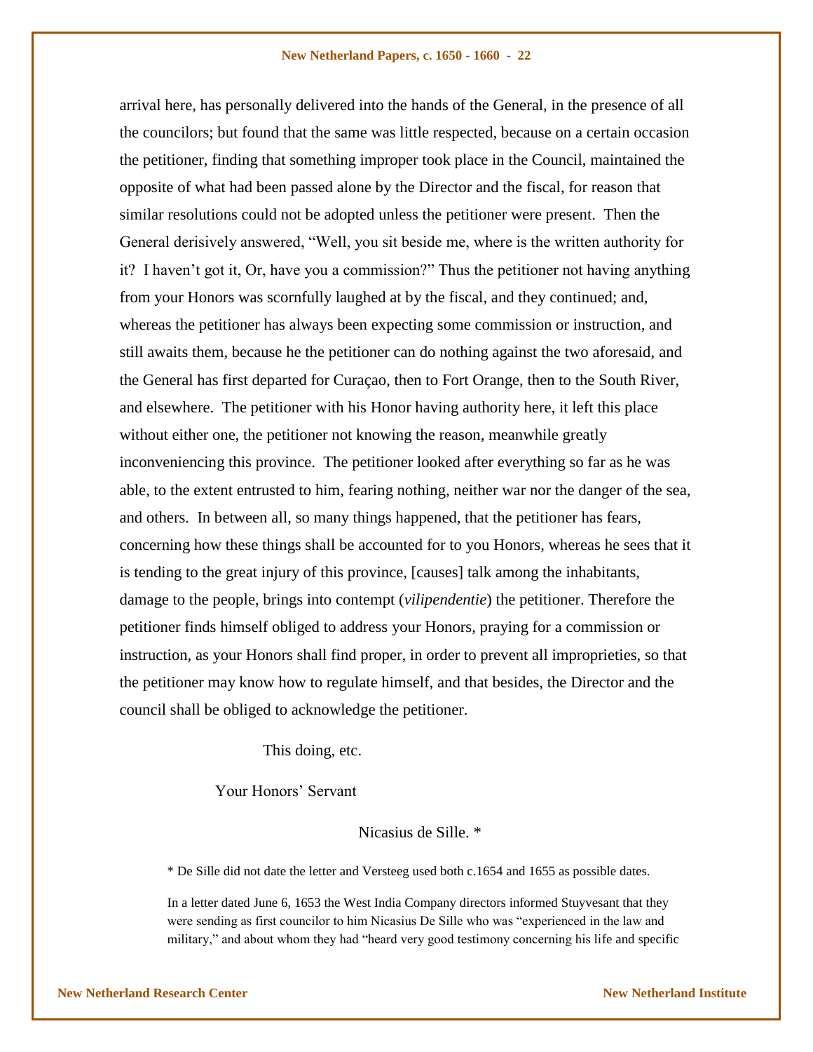arrival here, has personally delivered into the hands of the General, in the presence of all the councilors; but found that the same was little respected, because on a certain occasion the petitioner, finding that something improper took place in the Council, maintained the opposite of what had been passed alone by the Director and the fiscal, for reason that similar resolutions could not be adopted unless the petitioner were present. Then the General derisively answered, "Well, you sit beside me, where is the written authority for it? I haven't got it, Or, have you a commission?" Thus the petitioner not having anything from your Honors was scornfully laughed at by the fiscal, and they continued; and, whereas the petitioner has always been expecting some commission or instruction, and still awaits them, because he the petitioner can do nothing against the two aforesaid, and the General has first departed for Curaçao, then to Fort Orange, then to the South River, and elsewhere. The petitioner with his Honor having authority here, it left this place without either one, the petitioner not knowing the reason, meanwhile greatly inconveniencing this province. The petitioner looked after everything so far as he was able, to the extent entrusted to him, fearing nothing, neither war nor the danger of the sea, and others. In between all, so many things happened, that the petitioner has fears, concerning how these things shall be accounted for to you Honors, whereas he sees that it is tending to the great injury of this province, [causes] talk among the inhabitants, damage to the people, brings into contempt (*vilipendentie*) the petitioner. Therefore the petitioner finds himself obliged to address your Honors, praying for a commission or instruction, as your Honors shall find proper, in order to prevent all improprieties, so that the petitioner may know how to regulate himself, and that besides, the Director and the council shall be obliged to acknowledge the petitioner.

This doing, etc.

Your Honors' Servant

Nicasius de Sille. *

* De Sille did not date the letter and Versteeg used both c.1654 and 1655 as possible dates.

In a letter dated June 6, 1653 the West India Company directors informed Stuyvesant that they were sending as first councilor to him Nicasius De Sille who was "experienced in the law and military," and about whom they had "heard very good testimony concerning his life and specific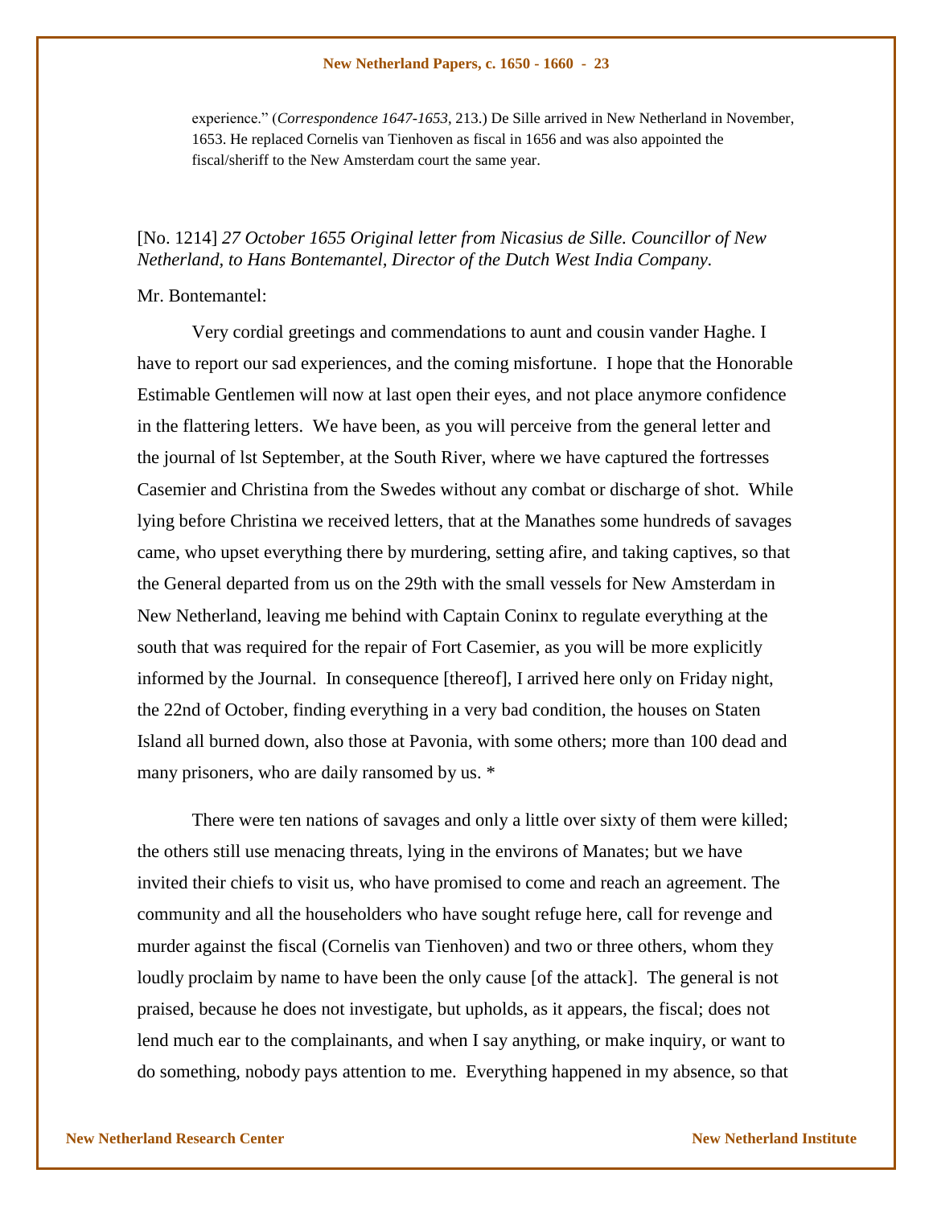experience." (*Correspondence 1647-1653*, 213.) De Sille arrived in New Netherland in November, 1653. He replaced Cornelis van Tienhoven as fiscal in 1656 and was also appointed the fiscal/sheriff to the New Amsterdam court the same year.

[No. 1214] *27 October 1655 Original letter from Nicasius de Sille. Councillor of New Netherland, to Hans Bontemantel, Director of the Dutch West India Company.*

Mr. Bontemantel:

Very cordial greetings and commendations to aunt and cousin vander Haghe. I have to report our sad experiences, and the coming misfortune. I hope that the Honorable Estimable Gentlemen will now at last open their eyes, and not place anymore confidence in the flattering letters. We have been, as you will perceive from the general letter and the journal of lst September, at the South River, where we have captured the fortresses Casemier and Christina from the Swedes without any combat or discharge of shot. While lying before Christina we received letters, that at the Manathes some hundreds of savages came, who upset everything there by murdering, setting afire, and taking captives, so that the General departed from us on the 29th with the small vessels for New Amsterdam in New Netherland, leaving me behind with Captain Coninx to regulate everything at the south that was required for the repair of Fort Casemier, as you will be more explicitly informed by the Journal. In consequence [thereof], I arrived here only on Friday night, the 22nd of October, finding everything in a very bad condition, the houses on Staten Island all burned down, also those at Pavonia, with some others; more than 100 dead and many prisoners, who are daily ransomed by us. *

There were ten nations of savages and only a little over sixty of them were killed; the others still use menacing threats, lying in the environs of Manates; but we have invited their chiefs to visit us, who have promised to come and reach an agreement. The community and all the householders who have sought refuge here, call for revenge and murder against the fiscal (Cornelis van Tienhoven) and two or three others, whom they loudly proclaim by name to have been the only cause [of the attack]. The general is not praised, because he does not investigate, but upholds, as it appears, the fiscal; does not lend much ear to the complainants, and when I say anything, or make inquiry, or want to do something, nobody pays attention to me. Everything happened in my absence, so that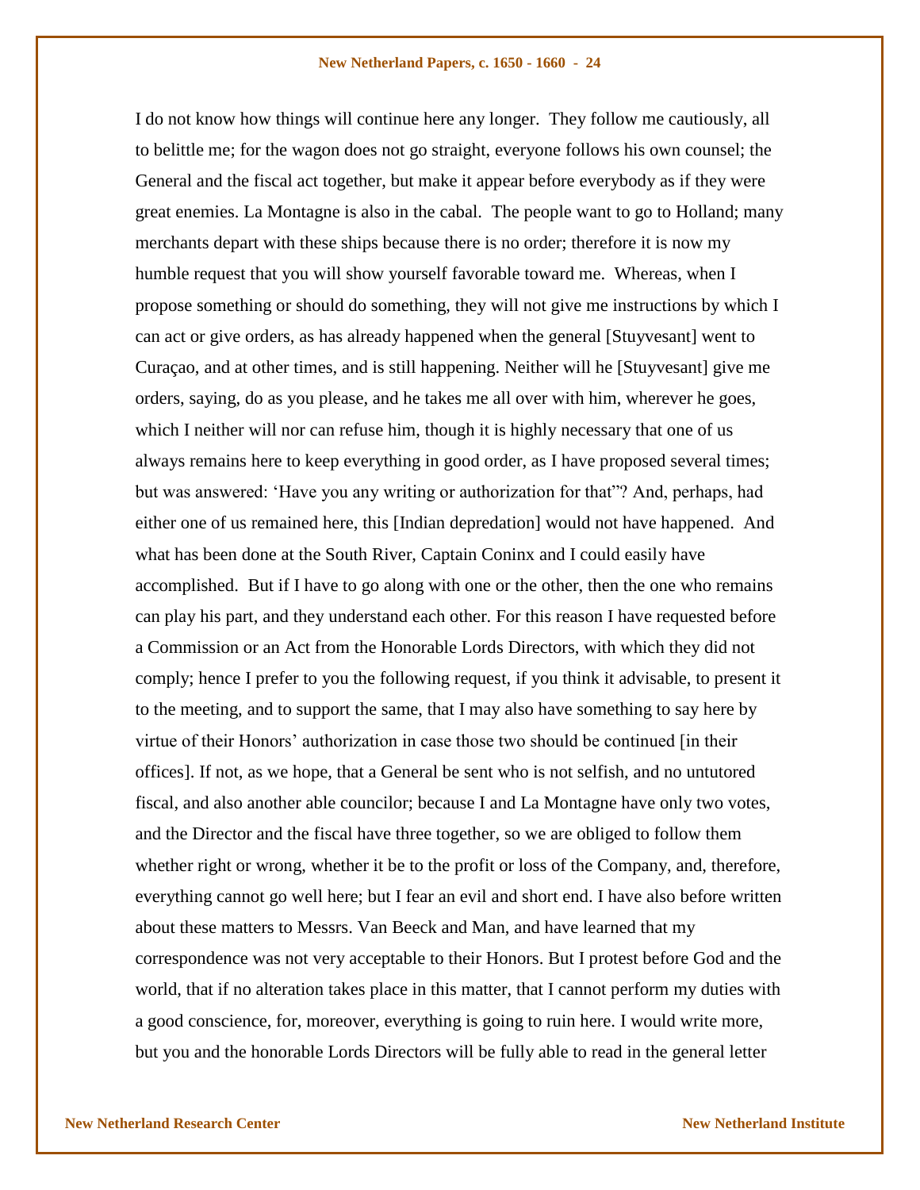I do not know how things will continue here any longer. They follow me cautiously, all to belittle me; for the wagon does not go straight, everyone follows his own counsel; the General and the fiscal act together, but make it appear before everybody as if they were great enemies. La Montagne is also in the cabal. The people want to go to Holland; many merchants depart with these ships because there is no order; therefore it is now my humble request that you will show yourself favorable toward me. Whereas, when I propose something or should do something, they will not give me instructions by which I can act or give orders, as has already happened when the general [Stuyvesant] went to Curaçao, and at other times, and is still happening. Neither will he [Stuyvesant] give me orders, saying, do as you please, and he takes me all over with him, wherever he goes, which I neither will nor can refuse him, though it is highly necessary that one of us always remains here to keep everything in good order, as I have proposed several times; but was answered: 'Have you any writing or authorization for that"? And, perhaps, had either one of us remained here, this [Indian depredation] would not have happened. And what has been done at the South River, Captain Coninx and I could easily have accomplished. But if I have to go along with one or the other, then the one who remains can play his part, and they understand each other. For this reason I have requested before a Commission or an Act from the Honorable Lords Directors, with which they did not comply; hence I prefer to you the following request, if you think it advisable, to present it to the meeting, and to support the same, that I may also have something to say here by virtue of their Honors' authorization in case those two should be continued [in their offices]. If not, as we hope, that a General be sent who is not selfish, and no untutored fiscal, and also another able councilor; because I and La Montagne have only two votes, and the Director and the fiscal have three together, so we are obliged to follow them whether right or wrong, whether it be to the profit or loss of the Company, and, therefore, everything cannot go well here; but I fear an evil and short end. I have also before written about these matters to Messrs. Van Beeck and Man, and have learned that my correspondence was not very acceptable to their Honors. But I protest before God and the world, that if no alteration takes place in this matter, that I cannot perform my duties with a good conscience, for, moreover, everything is going to ruin here. I would write more, but you and the honorable Lords Directors will be fully able to read in the general letter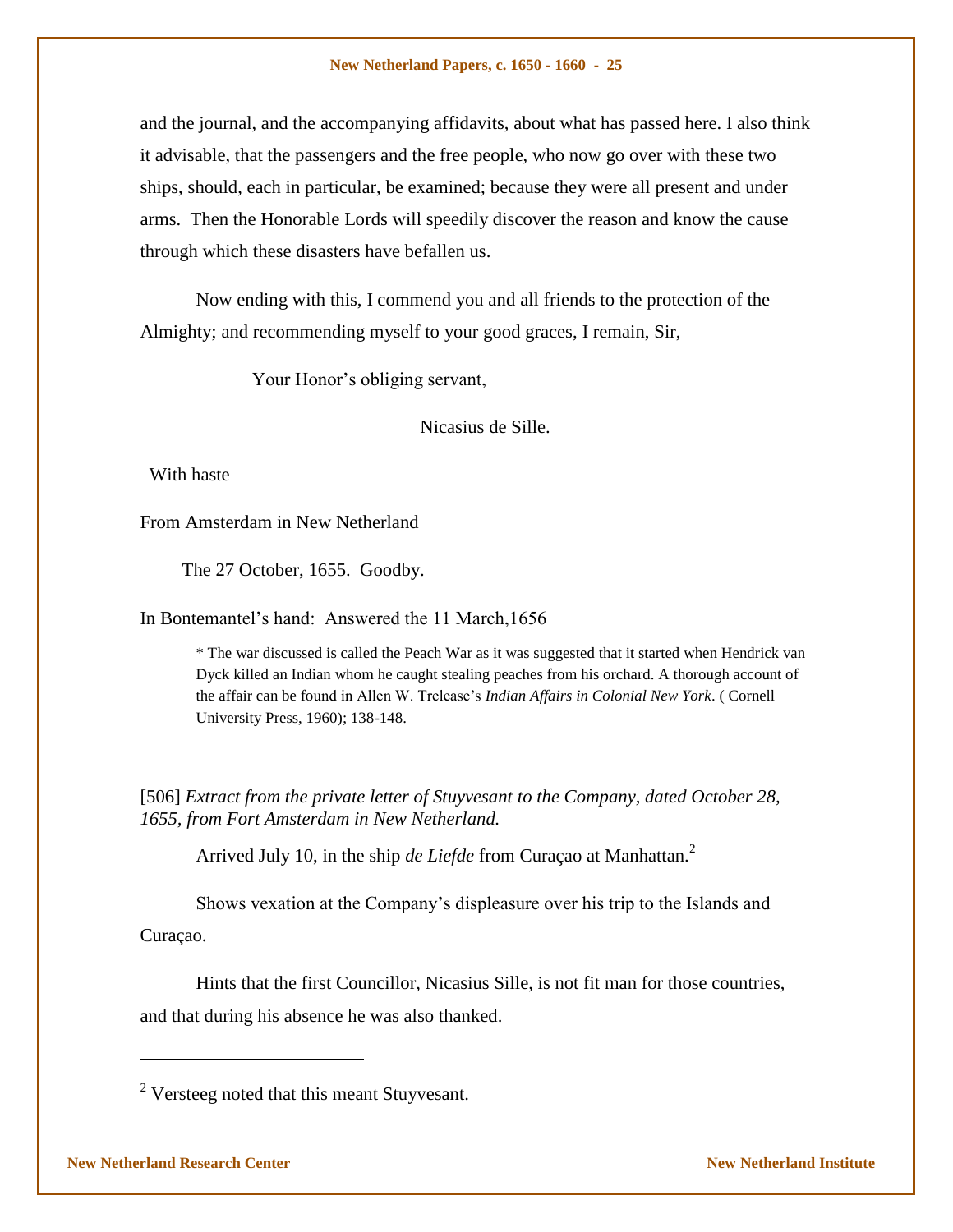and the journal, and the accompanying affidavits, about what has passed here. I also think it advisable, that the passengers and the free people, who now go over with these two ships, should, each in particular, be examined; because they were all present and under arms. Then the Honorable Lords will speedily discover the reason and know the cause through which these disasters have befallen us.

Now ending with this, I commend you and all friends to the protection of the Almighty; and recommending myself to your good graces, I remain, Sir,

Your Honor's obliging servant,

Nicasius de Sille.

With haste

From Amsterdam in New Netherland

The 27 October, 1655. Goodby.

In Bontemantel's hand: Answered the 11 March,1656

* The war discussed is called the Peach War as it was suggested that it started when Hendrick van Dyck killed an Indian whom he caught stealing peaches from his orchard. A thorough account of the affair can be found in Allen W. Trelease's *Indian Affairs in Colonial New York*. ( Cornell University Press, 1960); 138-148.

[506] *Extract from the private letter of Stuyvesant to the Company, dated October 28, 1655, from Fort Amsterdam in New Netherland.*

Arrived July 10, in the ship *de Liefde* from Curaçao at Manhattan.[2]

Shows vexation at the Company's displeasure over his trip to the Islands and Curaçao.

Hints that the first Councillor, Nicasius Sille, is not fit man for those countries, and that during his absence he was also thanked.

---

[2] Versteeg noted that this meant Stuyvesant.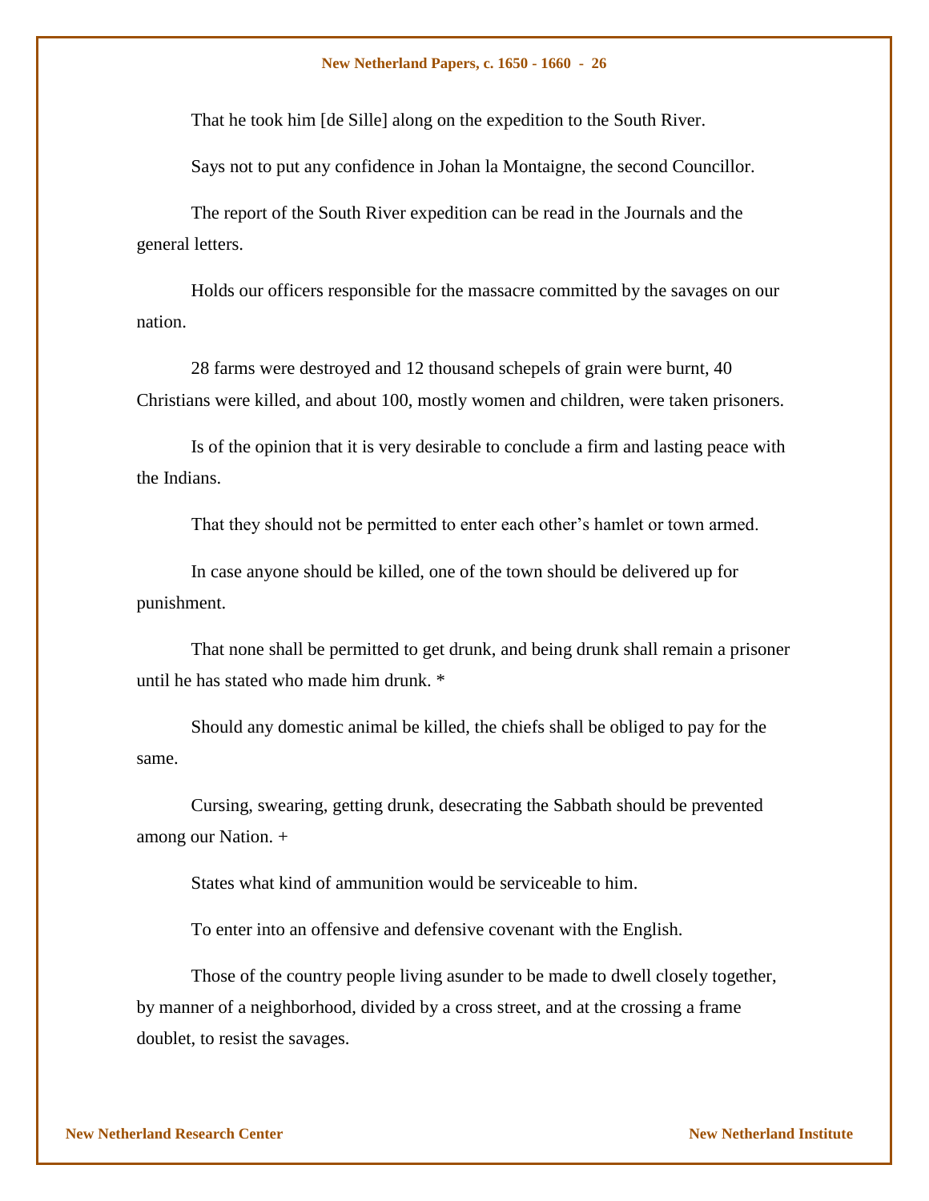That he took him [de Sille] along on the expedition to the South River.

Says not to put any confidence in Johan la Montaigne, the second Councillor.

The report of the South River expedition can be read in the Journals and the general letters.

Holds our officers responsible for the massacre committed by the savages on our nation.

28 farms were destroyed and 12 thousand schepels of grain were burnt, 40 Christians were killed, and about 100, mostly women and children, were taken prisoners.

Is of the opinion that it is very desirable to conclude a firm and lasting peace with the Indians.

That they should not be permitted to enter each other's hamlet or town armed.

In case anyone should be killed, one of the town should be delivered up for punishment.

That none shall be permitted to get drunk, and being drunk shall remain a prisoner until he has stated who made him drunk. *

Should any domestic animal be killed, the chiefs shall be obliged to pay for the same.

Cursing, swearing, getting drunk, desecrating the Sabbath should be prevented among our Nation. +

States what kind of ammunition would be serviceable to him.

To enter into an offensive and defensive covenant with the English.

Those of the country people living asunder to be made to dwell closely together, by manner of a neighborhood, divided by a cross street, and at the crossing a frame doublet, to resist the savages.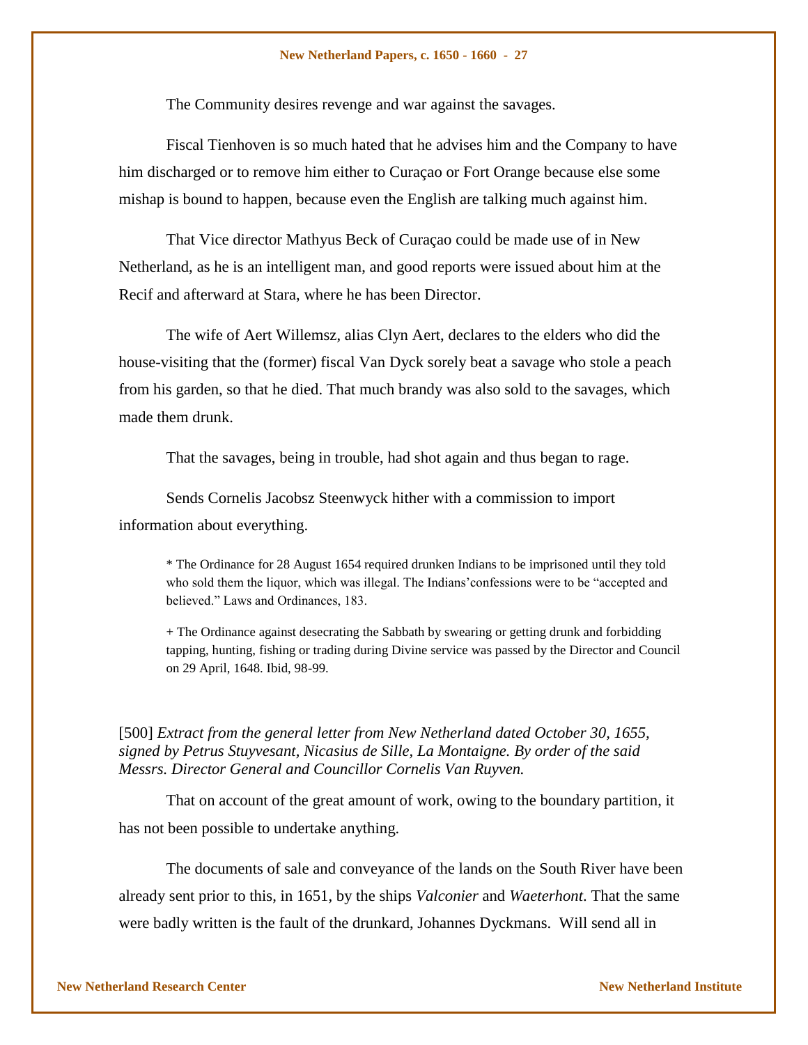The Community desires revenge and war against the savages.

Fiscal Tienhoven is so much hated that he advises him and the Company to have him discharged or to remove him either to Curaçao or Fort Orange because else some mishap is bound to happen, because even the English are talking much against him.

That Vice director Mathyus Beck of Curaçao could be made use of in New Netherland, as he is an intelligent man, and good reports were issued about him at the Recif and afterward at Stara, where he has been Director.

The wife of Aert Willemsz, alias Clyn Aert, declares to the elders who did the house-visiting that the (former) fiscal Van Dyck sorely beat a savage who stole a peach from his garden, so that he died. That much brandy was also sold to the savages, which made them drunk.

That the savages, being in trouble, had shot again and thus began to rage.

Sends Cornelis Jacobsz Steenwyck hither with a commission to import information about everything.

* The Ordinance for 28 August 1654 required drunken Indians to be imprisoned until they told who sold them the liquor, which was illegal. The Indians'confessions were to be "accepted and believed." Laws and Ordinances, 183.

+ The Ordinance against desecrating the Sabbath by swearing or getting drunk and forbidding tapping, hunting, fishing or trading during Divine service was passed by the Director and Council on 29 April, 1648. Ibid, 98-99.

[500] *Extract from the general letter from New Netherland dated October 30, 1655, signed by Petrus Stuyvesant, Nicasius de Sille, La Montaigne. By order of the said Messrs. Director General and Councillor Cornelis Van Ruyven.*

That on account of the great amount of work, owing to the boundary partition, it has not been possible to undertake anything.

The documents of sale and conveyance of the lands on the South River have been already sent prior to this, in 1651, by the ships *Valconier* and *Waeterhont*. That the same were badly written is the fault of the drunkard, Johannes Dyckmans. Will send all in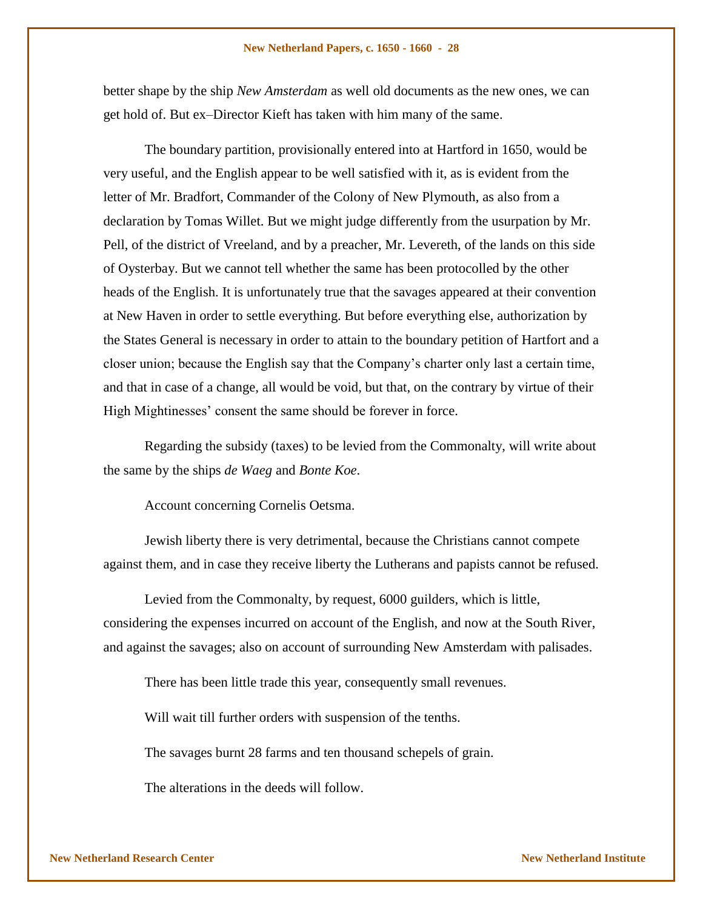better shape by the ship *New Amsterdam* as well old documents as the new ones, we can get hold of. But ex–Director Kieft has taken with him many of the same.

The boundary partition, provisionally entered into at Hartford in 1650, would be very useful, and the English appear to be well satisfied with it, as is evident from the letter of Mr. Bradfort, Commander of the Colony of New Plymouth, as also from a declaration by Tomas Willet. But we might judge differently from the usurpation by Mr. Pell, of the district of Vreeland, and by a preacher, Mr. Levereth, of the lands on this side of Oysterbay. But we cannot tell whether the same has been protocolled by the other heads of the English. It is unfortunately true that the savages appeared at their convention at New Haven in order to settle everything. But before everything else, authorization by the States General is necessary in order to attain to the boundary petition of Hartfort and a closer union; because the English say that the Company's charter only last a certain time, and that in case of a change, all would be void, but that, on the contrary by virtue of their High Mightinesses' consent the same should be forever in force.

Regarding the subsidy (taxes) to be levied from the Commonalty, will write about the same by the ships *de Waeg* and *Bonte Koe*.

Account concerning Cornelis Oetsma.

Jewish liberty there is very detrimental, because the Christians cannot compete against them, and in case they receive liberty the Lutherans and papists cannot be refused.

Levied from the Commonalty, by request, 6000 guilders, which is little, considering the expenses incurred on account of the English, and now at the South River, and against the savages; also on account of surrounding New Amsterdam with palisades.

There has been little trade this year, consequently small revenues.

Will wait till further orders with suspension of the tenths.

The savages burnt 28 farms and ten thousand schepels of grain.

The alterations in the deeds will follow.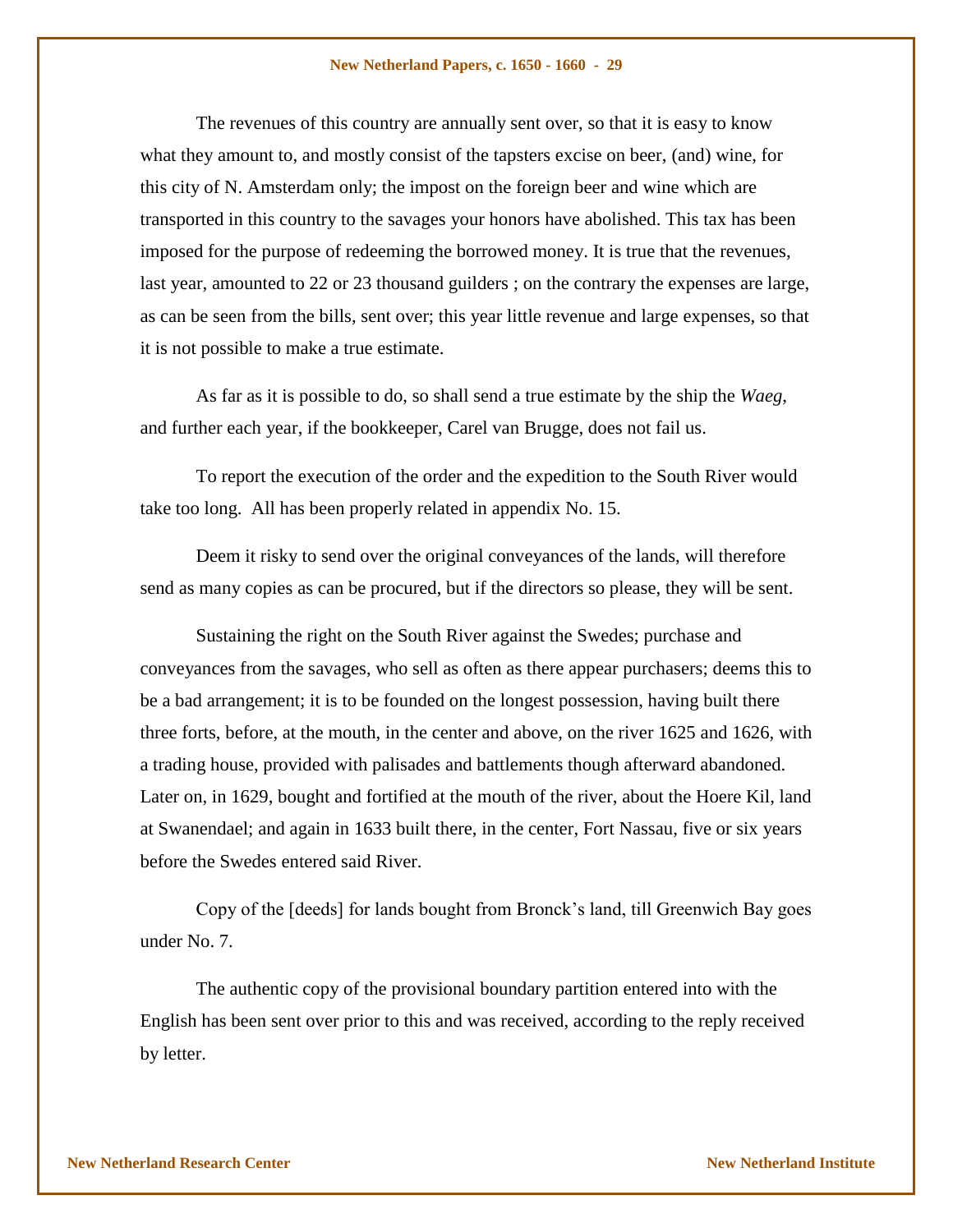The revenues of this country are annually sent over, so that it is easy to know what they amount to, and mostly consist of the tapsters excise on beer, (and) wine, for this city of N. Amsterdam only; the impost on the foreign beer and wine which are transported in this country to the savages your honors have abolished. This tax has been imposed for the purpose of redeeming the borrowed money. It is true that the revenues, last year, amounted to 22 or 23 thousand guilders ; on the contrary the expenses are large, as can be seen from the bills, sent over; this year little revenue and large expenses, so that it is not possible to make a true estimate.

As far as it is possible to do, so shall send a true estimate by the ship the *Waeg*, and further each year, if the bookkeeper, Carel van Brugge, does not fail us.

To report the execution of the order and the expedition to the South River would take too long.  All has been properly related in appendix No. 15.

Deem it risky to send over the original conveyances of the lands, will therefore send as many copies as can be procured, but if the directors so please, they will be sent.

Sustaining the right on the South River against the Swedes; purchase and conveyances from the savages, who sell as often as there appear purchasers; deems this to be a bad arrangement; it is to be founded on the longest possession, having built there three forts, before, at the mouth, in the center and above, on the river 1625 and 1626, with a trading house, provided with palisades and battlements though afterward abandoned. Later on, in 1629, bought and fortified at the mouth of the river, about the Hoere Kil, land at Swanendael; and again in 1633 built there, in the center, Fort Nassau, five or six years before the Swedes entered said River.

Copy of the [deeds] for lands bought from Bronck's land, till Greenwich Bay goes under No. 7.

The authentic copy of the provisional boundary partition entered into with the English has been sent over prior to this and was received, according to the reply received by letter.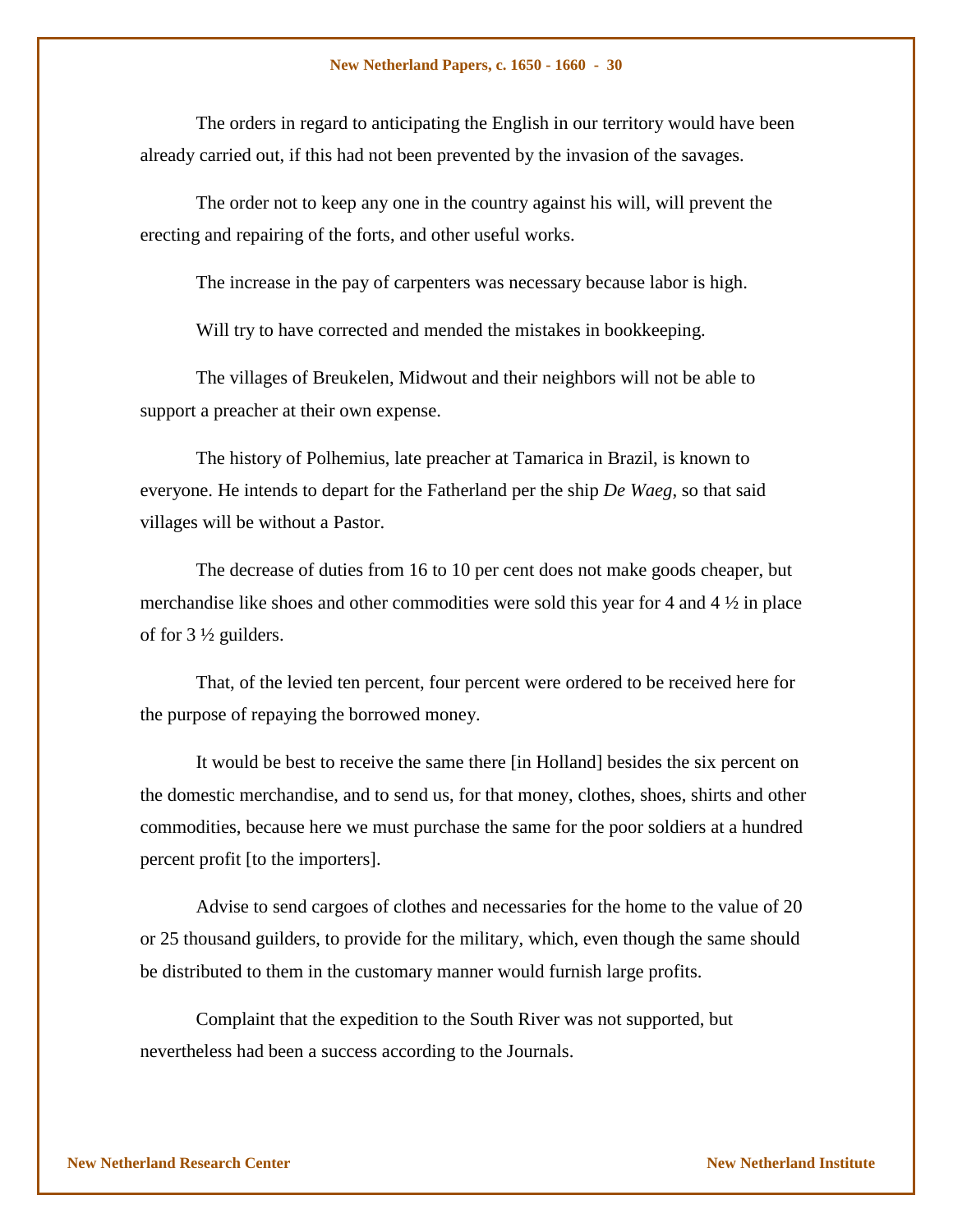The orders in regard to anticipating the English in our territory would have been already carried out, if this had not been prevented by the invasion of the savages.

The order not to keep any one in the country against his will, will prevent the erecting and repairing of the forts, and other useful works.

The increase in the pay of carpenters was necessary because labor is high.

Will try to have corrected and mended the mistakes in bookkeeping.

The villages of Breukelen, Midwout and their neighbors will not be able to support a preacher at their own expense.

The history of Polhemius, late preacher at Tamarica in Brazil, is known to everyone. He intends to depart for the Fatherland per the ship *De Waeg*, so that said villages will be without a Pastor.

The decrease of duties from 16 to 10 per cent does not make goods cheaper, but merchandise like shoes and other commodities were sold this year for 4 and 4 ½ in place of for 3 ½ guilders.

That, of the levied ten percent, four percent were ordered to be received here for the purpose of repaying the borrowed money.

It would be best to receive the same there [in Holland] besides the six percent on the domestic merchandise, and to send us, for that money, clothes, shoes, shirts and other commodities, because here we must purchase the same for the poor soldiers at a hundred percent profit [to the importers].

Advise to send cargoes of clothes and necessaries for the home to the value of 20 or 25 thousand guilders, to provide for the military, which, even though the same should be distributed to them in the customary manner would furnish large profits.

Complaint that the expedition to the South River was not supported, but nevertheless had been a success according to the Journals.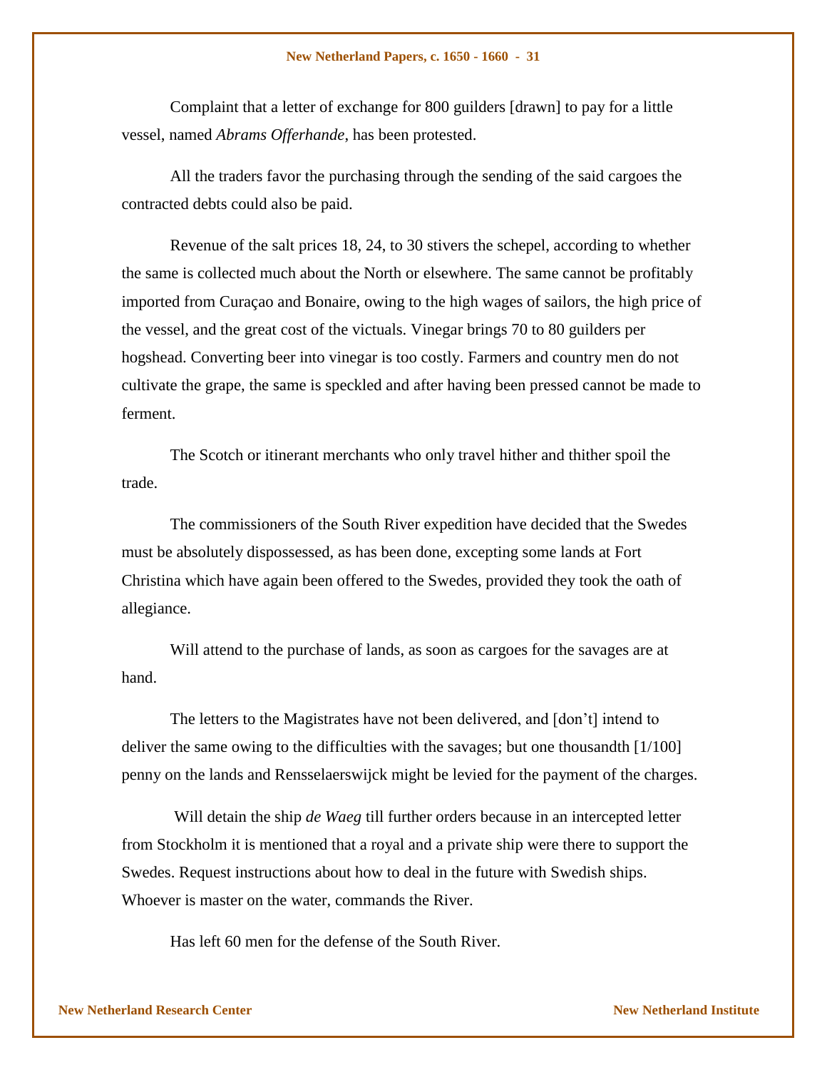Complaint that a letter of exchange for 800 guilders [drawn] to pay for a little vessel, named *Abrams Offerhande*, has been protested.

All the traders favor the purchasing through the sending of the said cargoes the contracted debts could also be paid.

Revenue of the salt prices 18, 24, to 30 stivers the schepel, according to whether the same is collected much about the North or elsewhere. The same cannot be profitably imported from Curaçao and Bonaire, owing to the high wages of sailors, the high price of the vessel, and the great cost of the victuals. Vinegar brings 70 to 80 guilders per hogshead. Converting beer into vinegar is too costly. Farmers and country men do not cultivate the grape, the same is speckled and after having been pressed cannot be made to ferment.

The Scotch or itinerant merchants who only travel hither and thither spoil the trade.

The commissioners of the South River expedition have decided that the Swedes must be absolutely dispossessed, as has been done, excepting some lands at Fort Christina which have again been offered to the Swedes, provided they took the oath of allegiance.

Will attend to the purchase of lands, as soon as cargoes for the savages are at hand.

The letters to the Magistrates have not been delivered, and [don't] intend to deliver the same owing to the difficulties with the savages; but one thousandth [1/100] penny on the lands and Rensselaerswijck might be levied for the payment of the charges.

Will detain the ship *de Waeg* till further orders because in an intercepted letter from Stockholm it is mentioned that a royal and a private ship were there to support the Swedes. Request instructions about how to deal in the future with Swedish ships. Whoever is master on the water, commands the River.

Has left 60 men for the defense of the South River.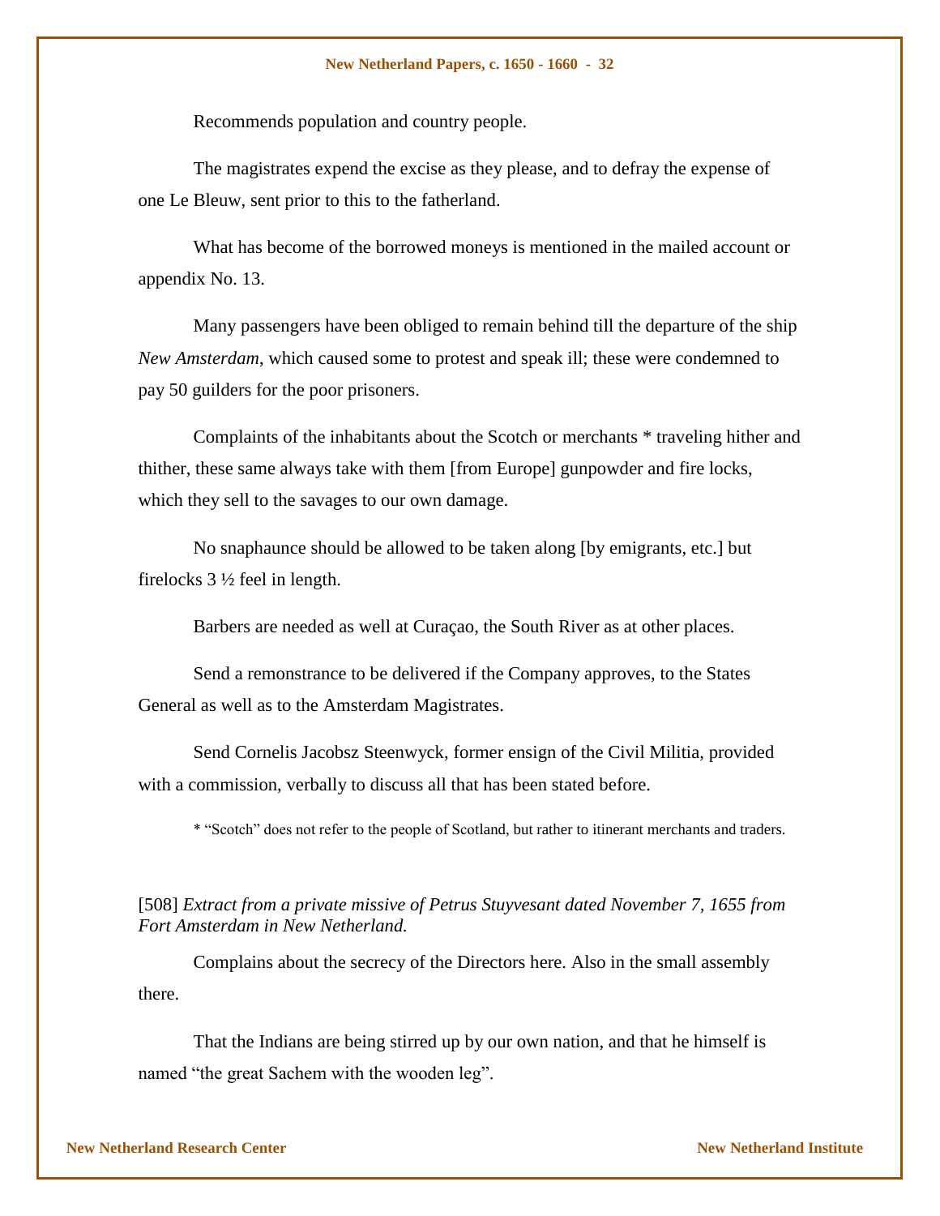Recommends population and country people.

The magistrates expend the excise as they please, and to defray the expense of one Le Bleuw, sent prior to this to the fatherland.

What has become of the borrowed moneys is mentioned in the mailed account or appendix No. 13.

Many passengers have been obliged to remain behind till the departure of the ship *New Amsterdam*, which caused some to protest and speak ill; these were condemned to pay 50 guilders for the poor prisoners.

Complaints of the inhabitants about the Scotch or merchants * traveling hither and thither, these same always take with them [from Europe] gunpowder and fire locks, which they sell to the savages to our own damage.

No snaphaunce should be allowed to be taken along [by emigrants, etc.] but firelocks 3 ½ feel in length.

Barbers are needed as well at Curaçao, the South River as at other places.

Send a remonstrance to be delivered if the Company approves, to the States General as well as to the Amsterdam Magistrates.

Send Cornelis Jacobsz Steenwyck, former ensign of the Civil Militia, provided with a commission, verbally to discuss all that has been stated before.

* "Scotch" does not refer to the people of Scotland, but rather to itinerant merchants and traders.

[508] *Extract from a private missive of Petrus Stuyvesant dated November 7, 1655 from Fort Amsterdam in New Netherland.*

Complains about the secrecy of the Directors here. Also in the small assembly there.

That the Indians are being stirred up by our own nation, and that he himself is named "the great Sachem with the wooden leg".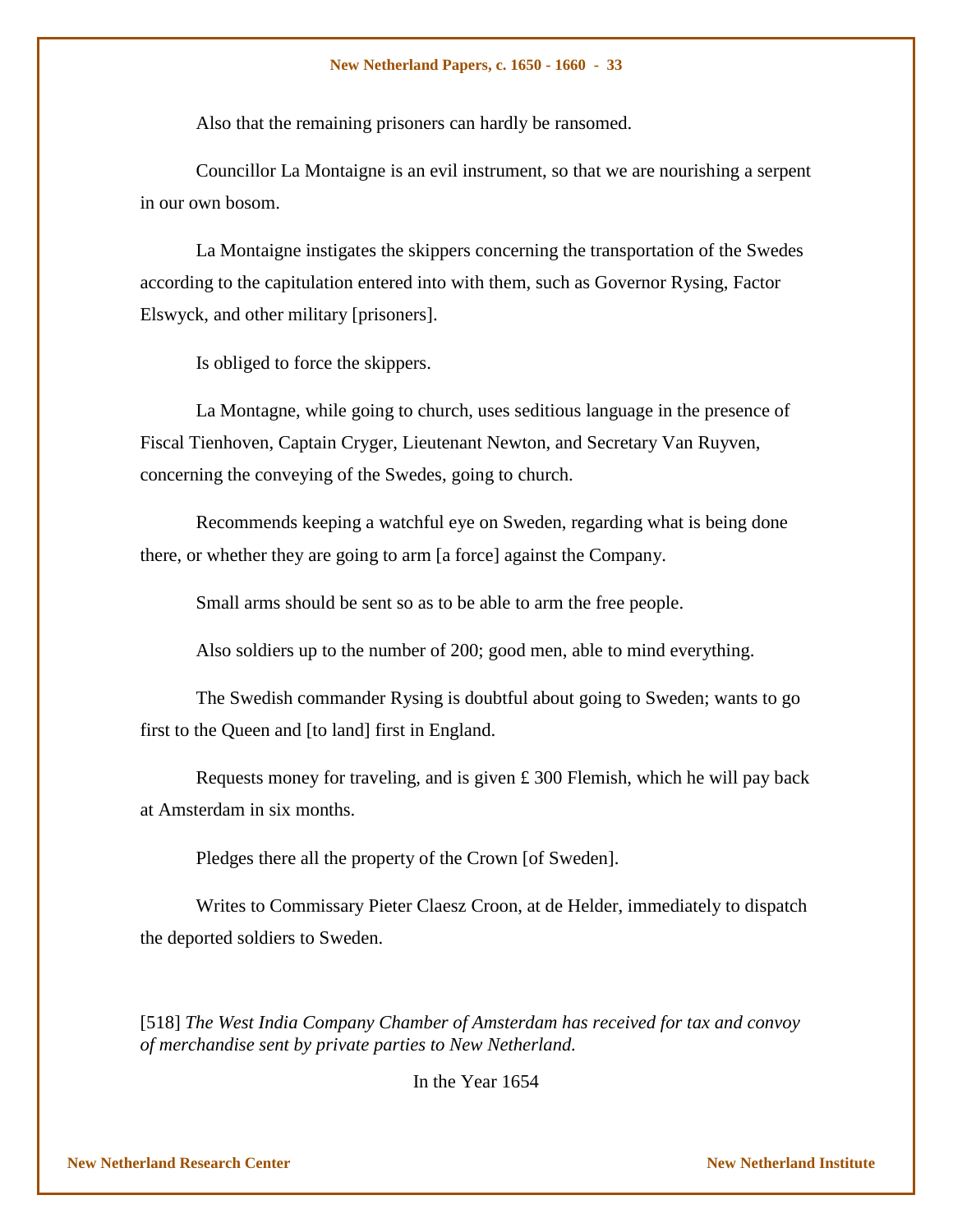Also that the remaining prisoners can hardly be ransomed.

Councillor La Montaigne is an evil instrument, so that we are nourishing a serpent in our own bosom.

La Montaigne instigates the skippers concerning the transportation of the Swedes according to the capitulation entered into with them, such as Governor Rysing, Factor Elswyck, and other military [prisoners].

Is obliged to force the skippers.

La Montagne, while going to church, uses seditious language in the presence of Fiscal Tienhoven, Captain Cryger, Lieutenant Newton, and Secretary Van Ruyven, concerning the conveying of the Swedes, going to church.

Recommends keeping a watchful eye on Sweden, regarding what is being done there, or whether they are going to arm [a force] against the Company.

Small arms should be sent so as to be able to arm the free people.

Also soldiers up to the number of 200; good men, able to mind everything.

The Swedish commander Rysing is doubtful about going to Sweden; wants to go first to the Queen and [to land] first in England.

Requests money for traveling, and is given £ 300 Flemish, which he will pay back at Amsterdam in six months.

Pledges there all the property of the Crown [of Sweden].

Writes to Commissary Pieter Claesz Croon, at de Helder, immediately to dispatch the deported soldiers to Sweden.

[518] *The West India Company Chamber of Amsterdam has received for tax and convoy of merchandise sent by private parties to New Netherland.*

In the Year 1654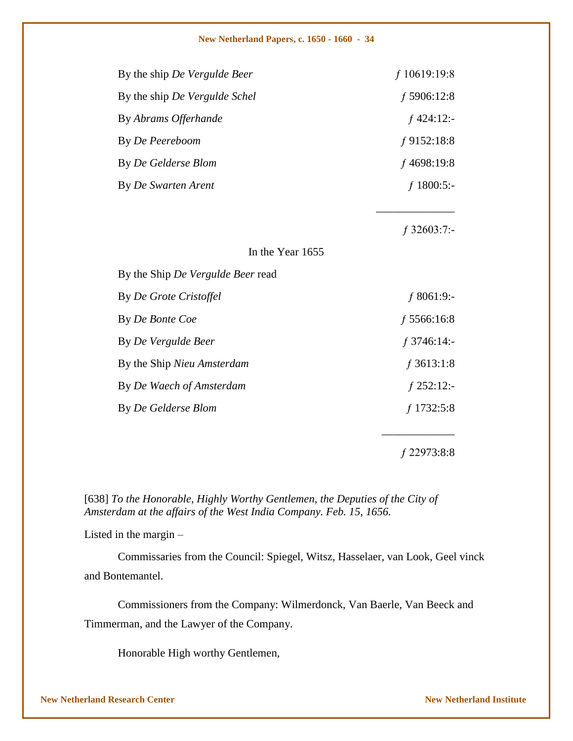| | |
|---|---|
| By the ship *De Vergulde Beer* | ƒ 10619:19:8 |
| By the ship *De Vergulde Schel* | ƒ 5906:12:8 |
| By *Abrams Offerhande* | ƒ 424:12:- |
| By *De Peereboom* | ƒ 9152:18:8 |
| By *De Gelderse Blom* | ƒ 4698:19:8 |
| By *De Swarten Arent* | ƒ 1800:5:- |
| | ƒ 32603:7:- |

In the Year 1655

| | |
|---|---|
| By the Ship *De Vergulde Beer* read | |
| By *De Grote Cristoffel* | ƒ 8061:9:- |
| By *De Bonte Coe* | ƒ 5566:16:8 |
| By *De Vergulde Beer* | ƒ 3746:14:- |
| By the Ship *Nieu Amsterdam* | ƒ 3613:1:8 |
| By *De Waech of Amsterdam* | ƒ 252:12:- |
| By *De Gelderse Blom* | ƒ 1732:5:8 |
| | ƒ 22973:8:8 |

[638] *To the Honorable, Highly Worthy Gentlemen, the Deputies of the City of Amsterdam at the affairs of the West India Company. Feb. 15, 1656.*

Listed in the margin –

Commissaries from the Council: Spiegel, Witsz, Hasselaer, van Look, Geel vinck and Bontemantel.

Commissioners from the Company: Wilmerdonck, Van Baerle, Van Beeck and Timmerman, and the Lawyer of the Company.

Honorable High worthy Gentlemen,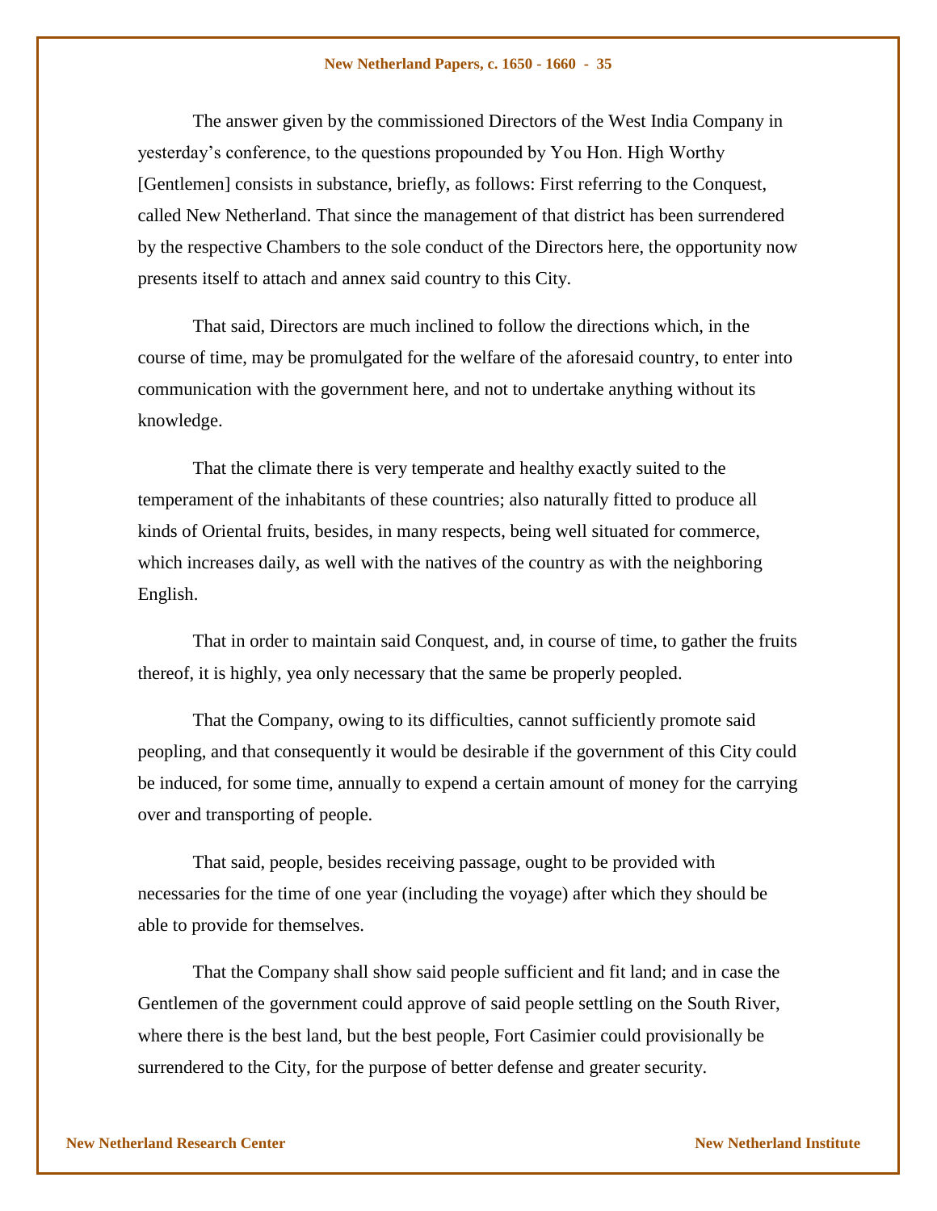The answer given by the commissioned Directors of the West India Company in yesterday's conference, to the questions propounded by You Hon. High Worthy [Gentlemen] consists in substance, briefly, as follows: First referring to the Conquest, called New Netherland. That since the management of that district has been surrendered by the respective Chambers to the sole conduct of the Directors here, the opportunity now presents itself to attach and annex said country to this City.

That said, Directors are much inclined to follow the directions which, in the course of time, may be promulgated for the welfare of the aforesaid country, to enter into communication with the government here, and not to undertake anything without its knowledge.

That the climate there is very temperate and healthy exactly suited to the temperament of the inhabitants of these countries; also naturally fitted to produce all kinds of Oriental fruits, besides, in many respects, being well situated for commerce, which increases daily, as well with the natives of the country as with the neighboring English.

That in order to maintain said Conquest, and, in course of time, to gather the fruits thereof, it is highly, yea only necessary that the same be properly peopled.

That the Company, owing to its difficulties, cannot sufficiently promote said peopling, and that consequently it would be desirable if the government of this City could be induced, for some time, annually to expend a certain amount of money for the carrying over and transporting of people.

That said, people, besides receiving passage, ought to be provided with necessaries for the time of one year (including the voyage) after which they should be able to provide for themselves.

That the Company shall show said people sufficient and fit land; and in case the Gentlemen of the government could approve of said people settling on the South River, where there is the best land, but the best people, Fort Casimier could provisionally be surrendered to the City, for the purpose of better defense and greater security.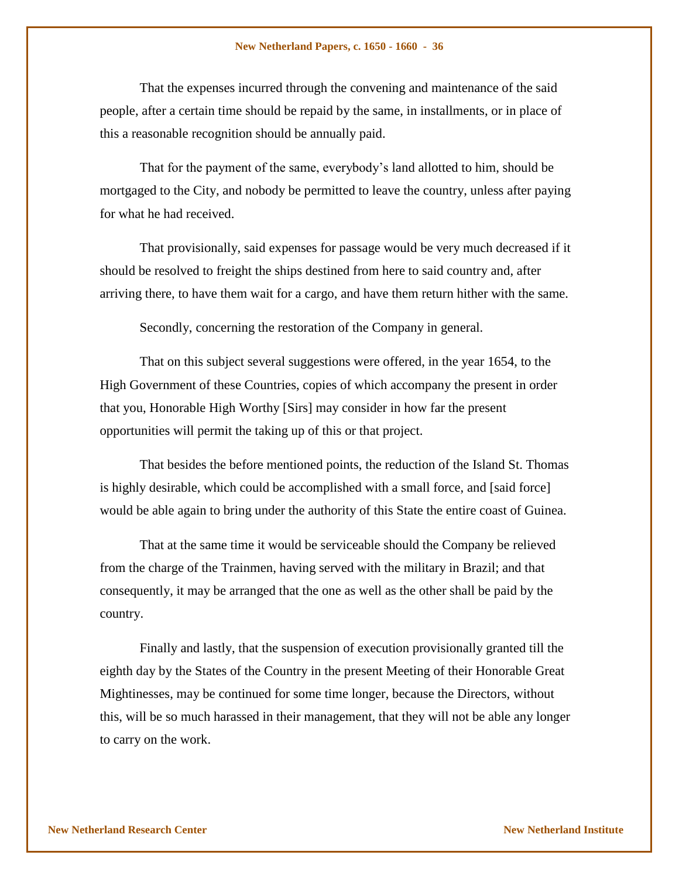That the expenses incurred through the convening and maintenance of the said people, after a certain time should be repaid by the same, in installments, or in place of this a reasonable recognition should be annually paid.

That for the payment of the same, everybody's land allotted to him, should be mortgaged to the City, and nobody be permitted to leave the country, unless after paying for what he had received.

That provisionally, said expenses for passage would be very much decreased if it should be resolved to freight the ships destined from here to said country and, after arriving there, to have them wait for a cargo, and have them return hither with the same.

Secondly, concerning the restoration of the Company in general.

That on this subject several suggestions were offered, in the year 1654, to the High Government of these Countries, copies of which accompany the present in order that you, Honorable High Worthy [Sirs] may consider in how far the present opportunities will permit the taking up of this or that project.

That besides the before mentioned points, the reduction of the Island St. Thomas is highly desirable, which could be accomplished with a small force, and [said force] would be able again to bring under the authority of this State the entire coast of Guinea.

That at the same time it would be serviceable should the Company be relieved from the charge of the Trainmen, having served with the military in Brazil; and that consequently, it may be arranged that the one as well as the other shall be paid by the country.

Finally and lastly, that the suspension of execution provisionally granted till the eighth day by the States of the Country in the present Meeting of their Honorable Great Mightinesses, may be continued for some time longer, because the Directors, without this, will be so much harassed in their management, that they will not be able any longer to carry on the work.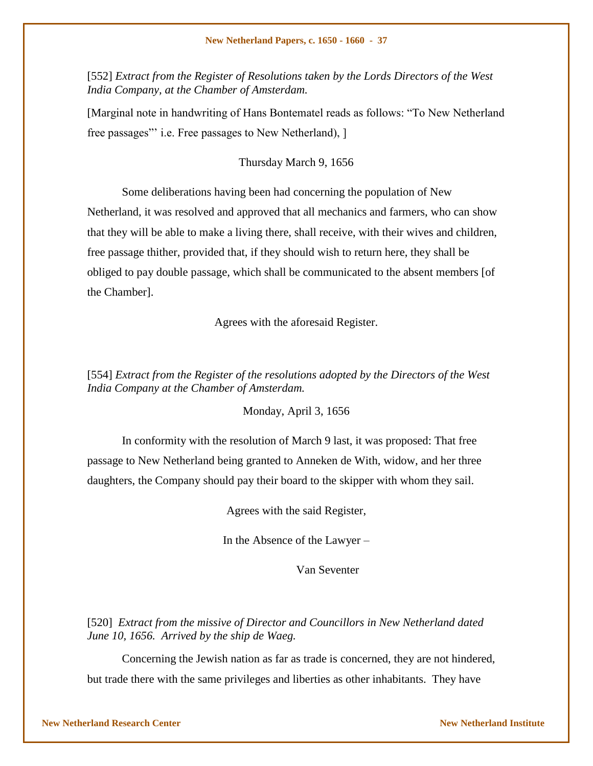[552] *Extract from the Register of Resolutions taken by the Lords Directors of the West India Company, at the Chamber of Amsterdam.*

[Marginal note in handwriting of Hans Bontematel reads as follows: "To New Netherland free passages"' i.e. Free passages to New Netherland), ]

Thursday March 9, 1656

Some deliberations having been had concerning the population of New Netherland, it was resolved and approved that all mechanics and farmers, who can show that they will be able to make a living there, shall receive, with their wives and children, free passage thither, provided that, if they should wish to return here, they shall be obliged to pay double passage, which shall be communicated to the absent members [of the Chamber].

Agrees with the aforesaid Register.

[554] *Extract from the Register of the resolutions adopted by the Directors of the West India Company at the Chamber of Amsterdam.*

Monday, April 3, 1656

In conformity with the resolution of March 9 last, it was proposed: That free passage to New Netherland being granted to Anneken de With, widow, and her three daughters, the Company should pay their board to the skipper with whom they sail.

Agrees with the said Register,

In the Absence of the Lawyer –

Van Seventer

[520] *Extract from the missive of Director and Councillors in New Netherland dated June 10, 1656. Arrived by the ship de Waeg.*

Concerning the Jewish nation as far as trade is concerned, they are not hindered, but trade there with the same privileges and liberties as other inhabitants. They have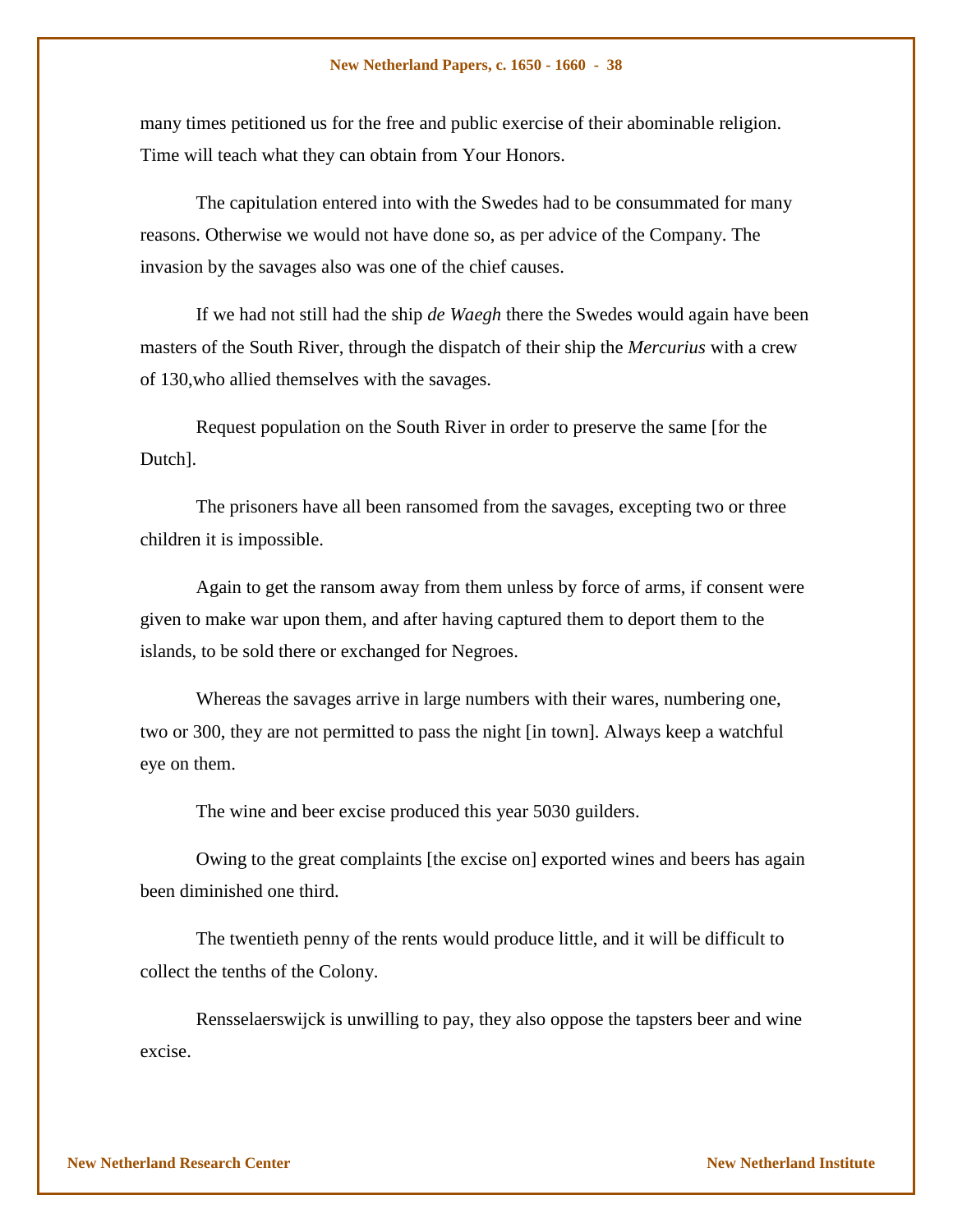many times petitioned us for the free and public exercise of their abominable religion. Time will teach what they can obtain from Your Honors.

The capitulation entered into with the Swedes had to be consummated for many reasons. Otherwise we would not have done so, as per advice of the Company. The invasion by the savages also was one of the chief causes.

If we had not still had the ship *de Waegh* there the Swedes would again have been masters of the South River, through the dispatch of their ship the *Mercurius* with a crew of 130,who allied themselves with the savages.

Request population on the South River in order to preserve the same [for the Dutch].

The prisoners have all been ransomed from the savages, excepting two or three children it is impossible.

Again to get the ransom away from them unless by force of arms, if consent were given to make war upon them, and after having captured them to deport them to the islands, to be sold there or exchanged for Negroes.

Whereas the savages arrive in large numbers with their wares, numbering one, two or 300, they are not permitted to pass the night [in town]. Always keep a watchful eye on them.

The wine and beer excise produced this year 5030 guilders.

Owing to the great complaints [the excise on] exported wines and beers has again been diminished one third.

The twentieth penny of the rents would produce little, and it will be difficult to collect the tenths of the Colony.

Rensselaerswijck is unwilling to pay, they also oppose the tapsters beer and wine excise.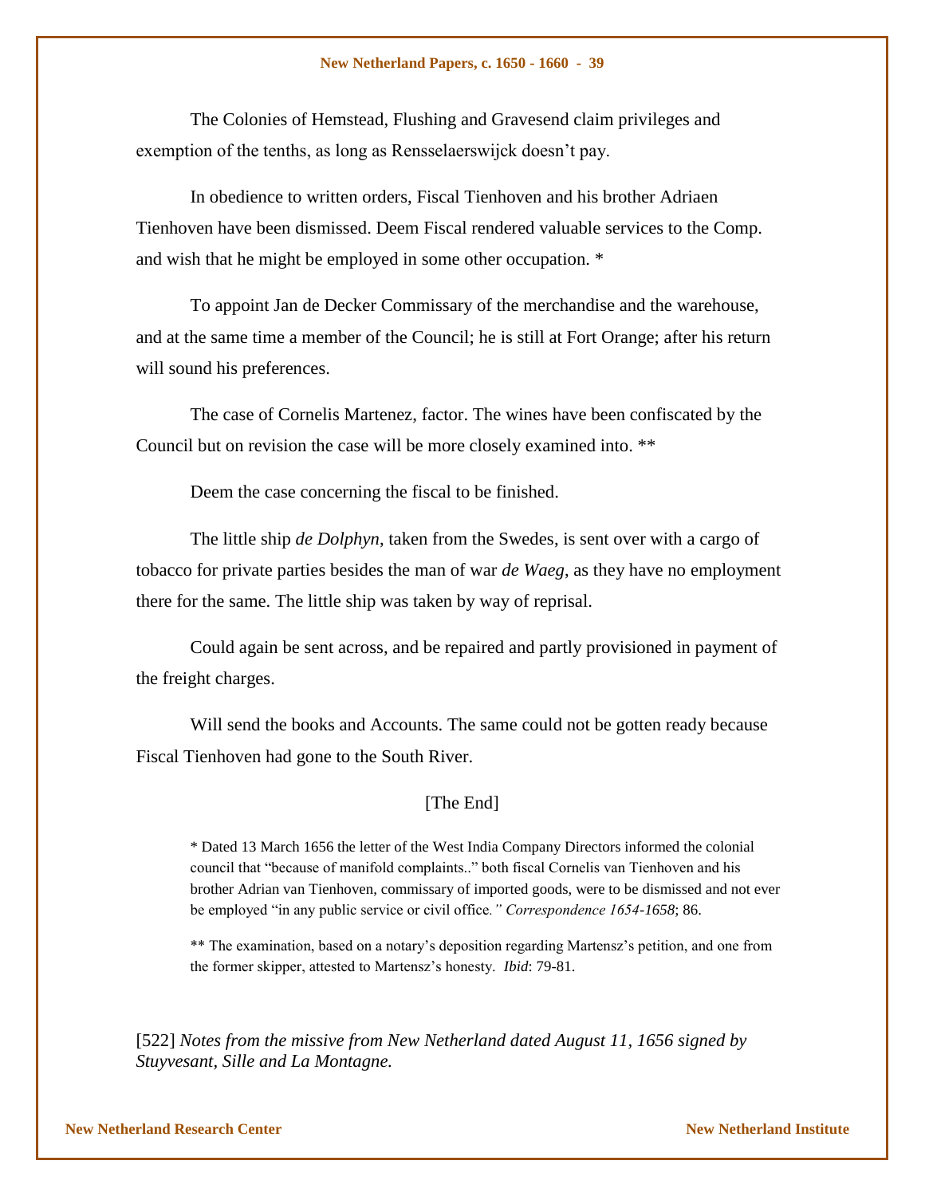The Colonies of Hemstead, Flushing and Gravesend claim privileges and exemption of the tenths, as long as Rensselaerswijck doesn't pay.

In obedience to written orders, Fiscal Tienhoven and his brother Adriaen Tienhoven have been dismissed. Deem Fiscal rendered valuable services to the Comp. and wish that he might be employed in some other occupation. *

To appoint Jan de Decker Commissary of the merchandise and the warehouse, and at the same time a member of the Council; he is still at Fort Orange; after his return will sound his preferences.

The case of Cornelis Martenez, factor. The wines have been confiscated by the Council but on revision the case will be more closely examined into. **

Deem the case concerning the fiscal to be finished.

The little ship *de Dolphyn*, taken from the Swedes, is sent over with a cargo of tobacco for private parties besides the man of war *de Waeg*, as they have no employment there for the same. The little ship was taken by way of reprisal.

Could again be sent across, and be repaired and partly provisioned in payment of the freight charges.

Will send the books and Accounts. The same could not be gotten ready because Fiscal Tienhoven had gone to the South River.

[The End]

* Dated 13 March 1656 the letter of the West India Company Directors informed the colonial council that "because of manifold complaints.." both fiscal Cornelis van Tienhoven and his brother Adrian van Tienhoven, commissary of imported goods, were to be dismissed and not ever be employed "in any public service or civil office*." Correspondence 1654-1658*; 86.

** The examination, based on a notary's deposition regarding Martensz's petition, and one from the former skipper, attested to Martensz's honesty. *Ibid*: 79-81.

[522] *Notes from the missive from New Netherland dated August 11, 1656 signed by Stuyvesant, Sille and La Montagne.*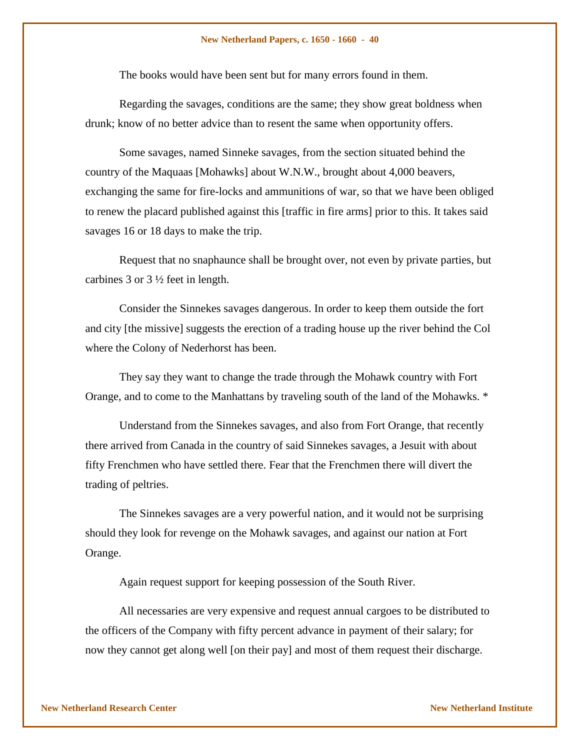The books would have been sent but for many errors found in them.

Regarding the savages, conditions are the same; they show great boldness when drunk; know of no better advice than to resent the same when opportunity offers.

Some savages, named Sinneke savages, from the section situated behind the country of the Maquaas [Mohawks] about W.N.W., brought about 4,000 beavers, exchanging the same for fire-locks and ammunitions of war, so that we have been obliged to renew the placard published against this [traffic in fire arms] prior to this. It takes said savages 16 or 18 days to make the trip.

Request that no snaphaunce shall be brought over, not even by private parties, but carbines 3 or 3 ½ feet in length.

Consider the Sinnekes savages dangerous. In order to keep them outside the fort and city [the missive] suggests the erection of a trading house up the river behind the Col where the Colony of Nederhorst has been.

They say they want to change the trade through the Mohawk country with Fort Orange, and to come to the Manhattans by traveling south of the land of the Mohawks. *

Understand from the Sinnekes savages, and also from Fort Orange, that recently there arrived from Canada in the country of said Sinnekes savages, a Jesuit with about fifty Frenchmen who have settled there. Fear that the Frenchmen there will divert the trading of peltries.

The Sinnekes savages are a very powerful nation, and it would not be surprising should they look for revenge on the Mohawk savages, and against our nation at Fort Orange.

Again request support for keeping possession of the South River.

All necessaries are very expensive and request annual cargoes to be distributed to the officers of the Company with fifty percent advance in payment of their salary; for now they cannot get along well [on their pay] and most of them request their discharge.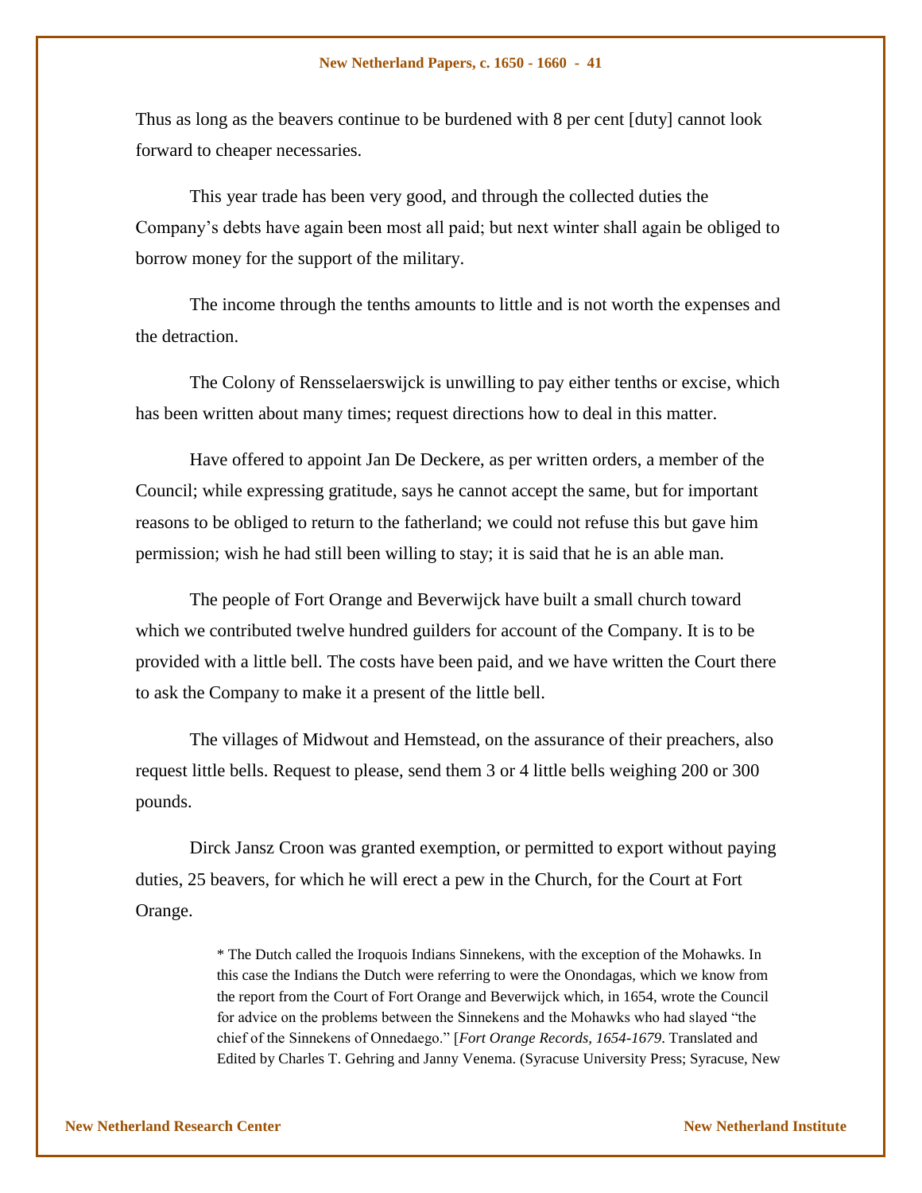Thus as long as the beavers continue to be burdened with 8 per cent [duty] cannot look forward to cheaper necessaries.

This year trade has been very good, and through the collected duties the Company's debts have again been most all paid; but next winter shall again be obliged to borrow money for the support of the military.

The income through the tenths amounts to little and is not worth the expenses and the detraction.

The Colony of Rensselaerswijck is unwilling to pay either tenths or excise, which has been written about many times; request directions how to deal in this matter.

Have offered to appoint Jan De Deckere, as per written orders, a member of the Council; while expressing gratitude, says he cannot accept the same, but for important reasons to be obliged to return to the fatherland; we could not refuse this but gave him permission; wish he had still been willing to stay; it is said that he is an able man.

The people of Fort Orange and Beverwijck have built a small church toward which we contributed twelve hundred guilders for account of the Company. It is to be provided with a little bell. The costs have been paid, and we have written the Court there to ask the Company to make it a present of the little bell.

The villages of Midwout and Hemstead, on the assurance of their preachers, also request little bells. Request to please, send them 3 or 4 little bells weighing 200 or 300 pounds.

Dirck Jansz Croon was granted exemption, or permitted to export without paying duties, 25 beavers, for which he will erect a pew in the Church, for the Court at Fort Orange.

* The Dutch called the Iroquois Indians Sinnekens, with the exception of the Mohawks. In this case the Indians the Dutch were referring to were the Onondagas, which we know from the report from the Court of Fort Orange and Beverwijck which, in 1654, wrote the Council for advice on the problems between the Sinnekens and the Mohawks who had slayed "the chief of the Sinnekens of Onnedaego." [*Fort Orange Records, 1654-1679*. Translated and Edited by Charles T. Gehring and Janny Venema. (Syracuse University Press; Syracuse, New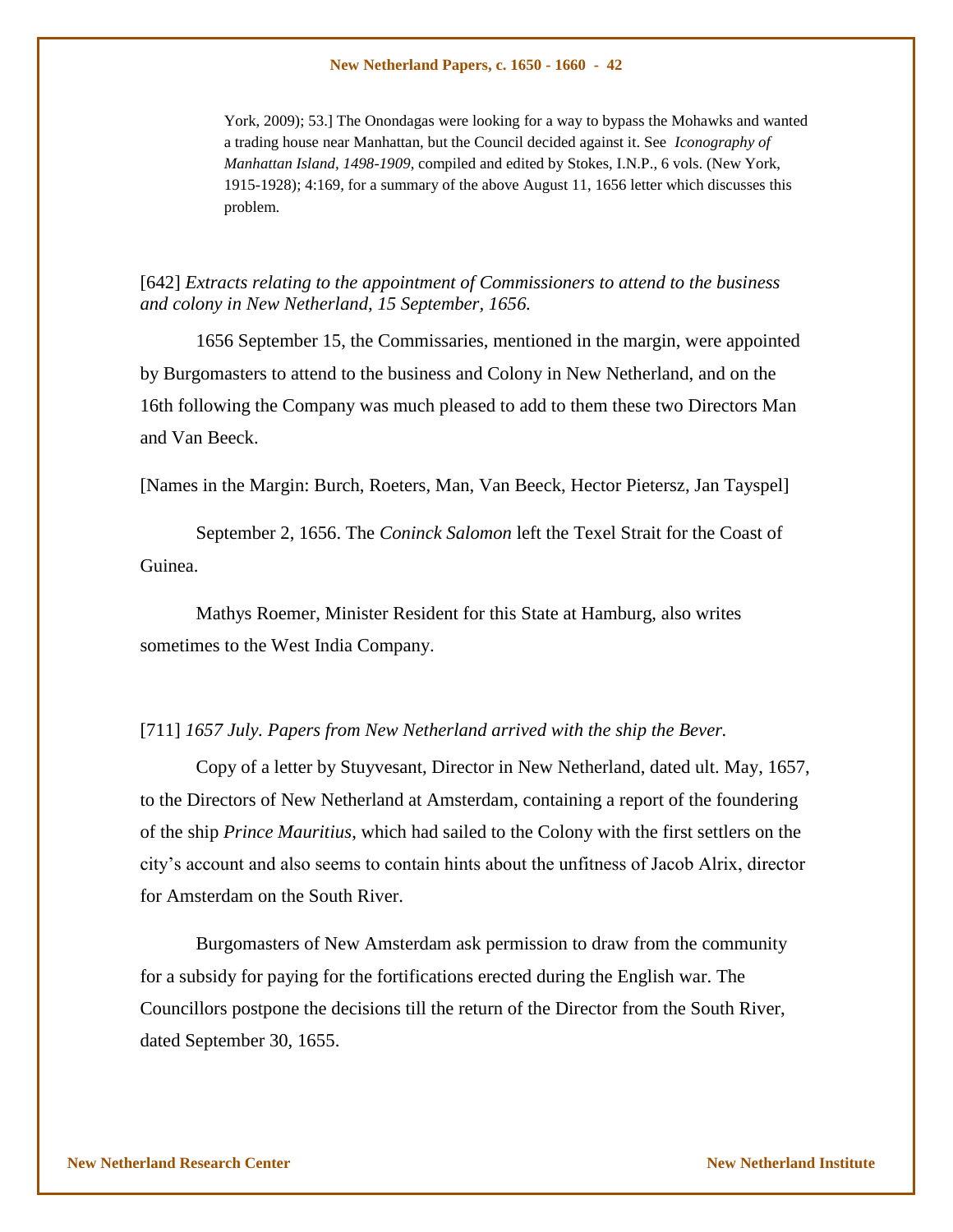York, 2009); 53.] The Onondagas were looking for a way to bypass the Mohawks and wanted a trading house near Manhattan, but the Council decided against it. See *Iconography of Manhattan Island, 1498-1909*, compiled and edited by Stokes, I.N.P., 6 vols. (New York, 1915-1928); 4:169, for a summary of the above August 11, 1656 letter which discusses this problem.

[642] *Extracts relating to the appointment of Commissioners to attend to the business and colony in New Netherland, 15 September, 1656.*

1656 September 15, the Commissaries, mentioned in the margin, were appointed by Burgomasters to attend to the business and Colony in New Netherland, and on the 16th following the Company was much pleased to add to them these two Directors Man and Van Beeck.

[Names in the Margin: Burch, Roeters, Man, Van Beeck, Hector Pietersz, Jan Tayspel]

September 2, 1656. The *Coninck Salomon* left the Texel Strait for the Coast of Guinea.

Mathys Roemer, Minister Resident for this State at Hamburg, also writes sometimes to the West India Company.

[711] *1657 July. Papers from New Netherland arrived with the ship the Bever.*

Copy of a letter by Stuyvesant, Director in New Netherland, dated ult. May, 1657, to the Directors of New Netherland at Amsterdam, containing a report of the foundering of the ship *Prince Mauritius*, which had sailed to the Colony with the first settlers on the city's account and also seems to contain hints about the unfitness of Jacob Alrix, director for Amsterdam on the South River.

Burgomasters of New Amsterdam ask permission to draw from the community for a subsidy for paying for the fortifications erected during the English war. The Councillors postpone the decisions till the return of the Director from the South River, dated September 30, 1655.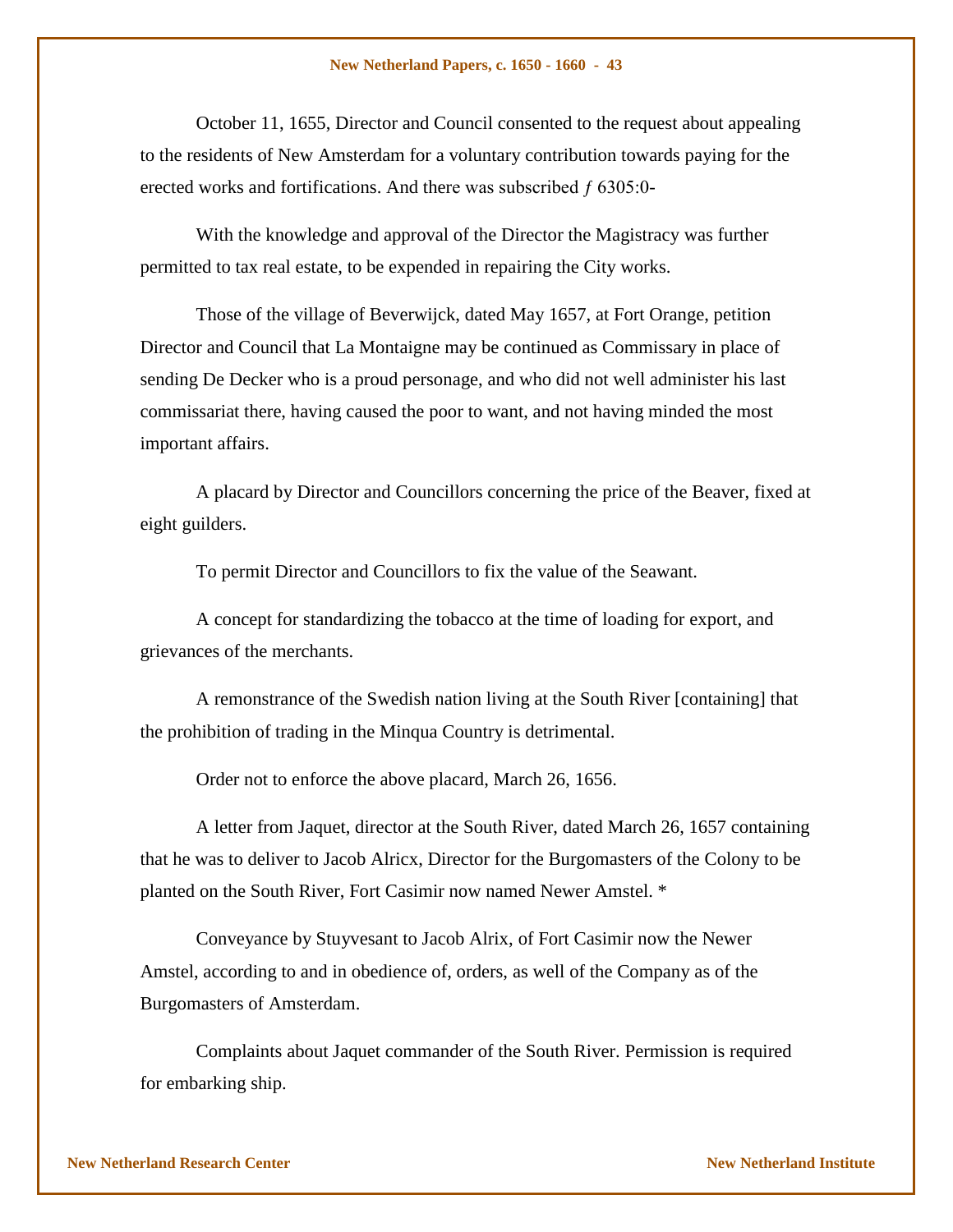October 11, 1655, Director and Council consented to the request about appealing to the residents of New Amsterdam for a voluntary contribution towards paying for the erected works and fortifications. And there was subscribed ƒ 6305:0-

With the knowledge and approval of the Director the Magistracy was further permitted to tax real estate, to be expended in repairing the City works.

Those of the village of Beverwijck, dated May 1657, at Fort Orange, petition Director and Council that La Montaigne may be continued as Commissary in place of sending De Decker who is a proud personage, and who did not well administer his last commissariat there, having caused the poor to want, and not having minded the most important affairs.

A placard by Director and Councillors concerning the price of the Beaver, fixed at eight guilders.

To permit Director and Councillors to fix the value of the Seawant.

A concept for standardizing the tobacco at the time of loading for export, and grievances of the merchants.

A remonstrance of the Swedish nation living at the South River [containing] that the prohibition of trading in the Minqua Country is detrimental.

Order not to enforce the above placard, March 26, 1656.

A letter from Jaquet, director at the South River, dated March 26, 1657 containing that he was to deliver to Jacob Alricx, Director for the Burgomasters of the Colony to be planted on the South River, Fort Casimir now named Newer Amstel. *

Conveyance by Stuyvesant to Jacob Alrix, of Fort Casimir now the Newer Amstel, according to and in obedience of, orders, as well of the Company as of the Burgomasters of Amsterdam.

Complaints about Jaquet commander of the South River. Permission is required for embarking ship.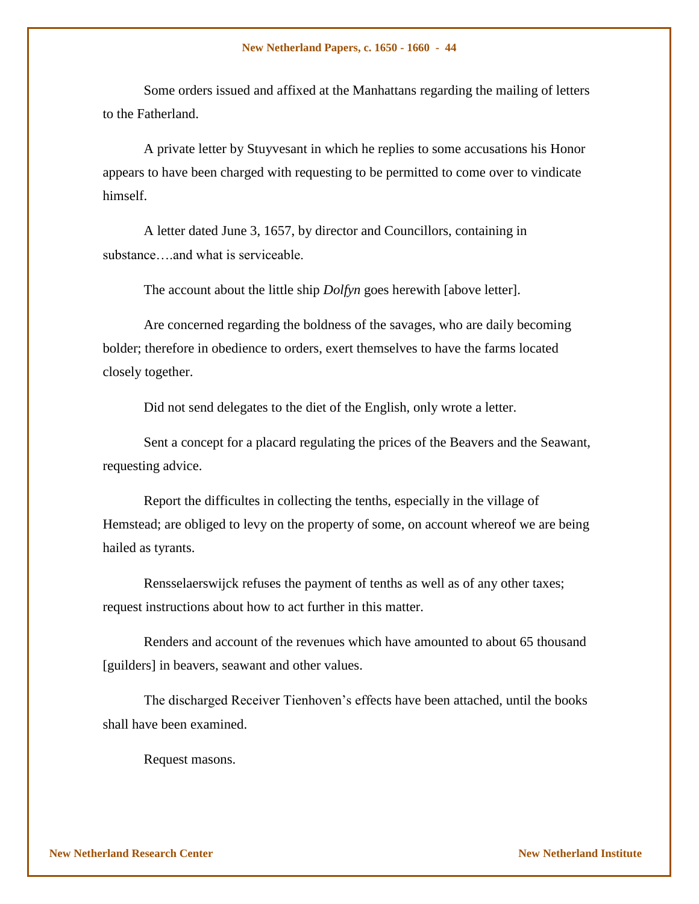Some orders issued and affixed at the Manhattans regarding the mailing of letters to the Fatherland.

A private letter by Stuyvesant in which he replies to some accusations his Honor appears to have been charged with requesting to be permitted to come over to vindicate himself.

A letter dated June 3, 1657, by director and Councillors, containing in substance….and what is serviceable.

The account about the little ship *Dolfyn* goes herewith [above letter].

Are concerned regarding the boldness of the savages, who are daily becoming bolder; therefore in obedience to orders, exert themselves to have the farms located closely together.

Did not send delegates to the diet of the English, only wrote a letter.

Sent a concept for a placard regulating the prices of the Beavers and the Seawant, requesting advice.

Report the difficultes in collecting the tenths, especially in the village of Hemstead; are obliged to levy on the property of some, on account whereof we are being hailed as tyrants.

Rensselaerswijck refuses the payment of tenths as well as of any other taxes; request instructions about how to act further in this matter.

Renders and account of the revenues which have amounted to about 65 thousand [guilders] in beavers, seawant and other values.

The discharged Receiver Tienhoven's effects have been attached, until the books shall have been examined.

Request masons.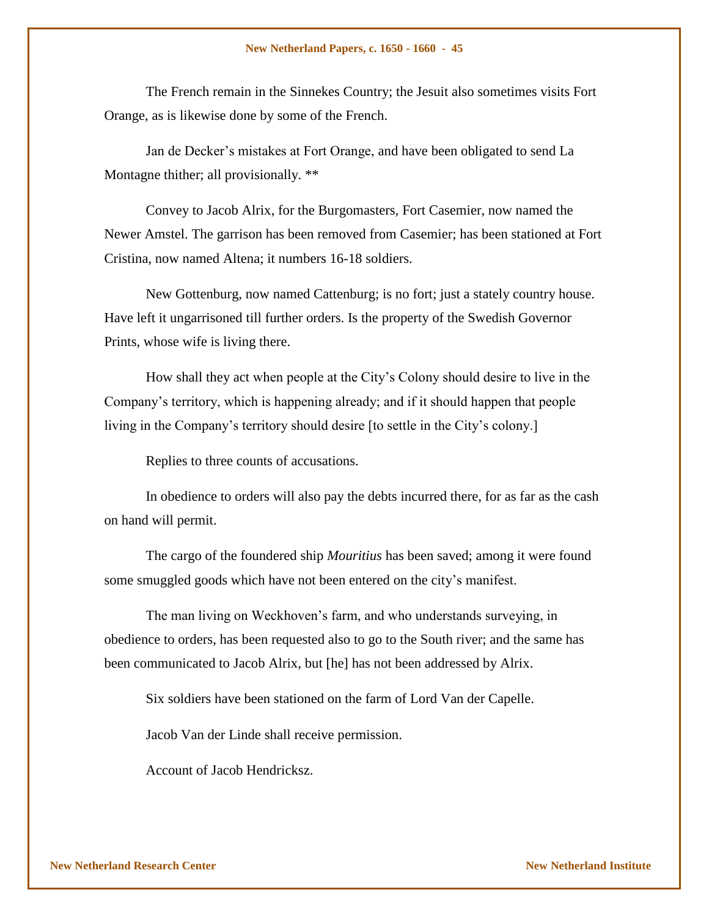The French remain in the Sinnekes Country; the Jesuit also sometimes visits Fort Orange, as is likewise done by some of the French.

Jan de Decker's mistakes at Fort Orange, and have been obligated to send La Montagne thither; all provisionally. **

Convey to Jacob Alrix, for the Burgomasters, Fort Casemier, now named the Newer Amstel. The garrison has been removed from Casemier; has been stationed at Fort Cristina, now named Altena; it numbers 16-18 soldiers.

New Gottenburg, now named Cattenburg; is no fort; just a stately country house. Have left it ungarrisoned till further orders. Is the property of the Swedish Governor Prints, whose wife is living there.

How shall they act when people at the City's Colony should desire to live in the Company's territory, which is happening already; and if it should happen that people living in the Company's territory should desire [to settle in the City's colony.]

Replies to three counts of accusations.

In obedience to orders will also pay the debts incurred there, for as far as the cash on hand will permit.

The cargo of the foundered ship *Mouritius* has been saved; among it were found some smuggled goods which have not been entered on the city's manifest.

The man living on Weckhoven's farm, and who understands surveying, in obedience to orders, has been requested also to go to the South river; and the same has been communicated to Jacob Alrix, but [he] has not been addressed by Alrix.

Six soldiers have been stationed on the farm of Lord Van der Capelle.

Jacob Van der Linde shall receive permission.

Account of Jacob Hendricksz.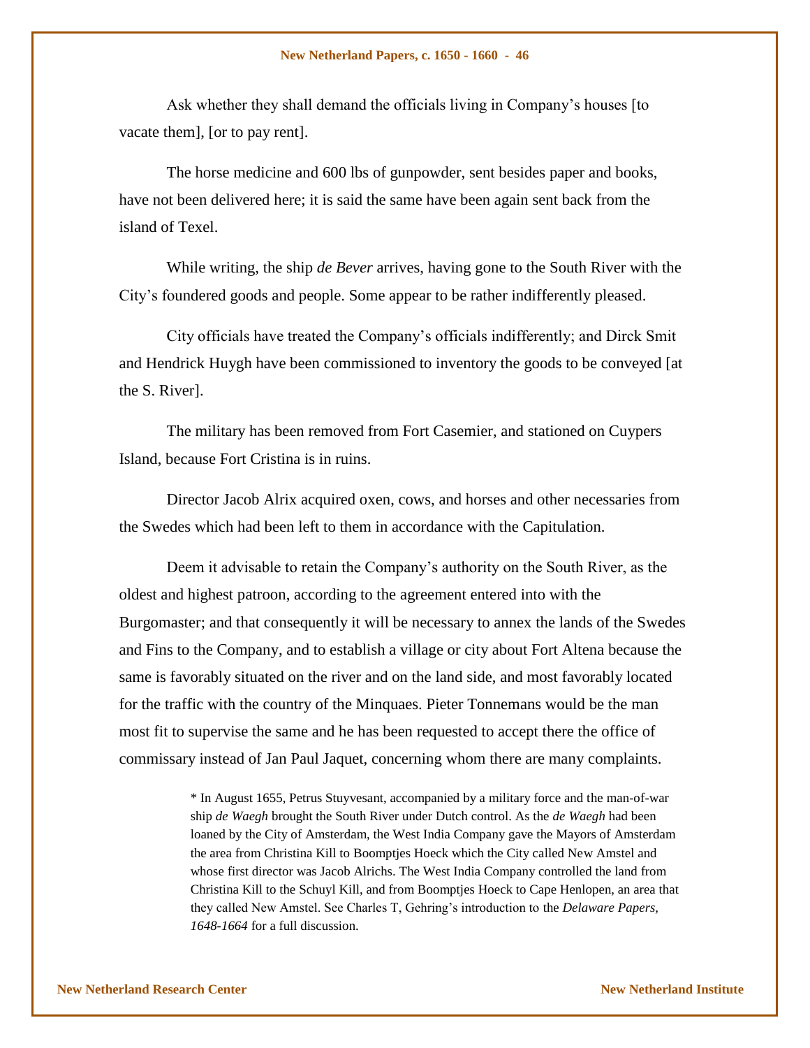Ask whether they shall demand the officials living in Company's houses [to vacate them], [or to pay rent].

The horse medicine and 600 lbs of gunpowder, sent besides paper and books, have not been delivered here; it is said the same have been again sent back from the island of Texel.

While writing, the ship *de Bever* arrives, having gone to the South River with the City's foundered goods and people. Some appear to be rather indifferently pleased.

City officials have treated the Company's officials indifferently; and Dirck Smit and Hendrick Huygh have been commissioned to inventory the goods to be conveyed [at the S. River].

The military has been removed from Fort Casemier, and stationed on Cuypers Island, because Fort Cristina is in ruins.

Director Jacob Alrix acquired oxen, cows, and horses and other necessaries from the Swedes which had been left to them in accordance with the Capitulation.

Deem it advisable to retain the Company's authority on the South River, as the oldest and highest patroon, according to the agreement entered into with the Burgomaster; and that consequently it will be necessary to annex the lands of the Swedes and Fins to the Company, and to establish a village or city about Fort Altena because the same is favorably situated on the river and on the land side, and most favorably located for the traffic with the country of the Minquaes. Pieter Tonnemans would be the man most fit to supervise the same and he has been requested to accept there the office of commissary instead of Jan Paul Jaquet, concerning whom there are many complaints.

* In August 1655, Petrus Stuyvesant, accompanied by a military force and the man-of-war ship *de Waegh* brought the South River under Dutch control. As the *de Waegh* had been loaned by the City of Amsterdam, the West India Company gave the Mayors of Amsterdam the area from Christina Kill to Boomptjes Hoeck which the City called New Amstel and whose first director was Jacob Alrichs. The West India Company controlled the land from Christina Kill to the Schuyl Kill, and from Boomptjes Hoeck to Cape Henlopen, an area that they called New Amstel. See Charles T, Gehring's introduction to the *Delaware Papers, 1648-1664* for a full discussion.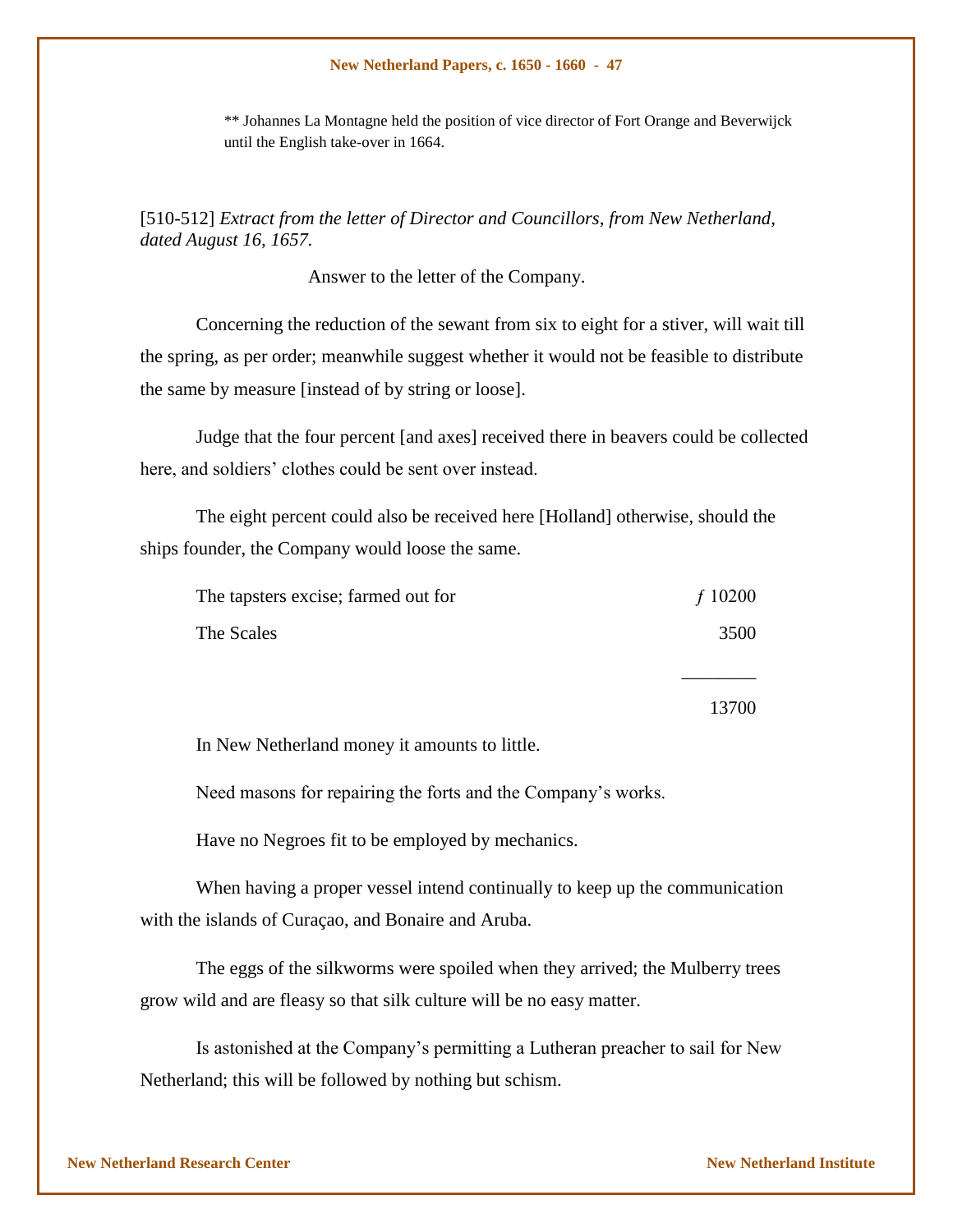** Johannes La Montagne held the position of vice director of Fort Orange and Beverwijck until the English take-over in 1664.

[510-512] *Extract from the letter of Director and Councillors, from New Netherland, dated August 16, 1657.*

Answer to the letter of the Company.

Concerning the reduction of the sewant from six to eight for a stiver, will wait till the spring, as per order; meanwhile suggest whether it would not be feasible to distribute the same by measure [instead of by string or loose].

Judge that the four percent [and axes] received there in beavers could be collected here, and soldiers' clothes could be sent over instead.

The eight percent could also be received here [Holland] otherwise, should the ships founder, the Company would loose the same.

| | |
|---|---|
| The tapsters excise; farmed out for | ƒ 10200 |
| The Scales | 3500 |
| | 13700 |

In New Netherland money it amounts to little.

Need masons for repairing the forts and the Company's works.

Have no Negroes fit to be employed by mechanics.

When having a proper vessel intend continually to keep up the communication with the islands of Curaçao, and Bonaire and Aruba.

The eggs of the silkworms were spoiled when they arrived; the Mulberry trees grow wild and are fleasy so that silk culture will be no easy matter.

Is astonished at the Company's permitting a Lutheran preacher to sail for New Netherland; this will be followed by nothing but schism.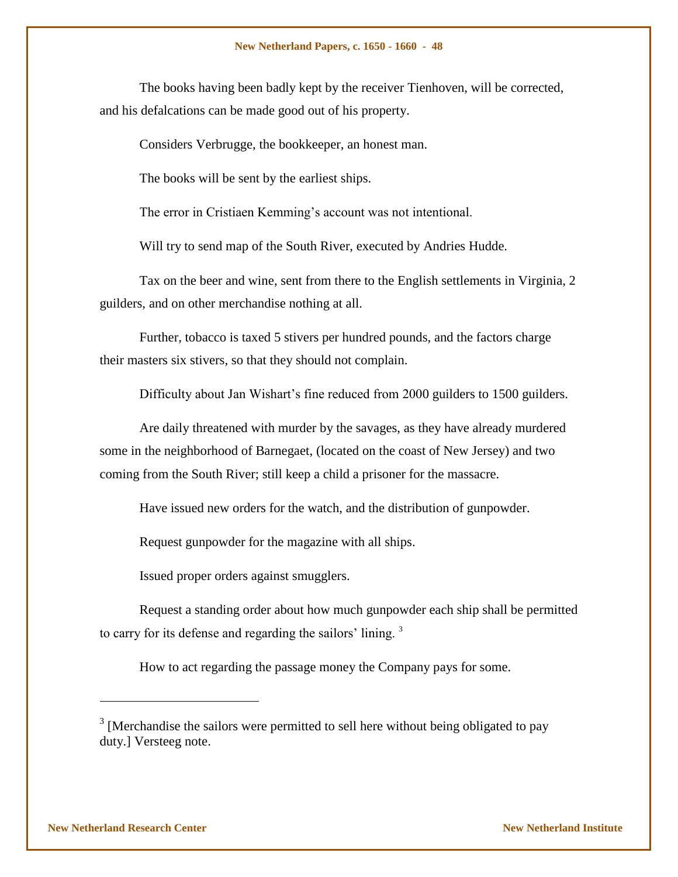The books having been badly kept by the receiver Tienhoven, will be corrected, and his defalcations can be made good out of his property.

Considers Verbrugge, the bookkeeper, an honest man.

The books will be sent by the earliest ships.

The error in Cristiaen Kemming's account was not intentional.

Will try to send map of the South River, executed by Andries Hudde.

Tax on the beer and wine, sent from there to the English settlements in Virginia, 2 guilders, and on other merchandise nothing at all.

Further, tobacco is taxed 5 stivers per hundred pounds, and the factors charge their masters six stivers, so that they should not complain.

Difficulty about Jan Wishart's fine reduced from 2000 guilders to 1500 guilders.

Are daily threatened with murder by the savages, as they have already murdered some in the neighborhood of Barnegaet, (located on the coast of New Jersey) and two coming from the South River; still keep a child a prisoner for the massacre.

Have issued new orders for the watch, and the distribution of gunpowder.

Request gunpowder for the magazine with all ships.

Issued proper orders against smugglers.

Request a standing order about how much gunpowder each ship shall be permitted to carry for its defense and regarding the sailors' lining. [3]

How to act regarding the passage money the Company pays for some.

---

[3] [Merchandise the sailors were permitted to sell here without being obligated to pay duty.] Versteeg note.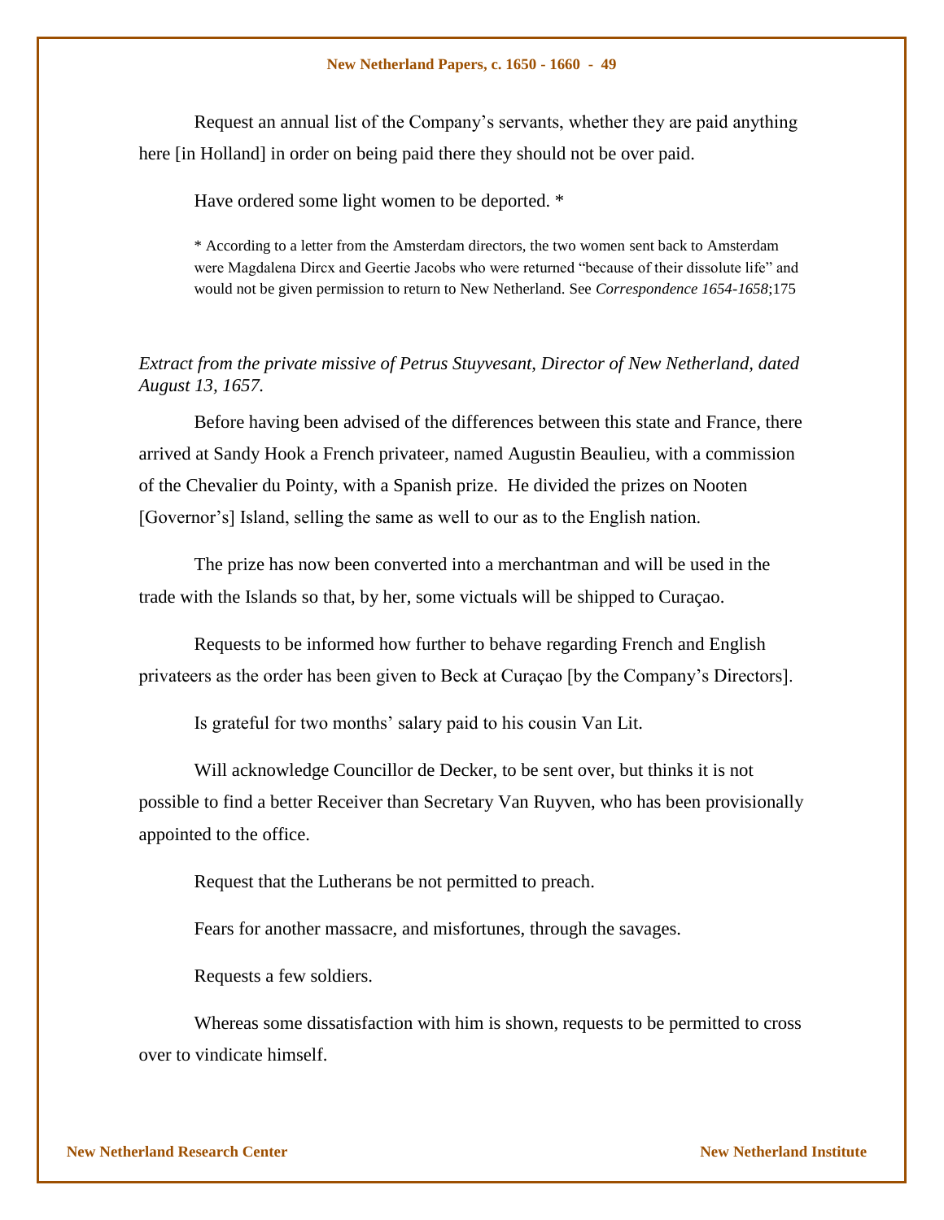Request an annual list of the Company's servants, whether they are paid anything here [in Holland] in order on being paid there they should not be over paid.

Have ordered some light women to be deported. *

* According to a letter from the Amsterdam directors, the two women sent back to Amsterdam were Magdalena Dircx and Geertie Jacobs who were returned "because of their dissolute life" and would not be given permission to return to New Netherland. See *Correspondence 1654-1658*;175

*Extract from the private missive of Petrus Stuyvesant, Director of New Netherland, dated August 13, 1657.*

Before having been advised of the differences between this state and France, there arrived at Sandy Hook a French privateer, named Augustin Beaulieu, with a commission of the Chevalier du Pointy, with a Spanish prize. He divided the prizes on Nooten [Governor's] Island, selling the same as well to our as to the English nation.

The prize has now been converted into a merchantman and will be used in the trade with the Islands so that, by her, some victuals will be shipped to Curaçao.

Requests to be informed how further to behave regarding French and English privateers as the order has been given to Beck at Curaçao [by the Company's Directors].

Is grateful for two months' salary paid to his cousin Van Lit.

Will acknowledge Councillor de Decker, to be sent over, but thinks it is not possible to find a better Receiver than Secretary Van Ruyven, who has been provisionally appointed to the office.

Request that the Lutherans be not permitted to preach.

Fears for another massacre, and misfortunes, through the savages.

Requests a few soldiers.

Whereas some dissatisfaction with him is shown, requests to be permitted to cross over to vindicate himself.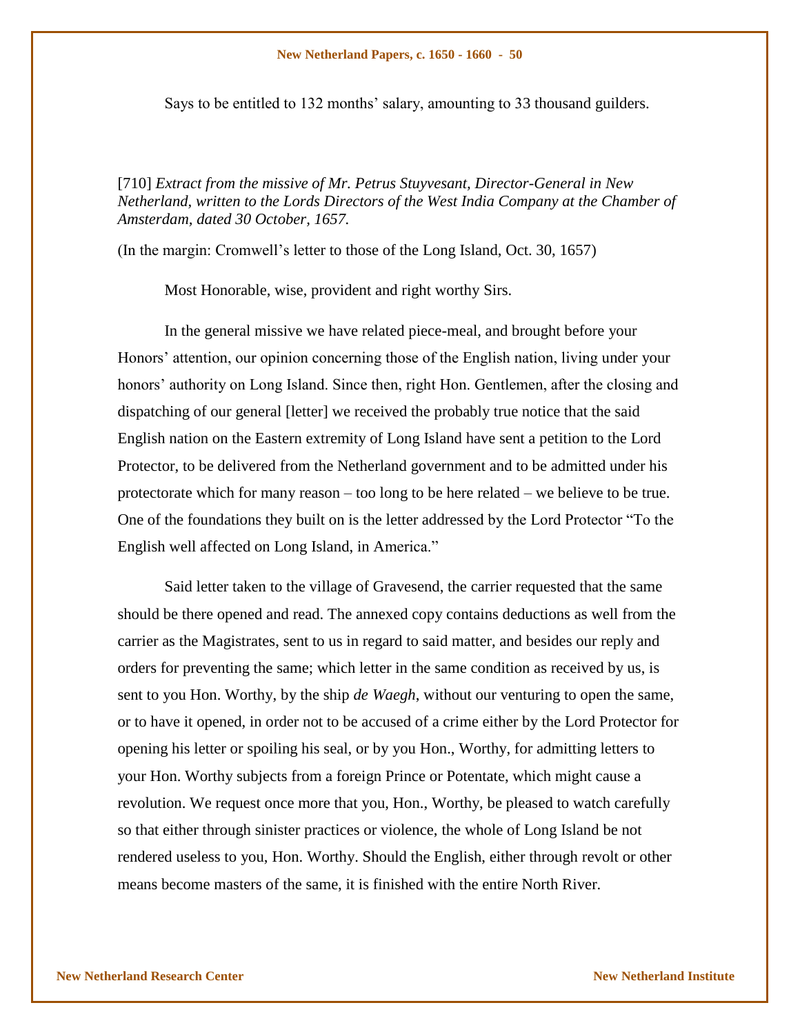Says to be entitled to 132 months' salary, amounting to 33 thousand guilders.

[710] *Extract from the missive of Mr. Petrus Stuyvesant, Director-General in New Netherland, written to the Lords Directors of the West India Company at the Chamber of Amsterdam, dated 30 October, 1657.*

(In the margin: Cromwell's letter to those of the Long Island, Oct. 30, 1657)

Most Honorable, wise, provident and right worthy Sirs.

In the general missive we have related piece-meal, and brought before your Honors' attention, our opinion concerning those of the English nation, living under your honors' authority on Long Island. Since then, right Hon. Gentlemen, after the closing and dispatching of our general [letter] we received the probably true notice that the said English nation on the Eastern extremity of Long Island have sent a petition to the Lord Protector, to be delivered from the Netherland government and to be admitted under his protectorate which for many reason – too long to be here related – we believe to be true. One of the foundations they built on is the letter addressed by the Lord Protector "To the English well affected on Long Island, in America."

Said letter taken to the village of Gravesend, the carrier requested that the same should be there opened and read. The annexed copy contains deductions as well from the carrier as the Magistrates, sent to us in regard to said matter, and besides our reply and orders for preventing the same; which letter in the same condition as received by us, is sent to you Hon. Worthy, by the ship *de Waegh*, without our venturing to open the same, or to have it opened, in order not to be accused of a crime either by the Lord Protector for opening his letter or spoiling his seal, or by you Hon., Worthy, for admitting letters to your Hon. Worthy subjects from a foreign Prince or Potentate, which might cause a revolution. We request once more that you, Hon., Worthy, be pleased to watch carefully so that either through sinister practices or violence, the whole of Long Island be not rendered useless to you, Hon. Worthy. Should the English, either through revolt or other means become masters of the same, it is finished with the entire North River.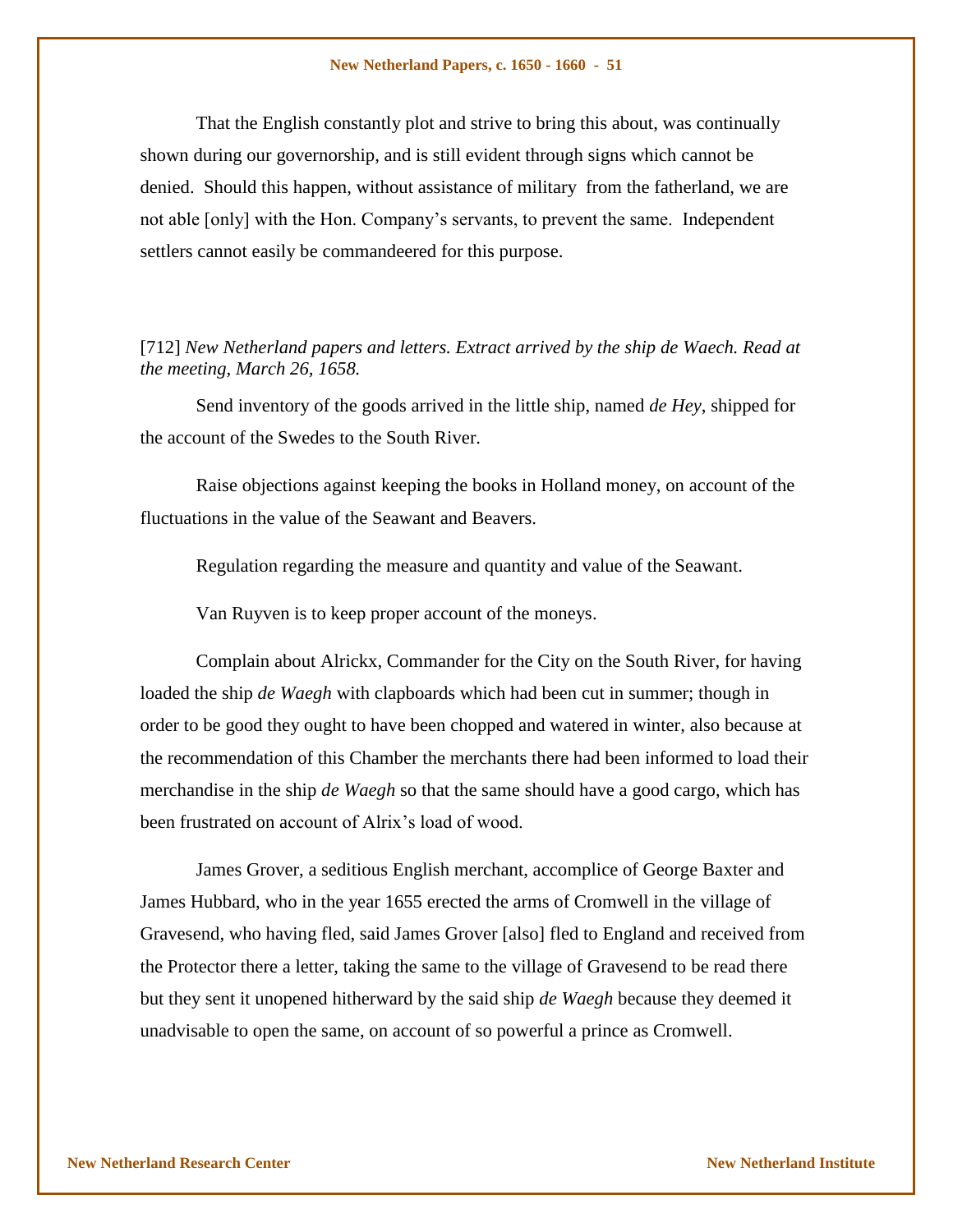That the English constantly plot and strive to bring this about, was continually shown during our governorship, and is still evident through signs which cannot be denied. Should this happen, without assistance of military from the fatherland, we are not able [only] with the Hon. Company's servants, to prevent the same. Independent settlers cannot easily be commandeered for this purpose.

[712] *New Netherland papers and letters. Extract arrived by the ship de Waech. Read at the meeting, March 26, 1658.*

Send inventory of the goods arrived in the little ship, named *de Hey*, shipped for the account of the Swedes to the South River.

Raise objections against keeping the books in Holland money, on account of the fluctuations in the value of the Seawant and Beavers.

Regulation regarding the measure and quantity and value of the Seawant.

Van Ruyven is to keep proper account of the moneys.

Complain about Alrickx, Commander for the City on the South River, for having loaded the ship *de Waegh* with clapboards which had been cut in summer; though in order to be good they ought to have been chopped and watered in winter, also because at the recommendation of this Chamber the merchants there had been informed to load their merchandise in the ship *de Waegh* so that the same should have a good cargo, which has been frustrated on account of Alrix's load of wood.

James Grover, a seditious English merchant, accomplice of George Baxter and James Hubbard, who in the year 1655 erected the arms of Cromwell in the village of Gravesend, who having fled, said James Grover [also] fled to England and received from the Protector there a letter, taking the same to the village of Gravesend to be read there but they sent it unopened hitherward by the said ship *de Waegh* because they deemed it unadvisable to open the same, on account of so powerful a prince as Cromwell.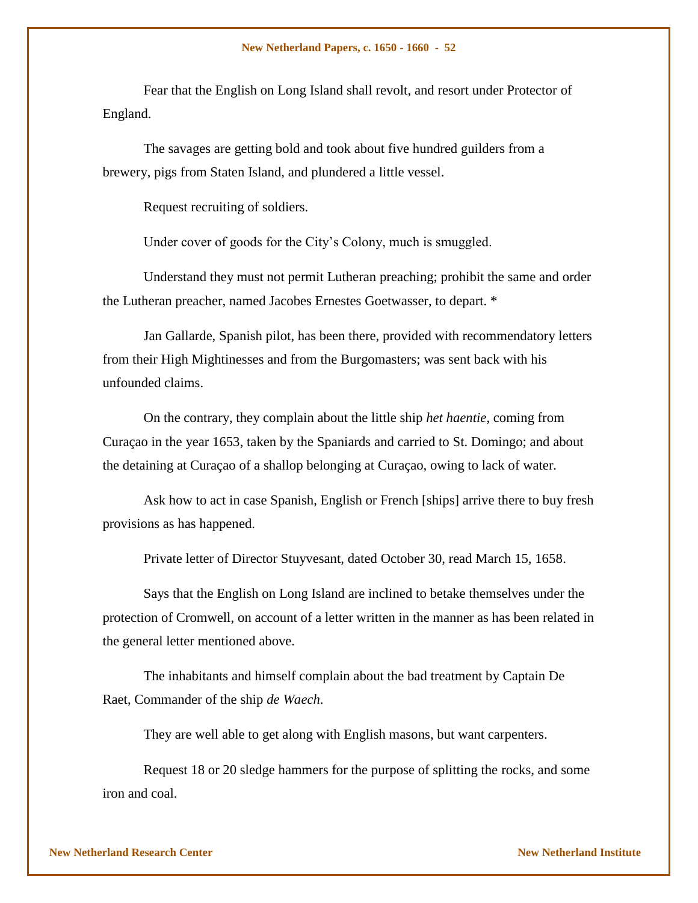Fear that the English on Long Island shall revolt, and resort under Protector of England.

The savages are getting bold and took about five hundred guilders from a brewery, pigs from Staten Island, and plundered a little vessel.

Request recruiting of soldiers.

Under cover of goods for the City's Colony, much is smuggled.

Understand they must not permit Lutheran preaching; prohibit the same and order the Lutheran preacher, named Jacobes Ernestes Goetwasser, to depart. *

Jan Gallarde, Spanish pilot, has been there, provided with recommendatory letters from their High Mightinesses and from the Burgomasters; was sent back with his unfounded claims.

On the contrary, they complain about the little ship *het haentie*, coming from Curaçao in the year 1653, taken by the Spaniards and carried to St. Domingo; and about the detaining at Curaçao of a shallop belonging at Curaçao, owing to lack of water.

Ask how to act in case Spanish, English or French [ships] arrive there to buy fresh provisions as has happened.

Private letter of Director Stuyvesant, dated October 30, read March 15, 1658.

Says that the English on Long Island are inclined to betake themselves under the protection of Cromwell, on account of a letter written in the manner as has been related in the general letter mentioned above.

The inhabitants and himself complain about the bad treatment by Captain De Raet, Commander of the ship *de Waech*.

They are well able to get along with English masons, but want carpenters.

Request 18 or 20 sledge hammers for the purpose of splitting the rocks, and some iron and coal.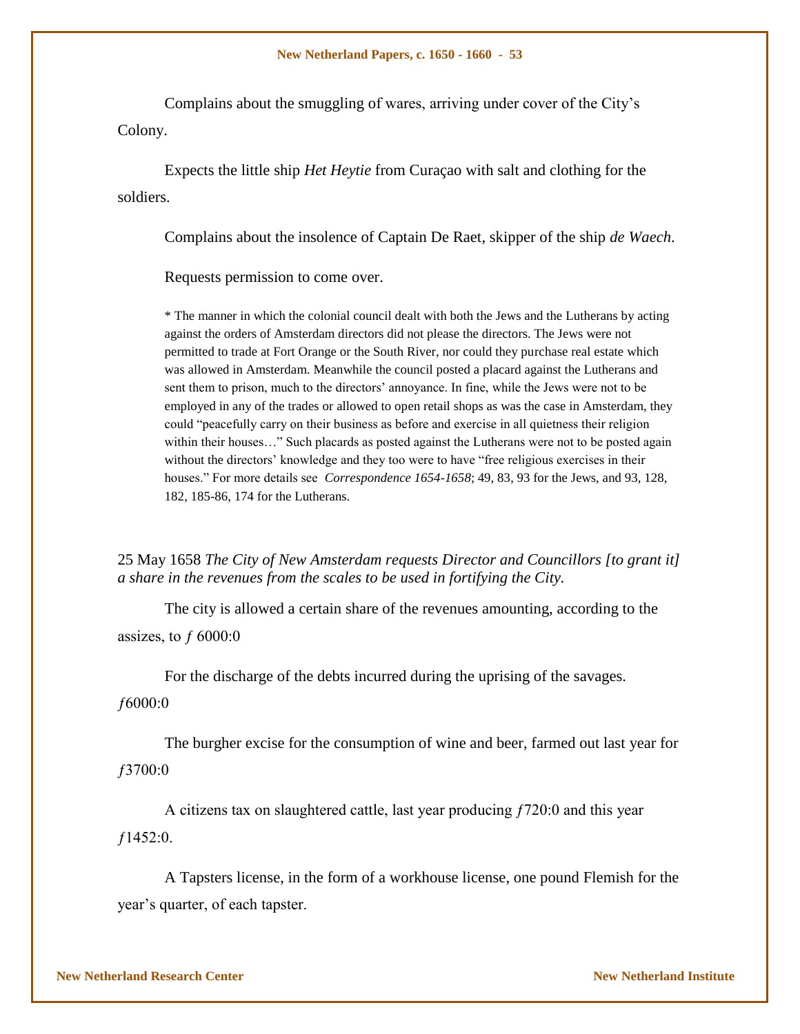Complains about the smuggling of wares, arriving under cover of the City's Colony.

Expects the little ship *Het Heytie* from Curaçao with salt and clothing for the soldiers.

Complains about the insolence of Captain De Raet, skipper of the ship *de Waech*.

Requests permission to come over.

* The manner in which the colonial council dealt with both the Jews and the Lutherans by acting against the orders of Amsterdam directors did not please the directors. The Jews were not permitted to trade at Fort Orange or the South River, nor could they purchase real estate which was allowed in Amsterdam. Meanwhile the council posted a placard against the Lutherans and sent them to prison, much to the directors' annoyance. In fine, while the Jews were not to be employed in any of the trades or allowed to open retail shops as was the case in Amsterdam, they could "peacefully carry on their business as before and exercise in all quietness their religion within their houses…" Such placards as posted against the Lutherans were not to be posted again without the directors' knowledge and they too were to have "free religious exercises in their houses." For more details see *Correspondence 1654-1658*; 49, 83, 93 for the Jews, and 93, 128, 182, 185-86, 174 for the Lutherans.

25 May 1658 *The City of New Amsterdam requests Director and Councillors [to grant it] a share in the revenues from the scales to be used in fortifying the City.*

The city is allowed a certain share of the revenues amounting, according to the assizes, to ƒ 6000:0

For the discharge of the debts incurred during the uprising of the savages. ƒ6000:0

The burgher excise for the consumption of wine and beer, farmed out last year for ƒ3700:0

A citizens tax on slaughtered cattle, last year producing ƒ720:0 and this year ƒ1452:0.

A Tapsters license, in the form of a workhouse license, one pound Flemish for the year's quarter, of each tapster.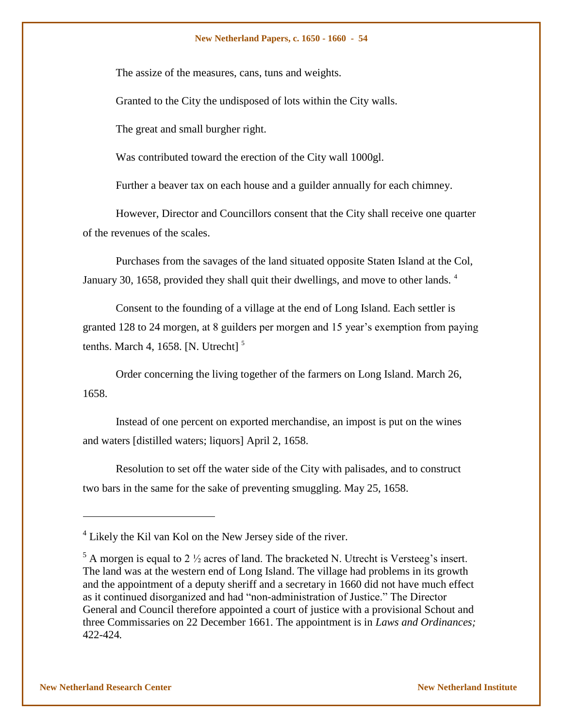The assize of the measures, cans, tuns and weights.

Granted to the City the undisposed of lots within the City walls.

The great and small burgher right.

Was contributed toward the erection of the City wall 1000gl.

Further a beaver tax on each house and a guilder annually for each chimney.

However, Director and Councillors consent that the City shall receive one quarter of the revenues of the scales.

Purchases from the savages of the land situated opposite Staten Island at the Col, January 30, 1658, provided they shall quit their dwellings, and move to other lands. [4]

Consent to the founding of a village at the end of Long Island. Each settler is granted 128 to 24 morgen, at 8 guilders per morgen and 15 year's exemption from paying tenths. March 4, 1658. [N. Utrecht] [5]

Order concerning the living together of the farmers on Long Island. March 26, 1658.

Instead of one percent on exported merchandise, an impost is put on the wines and waters [distilled waters; liquors] April 2, 1658.

Resolution to set off the water side of the City with palisades, and to construct two bars in the same for the sake of preventing smuggling. May 25, 1658.

---

[4] Likely the Kil van Kol on the New Jersey side of the river.

[5] A morgen is equal to 2 ½ acres of land. The bracketed N. Utrecht is Versteeg's insert. The land was at the western end of Long Island. The village had problems in its growth and the appointment of a deputy sheriff and a secretary in 1660 did not have much effect as it continued disorganized and had "non-administration of Justice." The Director General and Council therefore appointed a court of justice with a provisional Schout and three Commissaries on 22 December 1661. The appointment is in *Laws and Ordinances;* 422-424.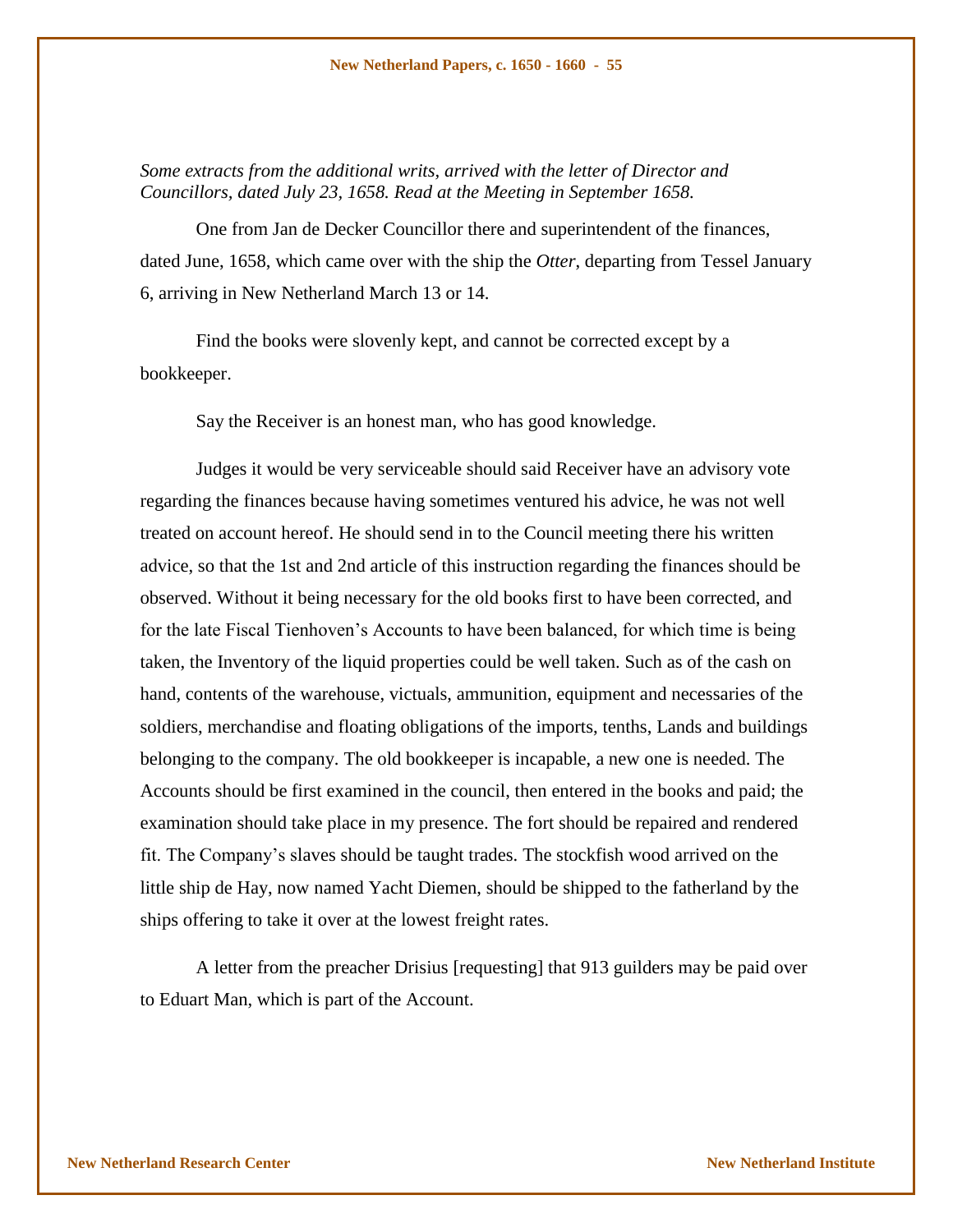*Some extracts from the additional writs, arrived with the letter of Director and Councillors, dated July 23, 1658. Read at the Meeting in September 1658.*

One from Jan de Decker Councillor there and superintendent of the finances, dated June, 1658, which came over with the ship the *Otter*, departing from Tessel January 6, arriving in New Netherland March 13 or 14.

Find the books were slovenly kept, and cannot be corrected except by a bookkeeper.

Say the Receiver is an honest man, who has good knowledge.

Judges it would be very serviceable should said Receiver have an advisory vote regarding the finances because having sometimes ventured his advice, he was not well treated on account hereof. He should send in to the Council meeting there his written advice, so that the 1st and 2nd article of this instruction regarding the finances should be observed. Without it being necessary for the old books first to have been corrected, and for the late Fiscal Tienhoven's Accounts to have been balanced, for which time is being taken, the Inventory of the liquid properties could be well taken. Such as of the cash on hand, contents of the warehouse, victuals, ammunition, equipment and necessaries of the soldiers, merchandise and floating obligations of the imports, tenths, Lands and buildings belonging to the company. The old bookkeeper is incapable, a new one is needed. The Accounts should be first examined in the council, then entered in the books and paid; the examination should take place in my presence. The fort should be repaired and rendered fit. The Company's slaves should be taught trades. The stockfish wood arrived on the little ship de Hay, now named Yacht Diemen, should be shipped to the fatherland by the ships offering to take it over at the lowest freight rates.

A letter from the preacher Drisius [requesting] that 913 guilders may be paid over to Eduart Man, which is part of the Account.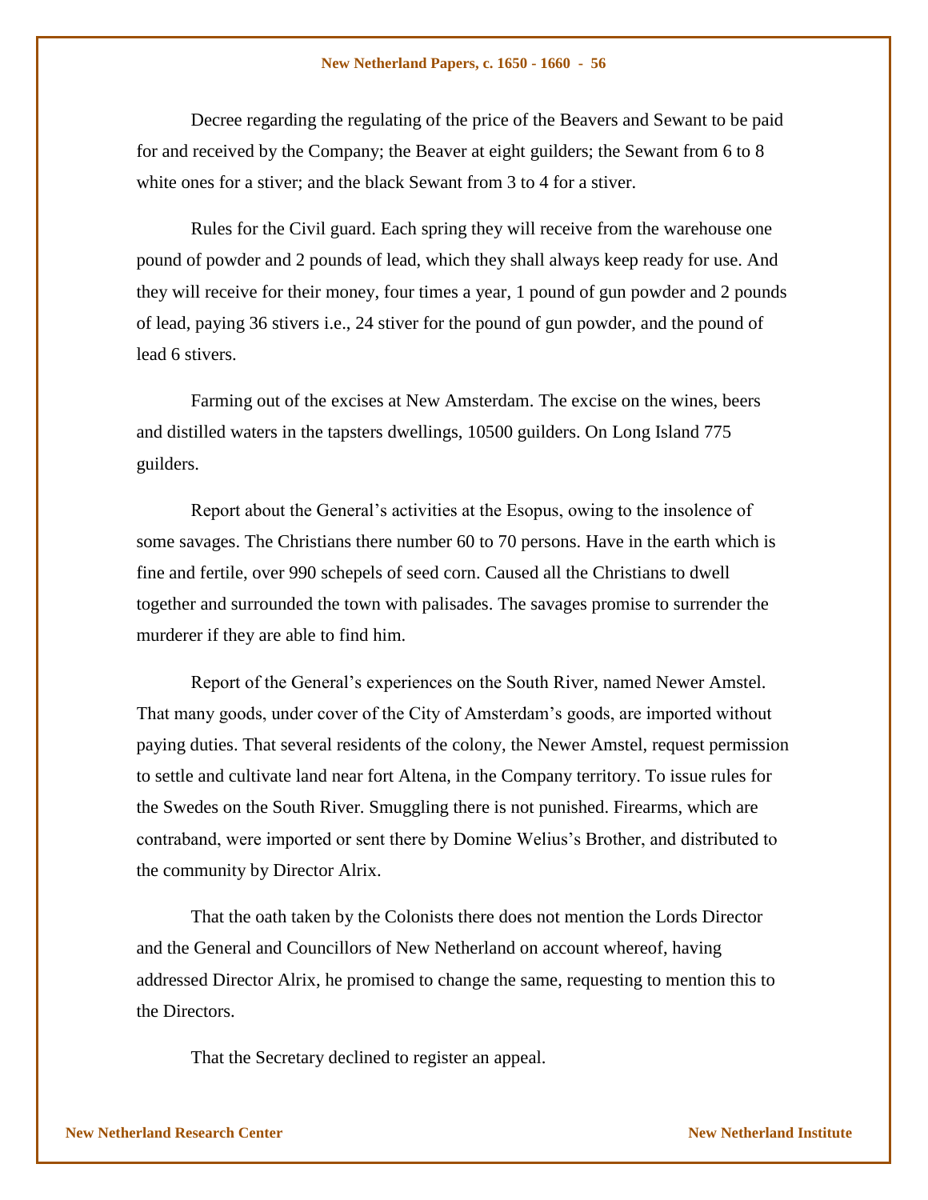Decree regarding the regulating of the price of the Beavers and Sewant to be paid for and received by the Company; the Beaver at eight guilders; the Sewant from 6 to 8 white ones for a stiver; and the black Sewant from 3 to 4 for a stiver.

Rules for the Civil guard. Each spring they will receive from the warehouse one pound of powder and 2 pounds of lead, which they shall always keep ready for use. And they will receive for their money, four times a year, 1 pound of gun powder and 2 pounds of lead, paying 36 stivers i.e., 24 stiver for the pound of gun powder, and the pound of lead 6 stivers.

Farming out of the excises at New Amsterdam. The excise on the wines, beers and distilled waters in the tapsters dwellings, 10500 guilders. On Long Island 775 guilders.

Report about the General's activities at the Esopus, owing to the insolence of some savages. The Christians there number 60 to 70 persons. Have in the earth which is fine and fertile, over 990 schepels of seed corn. Caused all the Christians to dwell together and surrounded the town with palisades. The savages promise to surrender the murderer if they are able to find him.

Report of the General's experiences on the South River, named Newer Amstel. That many goods, under cover of the City of Amsterdam's goods, are imported without paying duties. That several residents of the colony, the Newer Amstel, request permission to settle and cultivate land near fort Altena, in the Company territory. To issue rules for the Swedes on the South River. Smuggling there is not punished. Firearms, which are contraband, were imported or sent there by Domine Welius's Brother, and distributed to the community by Director Alrix.

That the oath taken by the Colonists there does not mention the Lords Director and the General and Councillors of New Netherland on account whereof, having addressed Director Alrix, he promised to change the same, requesting to mention this to the Directors.

That the Secretary declined to register an appeal.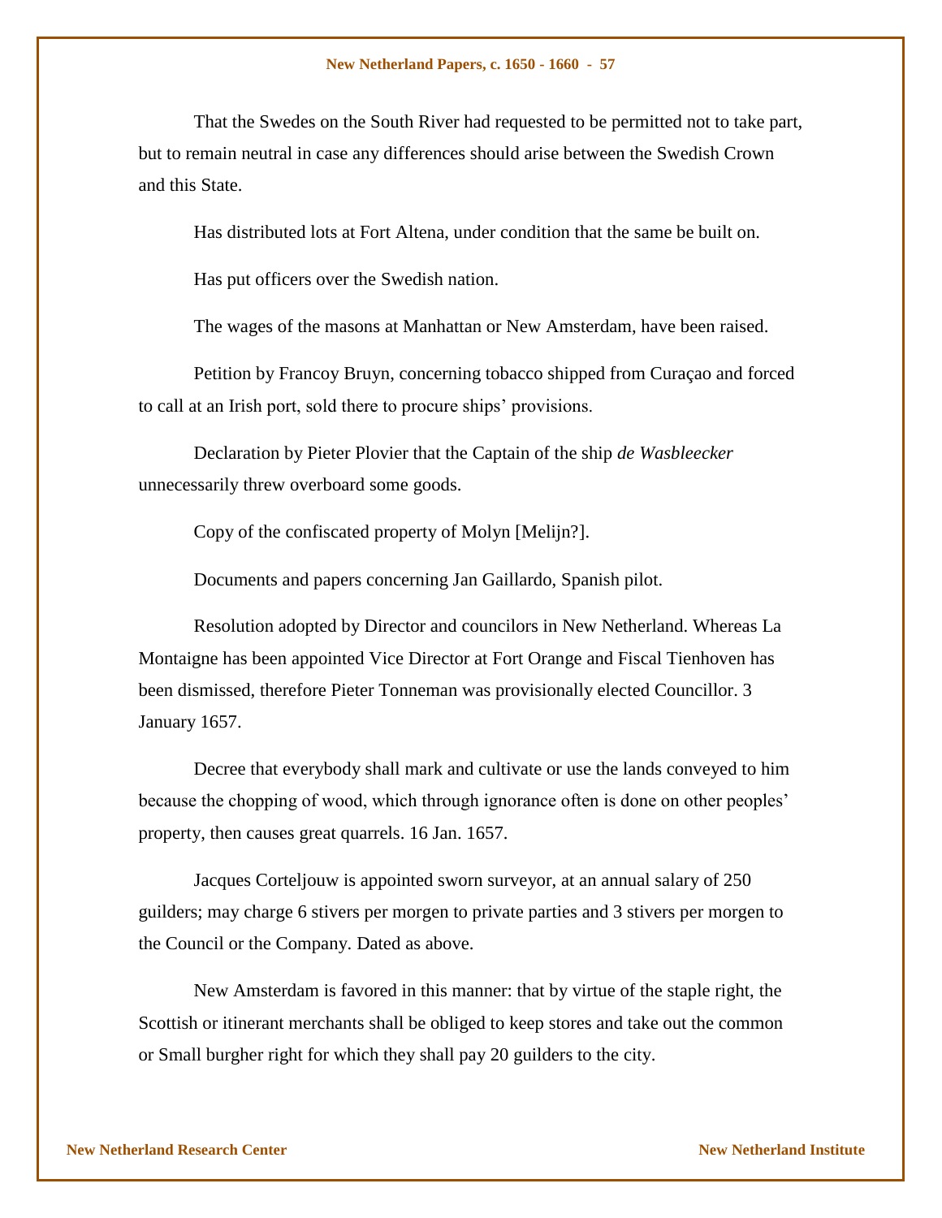That the Swedes on the South River had requested to be permitted not to take part, but to remain neutral in case any differences should arise between the Swedish Crown and this State.

Has distributed lots at Fort Altena, under condition that the same be built on.

Has put officers over the Swedish nation.

The wages of the masons at Manhattan or New Amsterdam, have been raised.

Petition by Francoy Bruyn, concerning tobacco shipped from Curaçao and forced to call at an Irish port, sold there to procure ships' provisions.

Declaration by Pieter Plovier that the Captain of the ship *de Wasbleecker* unnecessarily threw overboard some goods.

Copy of the confiscated property of Molyn [Melijn?].

Documents and papers concerning Jan Gaillardo, Spanish pilot.

Resolution adopted by Director and councilors in New Netherland. Whereas La Montaigne has been appointed Vice Director at Fort Orange and Fiscal Tienhoven has been dismissed, therefore Pieter Tonneman was provisionally elected Councillor. 3 January 1657.

Decree that everybody shall mark and cultivate or use the lands conveyed to him because the chopping of wood, which through ignorance often is done on other peoples' property, then causes great quarrels. 16 Jan. 1657.

Jacques Corteljouw is appointed sworn surveyor, at an annual salary of 250 guilders; may charge 6 stivers per morgen to private parties and 3 stivers per morgen to the Council or the Company. Dated as above.

New Amsterdam is favored in this manner: that by virtue of the staple right, the Scottish or itinerant merchants shall be obliged to keep stores and take out the common or Small burgher right for which they shall pay 20 guilders to the city.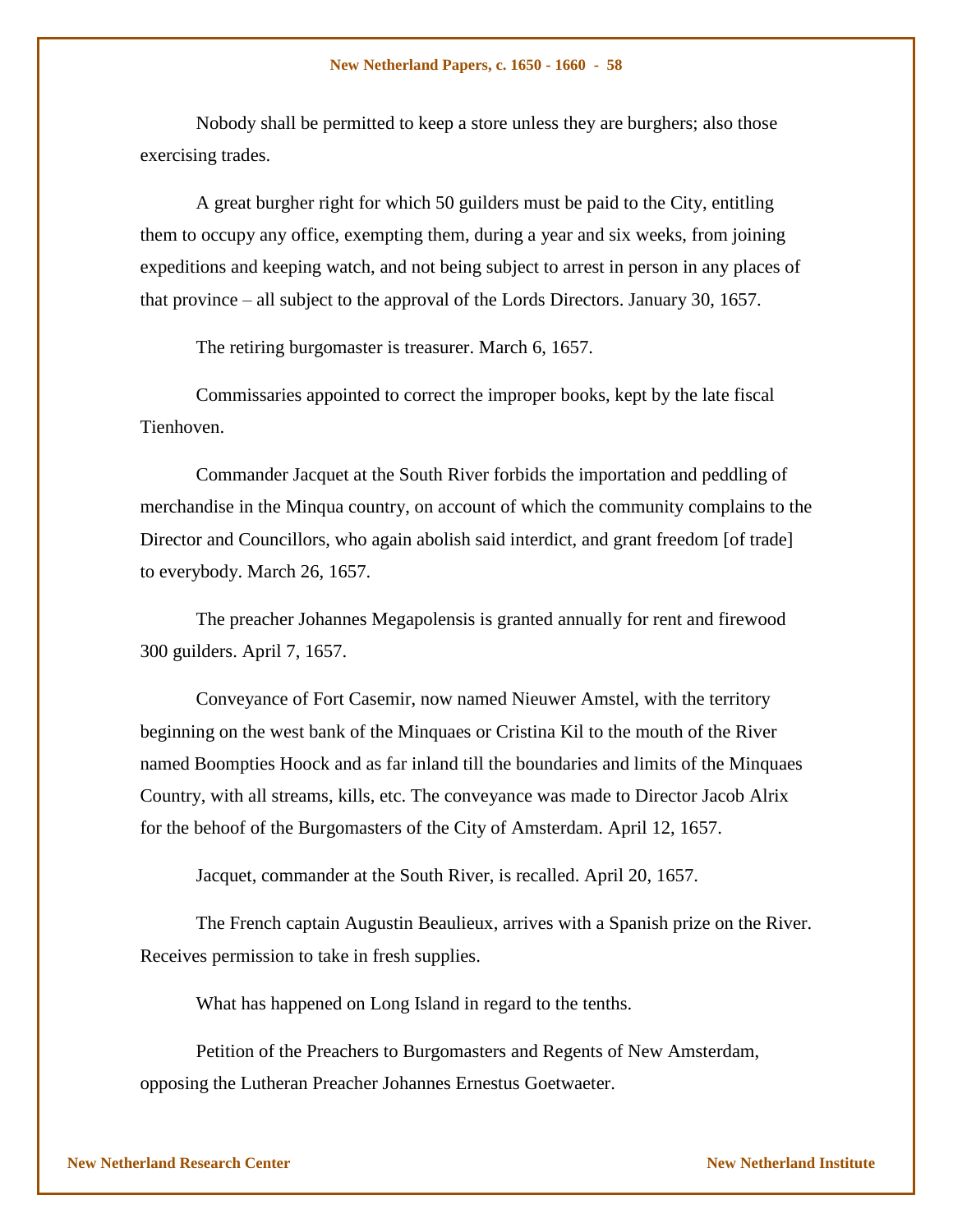Nobody shall be permitted to keep a store unless they are burghers; also those exercising trades.

A great burgher right for which 50 guilders must be paid to the City, entitling them to occupy any office, exempting them, during a year and six weeks, from joining expeditions and keeping watch, and not being subject to arrest in person in any places of that province – all subject to the approval of the Lords Directors. January 30, 1657.

The retiring burgomaster is treasurer. March 6, 1657.

Commissaries appointed to correct the improper books, kept by the late fiscal Tienhoven.

Commander Jacquet at the South River forbids the importation and peddling of merchandise in the Minqua country, on account of which the community complains to the Director and Councillors, who again abolish said interdict, and grant freedom [of trade] to everybody. March 26, 1657.

The preacher Johannes Megapolensis is granted annually for rent and firewood 300 guilders. April 7, 1657.

Conveyance of Fort Casemir, now named Nieuwer Amstel, with the territory beginning on the west bank of the Minquaes or Cristina Kil to the mouth of the River named Boompties Hoock and as far inland till the boundaries and limits of the Minquaes Country, with all streams, kills, etc. The conveyance was made to Director Jacob Alrix for the behoof of the Burgomasters of the City of Amsterdam. April 12, 1657.

Jacquet, commander at the South River, is recalled. April 20, 1657.

The French captain Augustin Beaulieux, arrives with a Spanish prize on the River. Receives permission to take in fresh supplies.

What has happened on Long Island in regard to the tenths.

Petition of the Preachers to Burgomasters and Regents of New Amsterdam, opposing the Lutheran Preacher Johannes Ernestus Goetwaeter.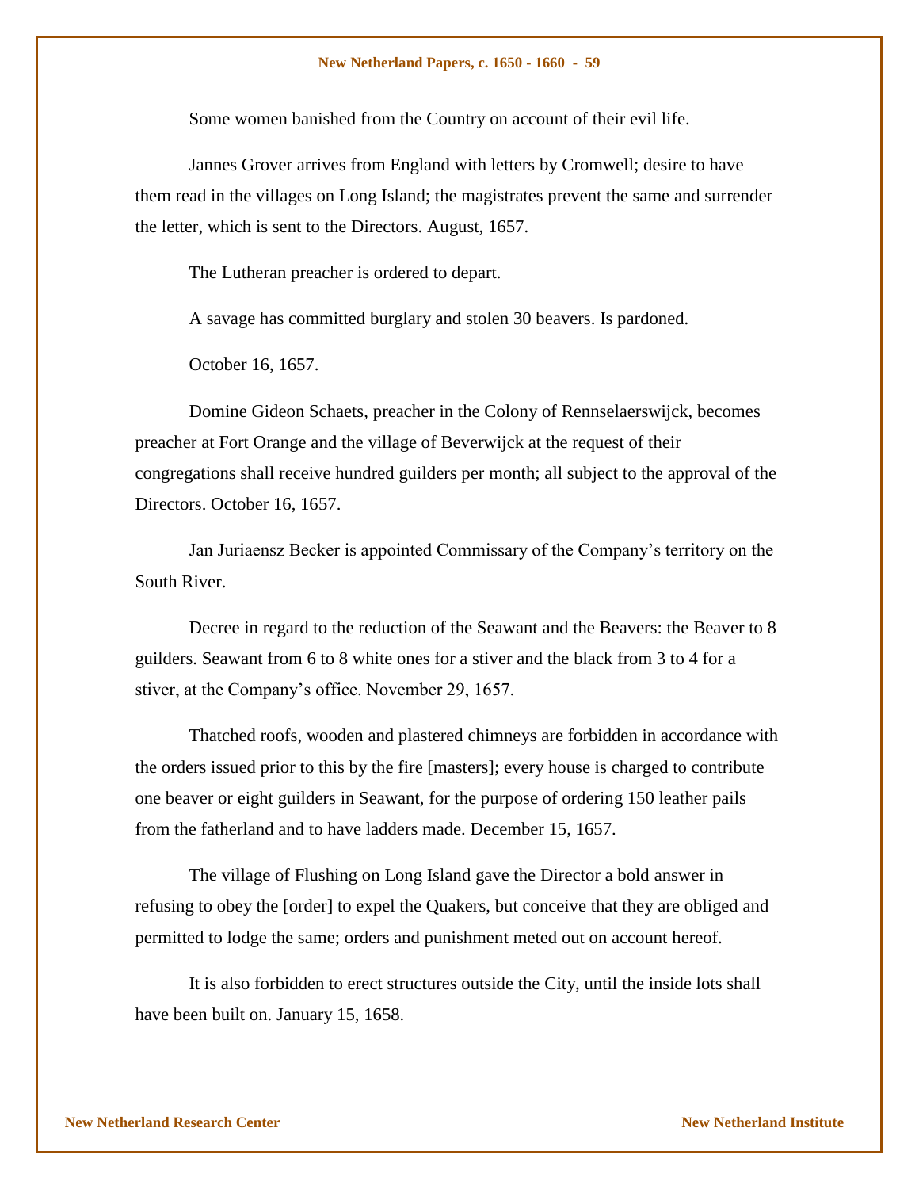Some women banished from the Country on account of their evil life.

Jannes Grover arrives from England with letters by Cromwell; desire to have them read in the villages on Long Island; the magistrates prevent the same and surrender the letter, which is sent to the Directors. August, 1657.

The Lutheran preacher is ordered to depart.

A savage has committed burglary and stolen 30 beavers. Is pardoned.

October 16, 1657.

Domine Gideon Schaets, preacher in the Colony of Rennselaerswijck, becomes preacher at Fort Orange and the village of Beverwijck at the request of their congregations shall receive hundred guilders per month; all subject to the approval of the Directors. October 16, 1657.

Jan Juriaensz Becker is appointed Commissary of the Company's territory on the South River.

Decree in regard to the reduction of the Seawant and the Beavers: the Beaver to 8 guilders. Seawant from 6 to 8 white ones for a stiver and the black from 3 to 4 for a stiver, at the Company's office. November 29, 1657.

Thatched roofs, wooden and plastered chimneys are forbidden in accordance with the orders issued prior to this by the fire [masters]; every house is charged to contribute one beaver or eight guilders in Seawant, for the purpose of ordering 150 leather pails from the fatherland and to have ladders made. December 15, 1657.

The village of Flushing on Long Island gave the Director a bold answer in refusing to obey the [order] to expel the Quakers, but conceive that they are obliged and permitted to lodge the same; orders and punishment meted out on account hereof.

It is also forbidden to erect structures outside the City, until the inside lots shall have been built on. January 15, 1658.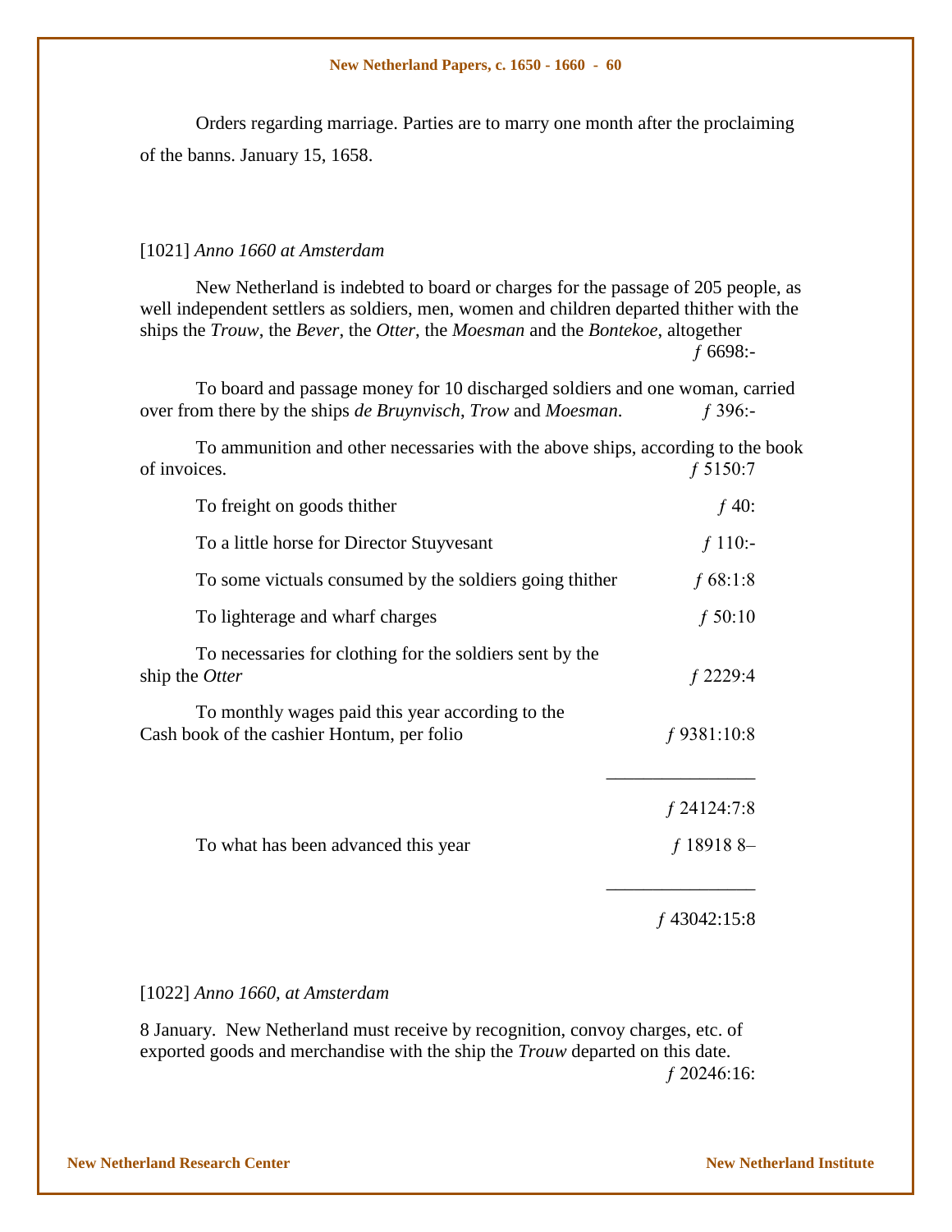Orders regarding marriage. Parties are to marry one month after the proclaiming of the banns. January 15, 1658.

[1021] *Anno 1660 at Amsterdam*

New Netherland is indebted to board or charges for the passage of 205 people, as well independent settlers as soldiers, men, women and children departed thither with the ships the *Trouw*, the *Bever*, the *Otter*, the *Moesman* and the *Bontekoe*, altogether ƒ 6698:-

To board and passage money for 10 discharged soldiers and one woman, carried over from there by the ships *de Bruynvisch*, *Trow* and *Moesman*. ƒ 396:-

To ammunition and other necessaries with the above ships, according to the book of invoices. ƒ 5150:7

To freight on goods thither ƒ 40:

To a little horse for Director Stuyvesant ƒ 110:-

To some victuals consumed by the soldiers going thither ƒ 68:1:8

To lighterage and wharf charges ƒ 50:10

To necessaries for clothing for the soldiers sent by the ship the *Otter* ƒ 2229:4

To monthly wages paid this year according to the Cash book of the cashier Hontum, per folio ƒ 9381:10:8

ƒ 24124:7:8

To what has been advanced this year ƒ 18918 8–

ƒ 43042:15:8

[1022] *Anno 1660, at Amsterdam*

8 January. New Netherland must receive by recognition, convoy charges, etc. of exported goods and merchandise with the ship the *Trouw* departed on this date. ƒ 20246:16: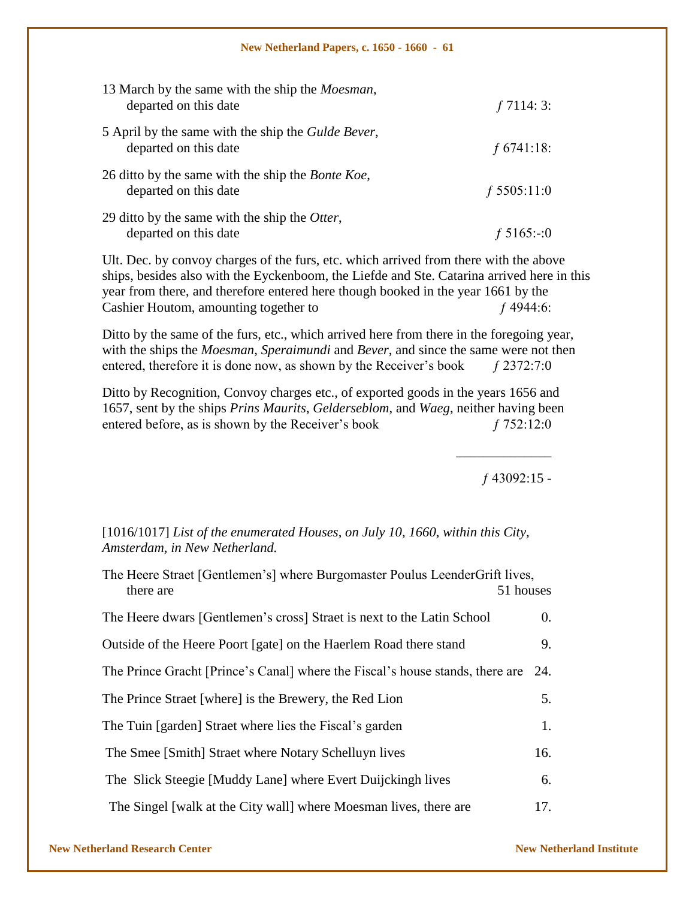13 March by the same with the ship the *Moesman*, departed on this date ƒ 7114: 3:

5 April by the same with the ship the *Gulde Bever*, departed on this date ƒ 6741:18:

26 ditto by the same with the ship the *Bonte Koe*, departed on this date ƒ 5505:11:0

29 ditto by the same with the ship the *Otter*, departed on this date ƒ 5165:-:0

Ult. Dec. by convoy charges of the furs, etc. which arrived from there with the above ships, besides also with the Eyckenboom, the Liefde and Ste. Catarina arrived here in this year from there, and therefore entered here though booked in the year 1661 by the Cashier Houtom, amounting together to ƒ 4944:6:

Ditto by the same of the furs, etc., which arrived here from there in the foregoing year, with the ships the *Moesman*, *Speraimundi* and *Bever*, and since the same were not then entered, therefore it is done now, as shown by the Receiver's book ƒ 2372:7:0

Ditto by Recognition, Convoy charges etc., of exported goods in the years 1656 and 1657, sent by the ships *Prins Maurits*, *Gelderseblom*, and *Waeg*, neither having been entered before, as is shown by the Receiver's book ƒ 752:12:0

ƒ 43092:15 -

[1016/1017] *List of the enumerated Houses, on July 10, 1660, within this City, Amsterdam, in New Netherland.*

The Heere Straet [Gentlemen's] where Burgomaster Poulus LeenderGrift lives, there are 51 houses

The Heere dwars [Gentlemen's cross] Straet is next to the Latin School 0.

Outside of the Heere Poort [gate] on the Haerlem Road there stand 9.

The Prince Gracht [Prince's Canal] where the Fiscal's house stands, there are 24.

The Prince Straet [where] is the Brewery, the Red Lion 5.

The Tuin [garden] Straet where lies the Fiscal's garden 1.

The Smee [Smith] Straet where Notary Schelluyn lives 16.

The Slick Steegie [Muddy Lane] where Evert Duijckingh lives 6.

The Singel [walk at the City wall] where Moesman lives, there are 17.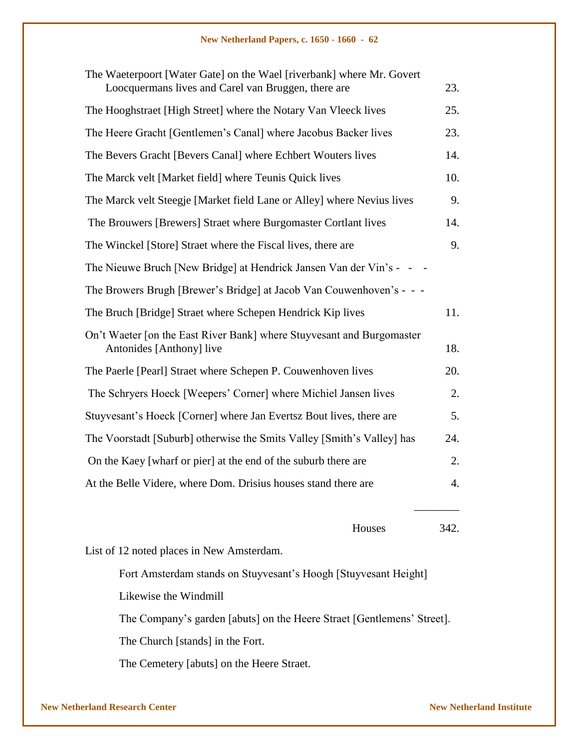| | |
|---|---|
| The Waeterpoort [Water Gate] on the Wael [riverbank] where Mr. Govert Loocquermans lives and Carel van Bruggen, there are | 23. |
| The Hooghstraet [High Street] where the Notary Van Vleeck lives | 25. |
| The Heere Gracht [Gentlemen's Canal] where Jacobus Backer lives | 23. |
| The Bevers Gracht [Bevers Canal] where Echbert Wouters lives | 14. |
| The Marck velt [Market field] where Teunis Quick lives | 10. |
| The Marck velt Steegje [Market field Lane or Alley] where Nevius lives | 9. |
| The Brouwers [Brewers] Straet where Burgomaster Cortlant lives | 14. |
| The Winckel [Store] Straet where the Fiscal lives, there are | 9. |
| The Nieuwe Bruch [New Bridge] at Hendrick Jansen Van der Vin's - - - | |
| The Browers Brugh [Brewer's Bridge] at Jacob Van Couwenhoven's - - - | |
| The Bruch [Bridge] Straet where Schepen Hendrick Kip lives | 11. |
| On't Waeter [on the East River Bank] where Stuyvesant and Burgomaster Antonides [Anthony] live | 18. |
| The Paerle [Pearl] Straet where Schepen P. Couwenhoven lives | 20. |
| The Schryers Hoeck [Weepers' Corner] where Michiel Jansen lives | 2. |
| Stuyvesant's Hoeck [Corner] where Jan Evertsz Bout lives, there are | 5. |
| The Voorstadt [Suburb] otherwise the Smits Valley [Smith's Valley] has | 24. |
| On the Kaey [wharf or pier] at the end of the suburb there are | 2. |
| At the Belle Videre, where Dom. Drisius houses stand there are | 4. |
| Houses | 342. |

List of 12 noted places in New Amsterdam.

Fort Amsterdam stands on Stuyvesant's Hoogh [Stuyvesant Height]

Likewise the Windmill

The Company's garden [abuts] on the Heere Straet [Gentlemens' Street].

The Church [stands] in the Fort.

The Cemetery [abuts] on the Heere Straet.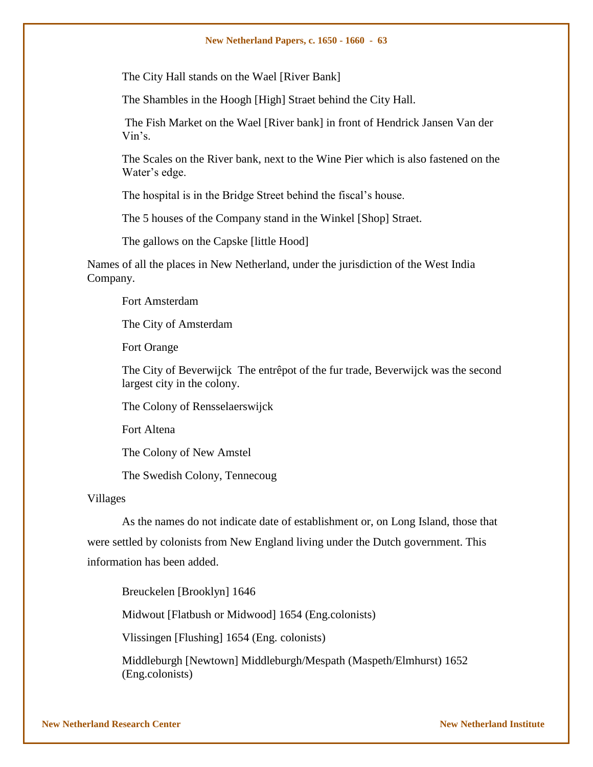The City Hall stands on the Wael [River Bank]

The Shambles in the Hoogh [High] Straet behind the City Hall.

The Fish Market on the Wael [River bank] in front of Hendrick Jansen Van der Vin's.

The Scales on the River bank, next to the Wine Pier which is also fastened on the Water's edge.

The hospital is in the Bridge Street behind the fiscal's house.

The 5 houses of the Company stand in the Winkel [Shop] Straet.

The gallows on the Capske [little Hood]

Names of all the places in New Netherland, under the jurisdiction of the West India Company.

Fort Amsterdam

The City of Amsterdam

Fort Orange

The City of Beverwijck  The entrêpot of the fur trade, Beverwijck was the second largest city in the colony.

The Colony of Rensselaerswijck

Fort Altena

The Colony of New Amstel

The Swedish Colony, Tennecoug

Villages

As the names do not indicate date of establishment or, on Long Island, those that were settled by colonists from New England living under the Dutch government. This information has been added.

Breuckelen [Brooklyn] 1646

Midwout [Flatbush or Midwood] 1654 (Eng.colonists)

Vlissingen [Flushing] 1654 (Eng. colonists)

Middleburgh [Newtown] Middleburgh/Mespath (Maspeth/Elmhurst) 1652 (Eng.colonists)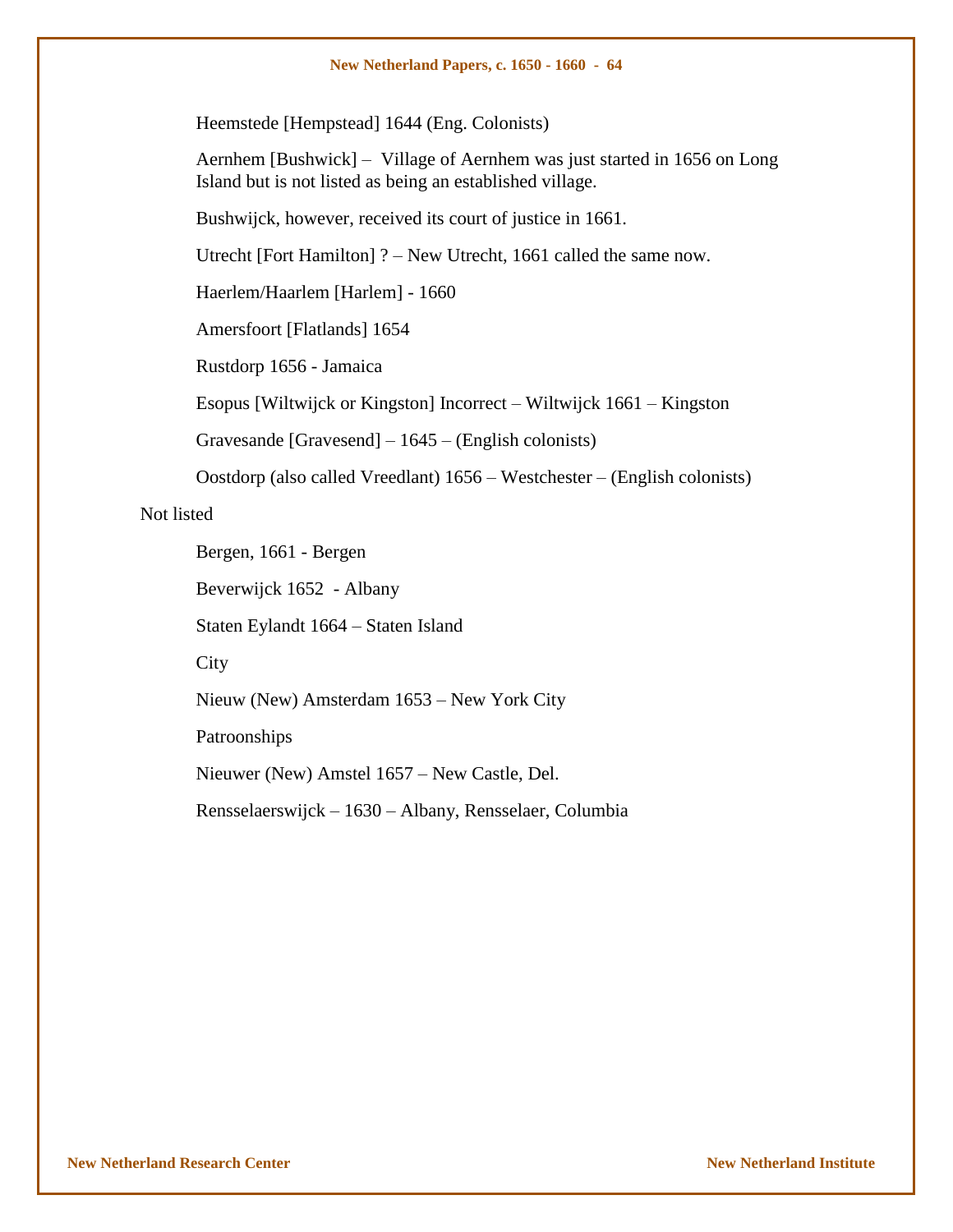Heemstede [Hempstead] 1644 (Eng. Colonists)

Aernhem [Bushwick] – Village of Aernhem was just started in 1656 on Long Island but is not listed as being an established village.

Bushwijck, however, received its court of justice in 1661.

Utrecht [Fort Hamilton] ? – New Utrecht, 1661 called the same now.

Haerlem/Haarlem [Harlem] - 1660

Amersfoort [Flatlands] 1654

Rustdorp 1656 - Jamaica

Esopus [Wiltwijck or Kingston] Incorrect – Wiltwijck 1661 – Kingston

Gravesande [Gravesend] – 1645 – (English colonists)

Oostdorp (also called Vreedlant) 1656 – Westchester – (English colonists)

Not listed

Bergen, 1661 - Bergen

Beverwijck 1652 - Albany

Staten Eylandt 1664 – Staten Island

City

Nieuw (New) Amsterdam 1653 – New York City

Patroonships

Nieuwer (New) Amstel 1657 – New Castle, Del.

Rensselaerswijck – 1630 – Albany, Rensselaer, Columbia